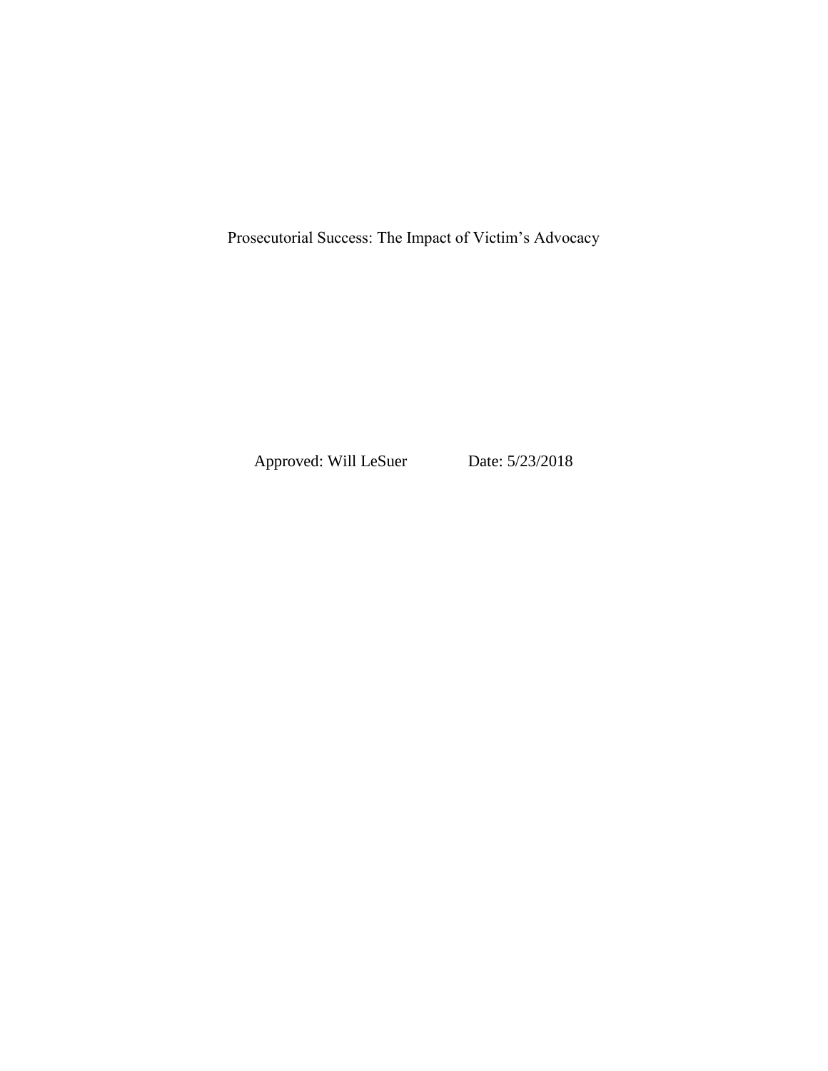# Prosecutorial Success: The Impact of Victim's Advocacy

Approved: Will LeSuer Date: 5/23/2018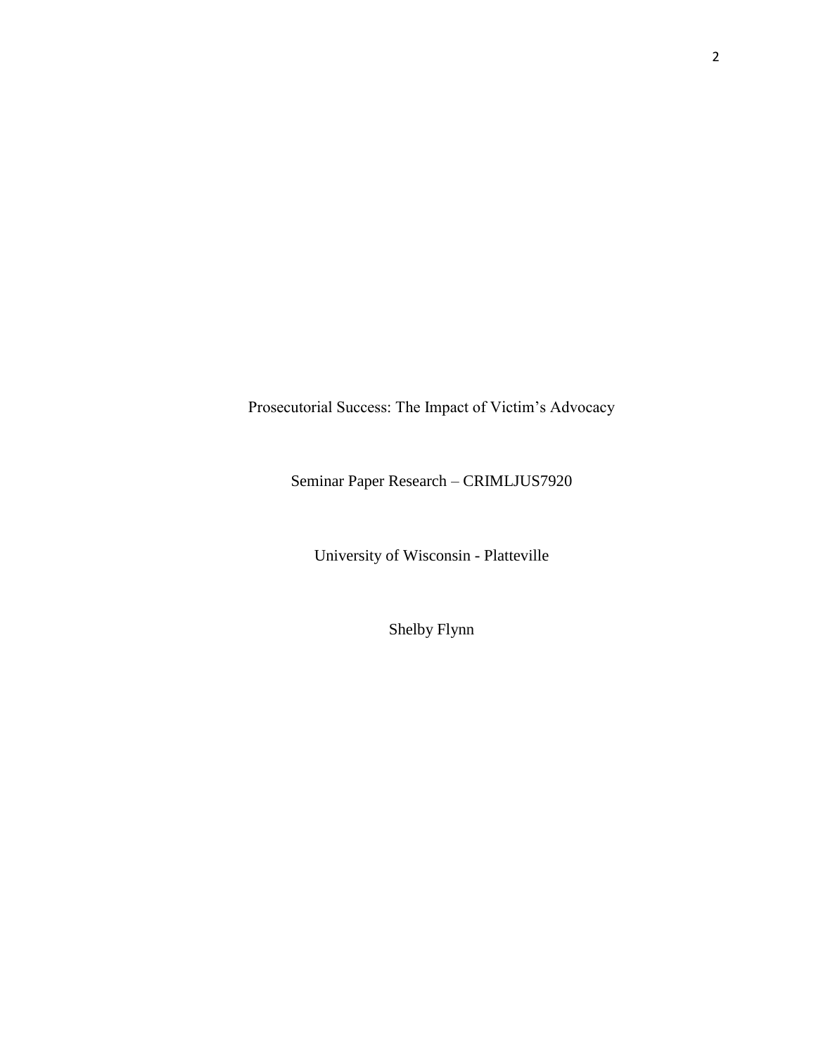Prosecutorial Success: The Impact of Victim's Advocacy

Seminar Paper Research – CRIMLJUS7920

University of Wisconsin - Platteville

Shelby Flynn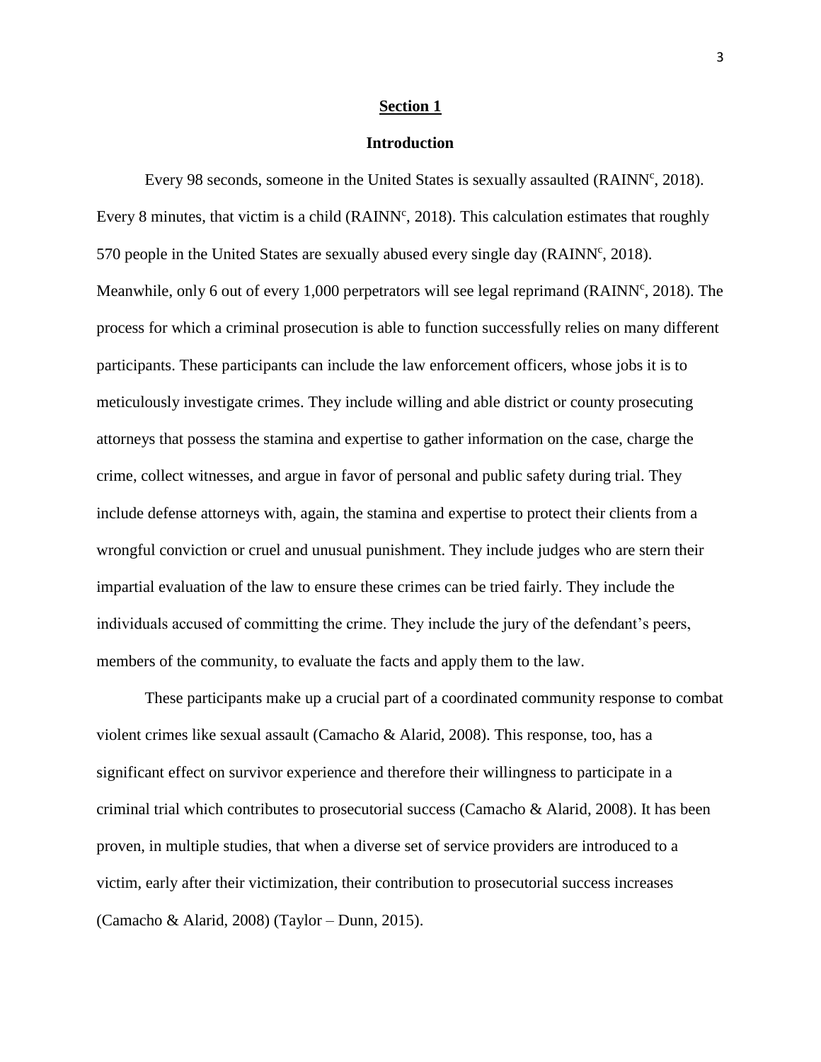## Section 1

### Introduction

Every 98 seconds, someone in the United States is sexually assaulted (RAINN[c], 2018). Every 8 minutes, that victim is a child (RAINN[c], 2018). This calculation estimates that roughly 570 people in the United States are sexually abused every single day (RAINN[c], 2018). Meanwhile, only 6 out of every 1,000 perpetrators will see legal reprimand (RAINN[c], 2018). The process for which a criminal prosecution is able to function successfully relies on many different participants. These participants can include the law enforcement officers, whose jobs it is to meticulously investigate crimes. They include willing and able district or county prosecuting attorneys that possess the stamina and expertise to gather information on the case, charge the crime, collect witnesses, and argue in favor of personal and public safety during trial. They include defense attorneys with, again, the stamina and expertise to protect their clients from a wrongful conviction or cruel and unusual punishment. They include judges who are stern their impartial evaluation of the law to ensure these crimes can be tried fairly. They include the individuals accused of committing the crime. They include the jury of the defendant's peers, members of the community, to evaluate the facts and apply them to the law.

These participants make up a crucial part of a coordinated community response to combat violent crimes like sexual assault (Camacho & Alarid, 2008). This response, too, has a significant effect on survivor experience and therefore their willingness to participate in a criminal trial which contributes to prosecutorial success (Camacho & Alarid, 2008). It has been proven, in multiple studies, that when a diverse set of service providers are introduced to a victim, early after their victimization, their contribution to prosecutorial success increases (Camacho & Alarid, 2008) (Taylor – Dunn, 2015).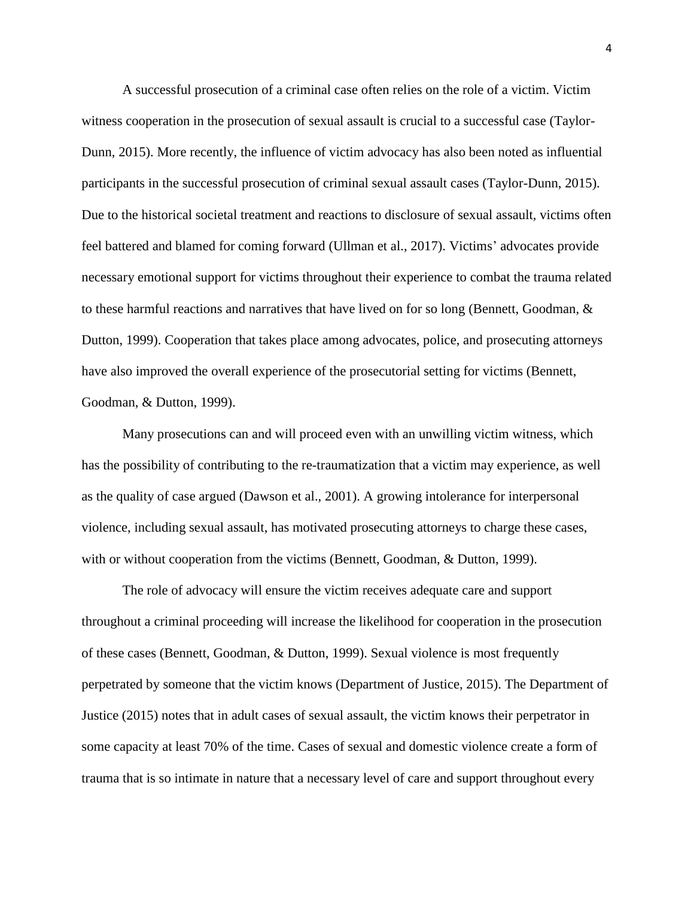A successful prosecution of a criminal case often relies on the role of a victim. Victim witness cooperation in the prosecution of sexual assault is crucial to a successful case (Taylor-Dunn, 2015). More recently, the influence of victim advocacy has also been noted as influential participants in the successful prosecution of criminal sexual assault cases (Taylor-Dunn, 2015). Due to the historical societal treatment and reactions to disclosure of sexual assault, victims often feel battered and blamed for coming forward (Ullman et al., 2017). Victims' advocates provide necessary emotional support for victims throughout their experience to combat the trauma related to these harmful reactions and narratives that have lived on for so long (Bennett, Goodman, & Dutton, 1999). Cooperation that takes place among advocates, police, and prosecuting attorneys have also improved the overall experience of the prosecutorial setting for victims (Bennett, Goodman, & Dutton, 1999).

Many prosecutions can and will proceed even with an unwilling victim witness, which has the possibility of contributing to the re-traumatization that a victim may experience, as well as the quality of case argued (Dawson et al., 2001). A growing intolerance for interpersonal violence, including sexual assault, has motivated prosecuting attorneys to charge these cases, with or without cooperation from the victims (Bennett, Goodman, & Dutton, 1999).

The role of advocacy will ensure the victim receives adequate care and support throughout a criminal proceeding will increase the likelihood for cooperation in the prosecution of these cases (Bennett, Goodman, & Dutton, 1999). Sexual violence is most frequently perpetrated by someone that the victim knows (Department of Justice, 2015). The Department of Justice (2015) notes that in adult cases of sexual assault, the victim knows their perpetrator in some capacity at least 70% of the time. Cases of sexual and domestic violence create a form of trauma that is so intimate in nature that a necessary level of care and support throughout every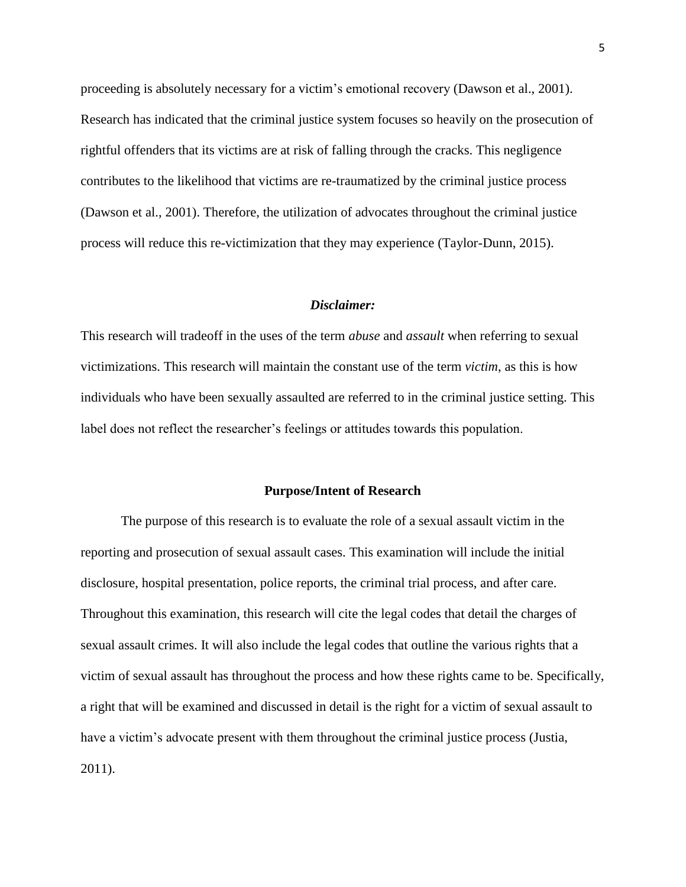proceeding is absolutely necessary for a victim's emotional recovery (Dawson et al., 2001). Research has indicated that the criminal justice system focuses so heavily on the prosecution of rightful offenders that its victims are at risk of falling through the cracks. This negligence contributes to the likelihood that victims are re-traumatized by the criminal justice process (Dawson et al., 2001). Therefore, the utilization of advocates throughout the criminal justice process will reduce this re-victimization that they may experience (Taylor-Dunn, 2015).

### *Disclaimer:*

This research will tradeoff in the uses of the term *abuse* and *assault* when referring to sexual victimizations. This research will maintain the constant use of the term *victim*, as this is how individuals who have been sexually assaulted are referred to in the criminal justice setting. This label does not reflect the researcher's feelings or attitudes towards this population.

## Purpose/Intent of Research

The purpose of this research is to evaluate the role of a sexual assault victim in the reporting and prosecution of sexual assault cases. This examination will include the initial disclosure, hospital presentation, police reports, the criminal trial process, and after care. Throughout this examination, this research will cite the legal codes that detail the charges of sexual assault crimes. It will also include the legal codes that outline the various rights that a victim of sexual assault has throughout the process and how these rights came to be. Specifically, a right that will be examined and discussed in detail is the right for a victim of sexual assault to have a victim's advocate present with them throughout the criminal justice process (Justia, 2011).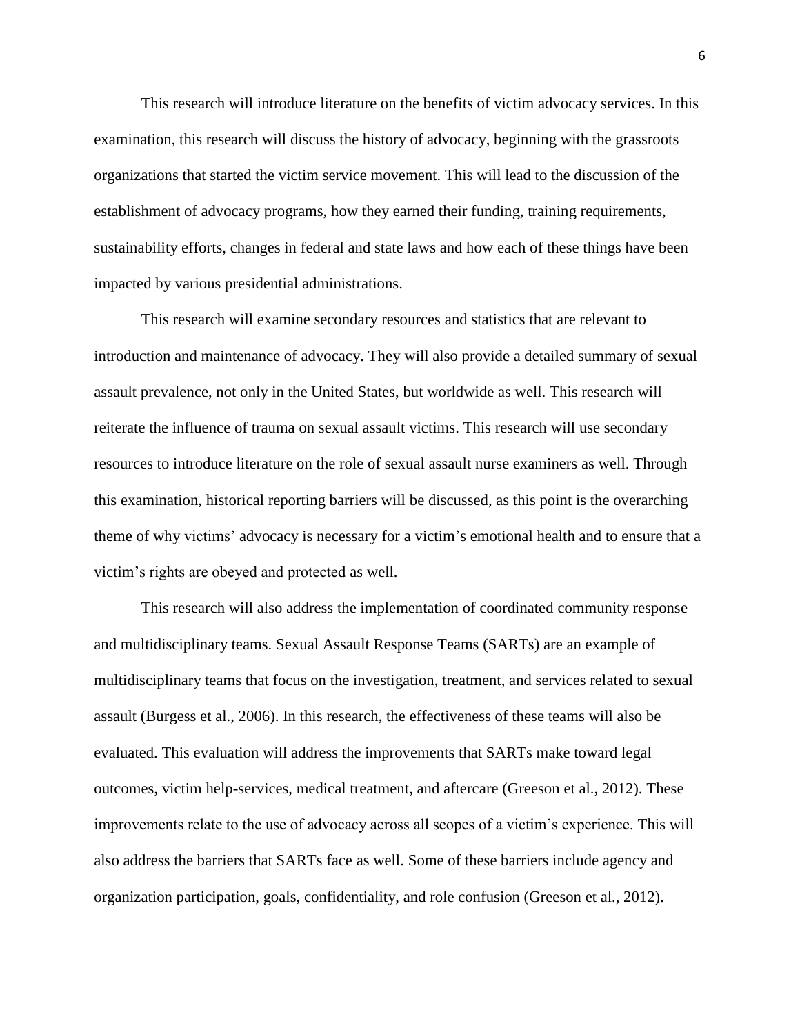This research will introduce literature on the benefits of victim advocacy services. In this examination, this research will discuss the history of advocacy, beginning with the grassroots organizations that started the victim service movement. This will lead to the discussion of the establishment of advocacy programs, how they earned their funding, training requirements, sustainability efforts, changes in federal and state laws and how each of these things have been impacted by various presidential administrations.

This research will examine secondary resources and statistics that are relevant to introduction and maintenance of advocacy. They will also provide a detailed summary of sexual assault prevalence, not only in the United States, but worldwide as well. This research will reiterate the influence of trauma on sexual assault victims. This research will use secondary resources to introduce literature on the role of sexual assault nurse examiners as well. Through this examination, historical reporting barriers will be discussed, as this point is the overarching theme of why victims' advocacy is necessary for a victim's emotional health and to ensure that a victim's rights are obeyed and protected as well.

This research will also address the implementation of coordinated community response and multidisciplinary teams. Sexual Assault Response Teams (SARTs) are an example of multidisciplinary teams that focus on the investigation, treatment, and services related to sexual assault (Burgess et al., 2006). In this research, the effectiveness of these teams will also be evaluated. This evaluation will address the improvements that SARTs make toward legal outcomes, victim help-services, medical treatment, and aftercare (Greeson et al., 2012). These improvements relate to the use of advocacy across all scopes of a victim's experience. This will also address the barriers that SARTs face as well. Some of these barriers include agency and organization participation, goals, confidentiality, and role confusion (Greeson et al., 2012).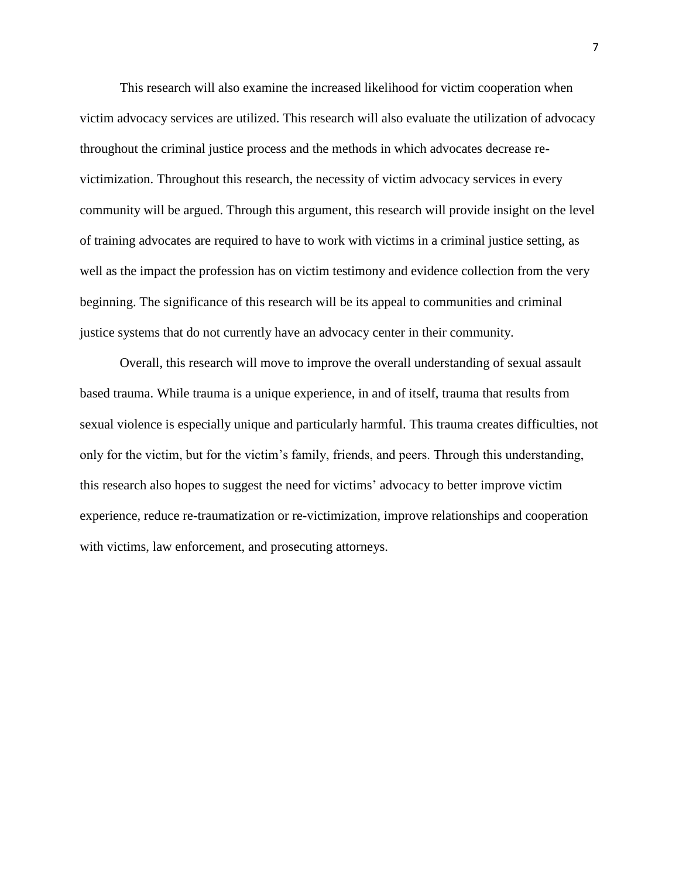This research will also examine the increased likelihood for victim cooperation when victim advocacy services are utilized. This research will also evaluate the utilization of advocacy throughout the criminal justice process and the methods in which advocates decrease re-victimization. Throughout this research, the necessity of victim advocacy services in every community will be argued. Through this argument, this research will provide insight on the level of training advocates are required to have to work with victims in a criminal justice setting, as well as the impact the profession has on victim testimony and evidence collection from the very beginning. The significance of this research will be its appeal to communities and criminal justice systems that do not currently have an advocacy center in their community.

Overall, this research will move to improve the overall understanding of sexual assault based trauma. While trauma is a unique experience, in and of itself, trauma that results from sexual violence is especially unique and particularly harmful. This trauma creates difficulties, not only for the victim, but for the victim's family, friends, and peers. Through this understanding, this research also hopes to suggest the need for victims' advocacy to better improve victim experience, reduce re-traumatization or re-victimization, improve relationships and cooperation with victims, law enforcement, and prosecuting attorneys.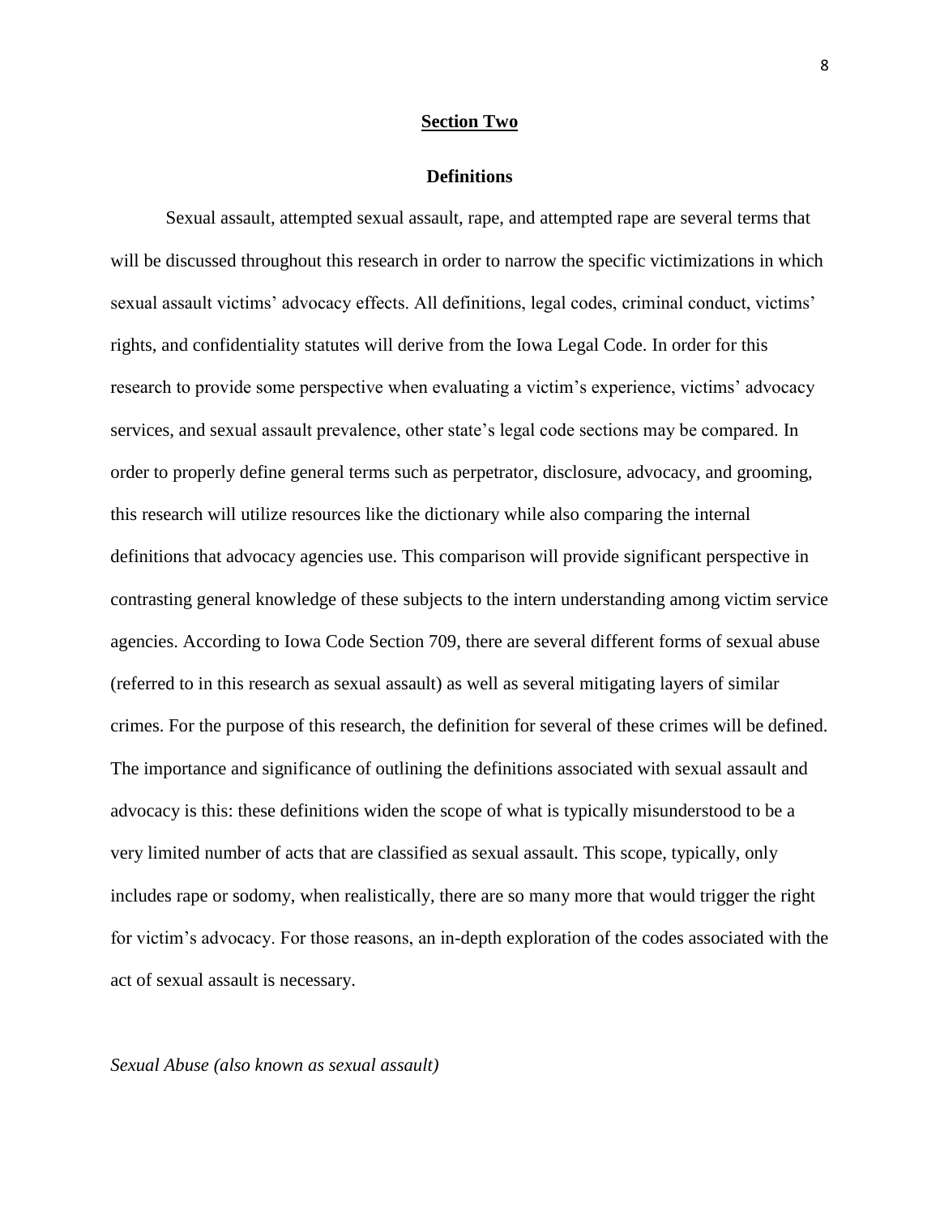## Section Two

### Definitions

Sexual assault, attempted sexual assault, rape, and attempted rape are several terms that will be discussed throughout this research in order to narrow the specific victimizations in which sexual assault victims' advocacy effects. All definitions, legal codes, criminal conduct, victims' rights, and confidentiality statutes will derive from the Iowa Legal Code. In order for this research to provide some perspective when evaluating a victim's experience, victims' advocacy services, and sexual assault prevalence, other state's legal code sections may be compared. In order to properly define general terms such as perpetrator, disclosure, advocacy, and grooming, this research will utilize resources like the dictionary while also comparing the internal definitions that advocacy agencies use. This comparison will provide significant perspective in contrasting general knowledge of these subjects to the intern understanding among victim service agencies. According to Iowa Code Section 709, there are several different forms of sexual abuse (referred to in this research as sexual assault) as well as several mitigating layers of similar crimes. For the purpose of this research, the definition for several of these crimes will be defined. The importance and significance of outlining the definitions associated with sexual assault and advocacy is this: these definitions widen the scope of what is typically misunderstood to be a very limited number of acts that are classified as sexual assault. This scope, typically, only includes rape or sodomy, when realistically, there are so many more that would trigger the right for victim's advocacy. For those reasons, an in-depth exploration of the codes associated with the act of sexual assault is necessary.

*Sexual Abuse (also known as sexual assault)*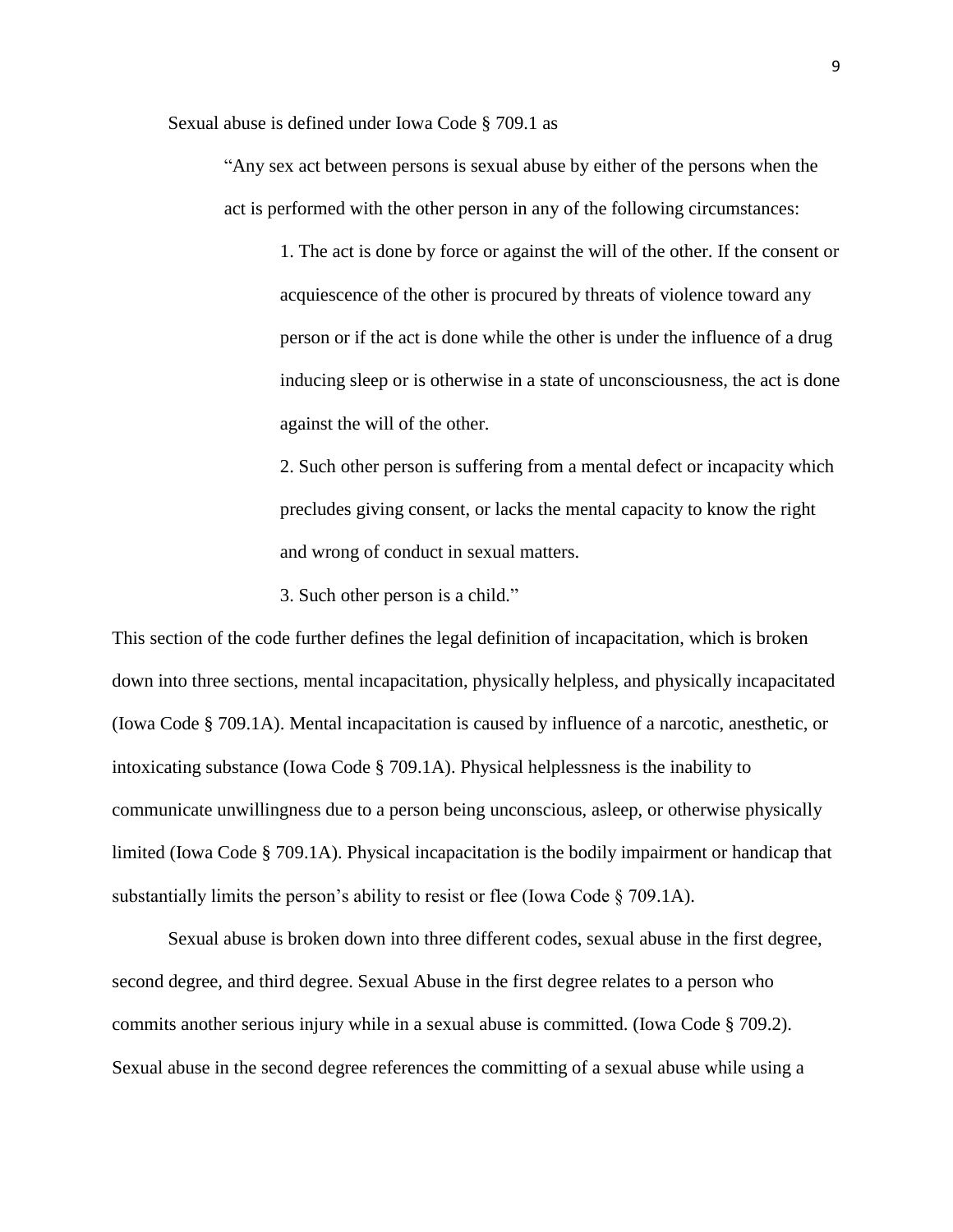Sexual abuse is defined under Iowa Code § 709.1 as

> "Any sex act between persons is sexual abuse by either of the persons when the act is performed with the other person in any of the following circumstances:
>
> > 1. The act is done by force or against the will of the other. If the consent or acquiescence of the other is procured by threats of violence toward any person or if the act is done while the other is under the influence of a drug inducing sleep or is otherwise in a state of unconsciousness, the act is done against the will of the other.
> > 2. Such other person is suffering from a mental defect or incapacity which precludes giving consent, or lacks the mental capacity to know the right and wrong of conduct in sexual matters.
> > 3. Such other person is a child."

This section of the code further defines the legal definition of incapacitation, which is broken down into three sections, mental incapacitation, physically helpless, and physically incapacitated (Iowa Code § 709.1A). Mental incapacitation is caused by influence of a narcotic, anesthetic, or intoxicating substance (Iowa Code § 709.1A). Physical helplessness is the inability to communicate unwillingness due to a person being unconscious, asleep, or otherwise physically limited (Iowa Code § 709.1A). Physical incapacitation is the bodily impairment or handicap that substantially limits the person's ability to resist or flee (Iowa Code § 709.1A).

Sexual abuse is broken down into three different codes, sexual abuse in the first degree, second degree, and third degree. Sexual Abuse in the first degree relates to a person who commits another serious injury while in a sexual abuse is committed. (Iowa Code § 709.2). Sexual abuse in the second degree references the committing of a sexual abuse while using a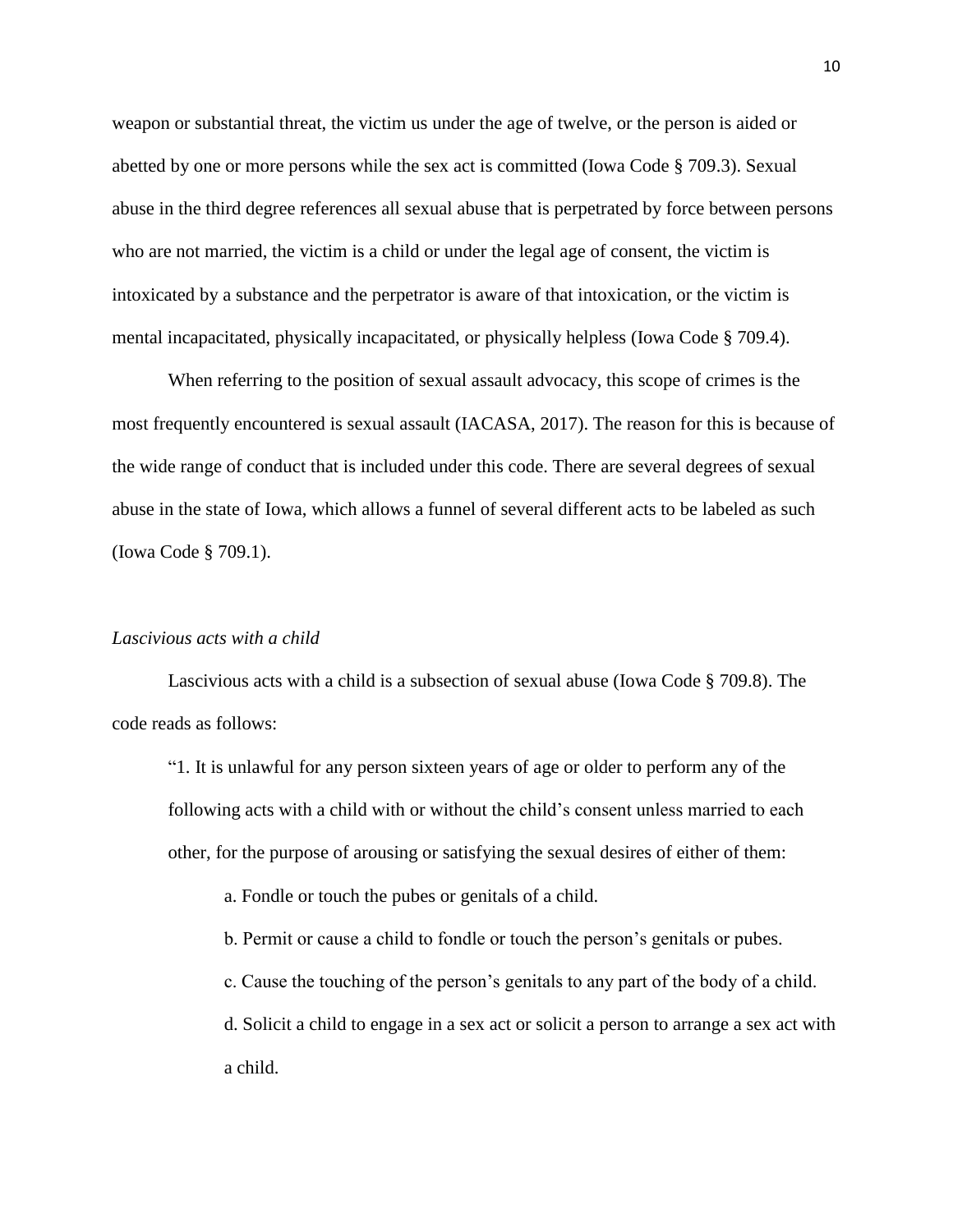weapon or substantial threat, the victim us under the age of twelve, or the person is aided or abetted by one or more persons while the sex act is committed (Iowa Code § 709.3). Sexual abuse in the third degree references all sexual abuse that is perpetrated by force between persons who are not married, the victim is a child or under the legal age of consent, the victim is intoxicated by a substance and the perpetrator is aware of that intoxication, or the victim is mental incapacitated, physically incapacitated, or physically helpless (Iowa Code § 709.4).

When referring to the position of sexual assault advocacy, this scope of crimes is the most frequently encountered is sexual assault (IACASA, 2017). The reason for this is because of the wide range of conduct that is included under this code. There are several degrees of sexual abuse in the state of Iowa, which allows a funnel of several different acts to be labeled as such (Iowa Code § 709.1).

*Lascivious acts with a child*

Lascivious acts with a child is a subsection of sexual abuse (Iowa Code § 709.8). The code reads as follows:

> "1. It is unlawful for any person sixteen years of age or older to perform any of the following acts with a child with or without the child's consent unless married to each other, for the purpose of arousing or satisfying the sexual desires of either of them:
>
> a. Fondle or touch the pubes or genitals of a child.
>
> b. Permit or cause a child to fondle or touch the person's genitals or pubes.
>
> c. Cause the touching of the person's genitals to any part of the body of a child.
>
> d. Solicit a child to engage in a sex act or solicit a person to arrange a sex act with a child.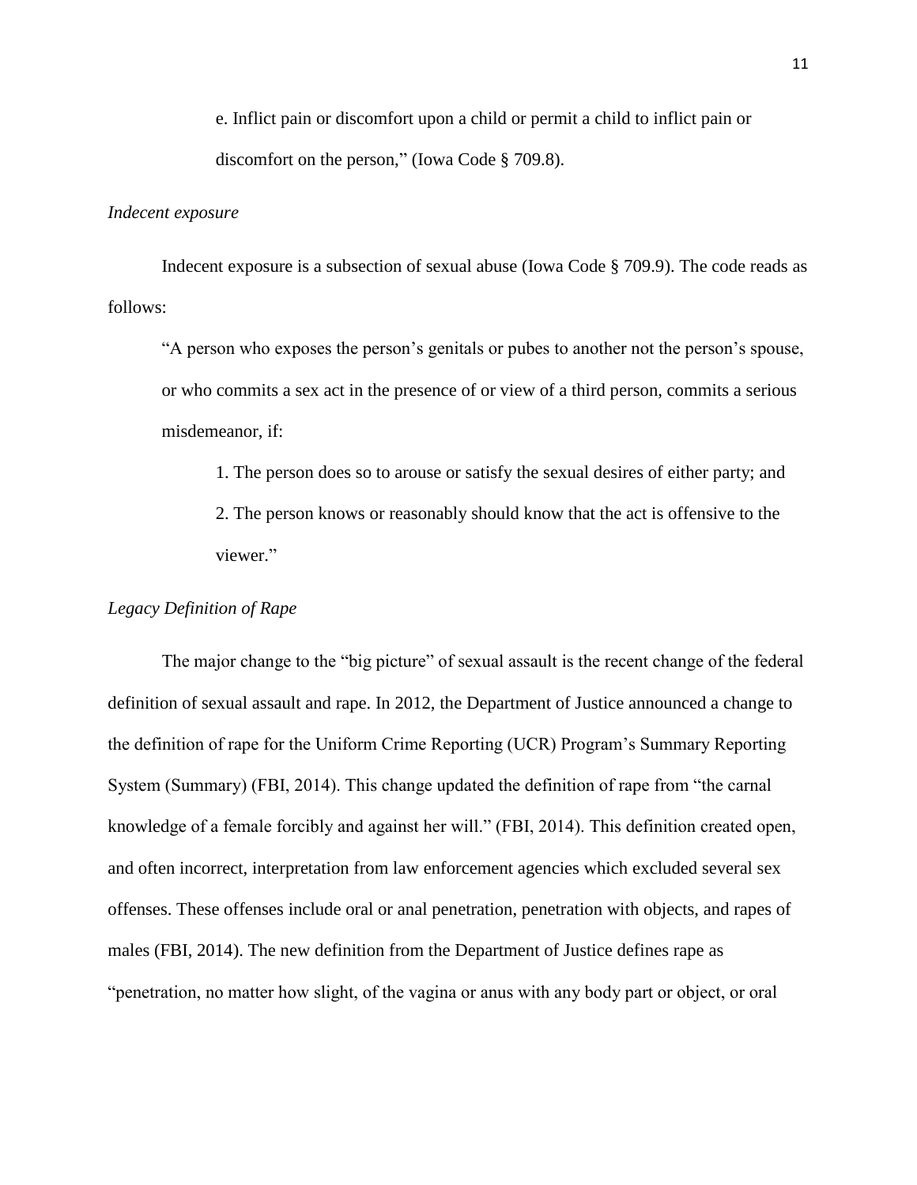e. Inflict pain or discomfort upon a child or permit a child to inflict pain or discomfort on the person," (Iowa Code § 709.8).

*Indecent exposure*

Indecent exposure is a subsection of sexual abuse (Iowa Code § 709.9). The code reads as follows:

> "A person who exposes the person's genitals or pubes to another not the person's spouse, or who commits a sex act in the presence of or view of a third person, commits a serious misdemeanor, if:
>
> 1. The person does so to arouse or satisfy the sexual desires of either party; and
> 2. The person knows or reasonably should know that the act is offensive to the viewer."

*Legacy Definition of Rape*

The major change to the "big picture" of sexual assault is the recent change of the federal definition of sexual assault and rape. In 2012, the Department of Justice announced a change to the definition of rape for the Uniform Crime Reporting (UCR) Program's Summary Reporting System (Summary) (FBI, 2014). This change updated the definition of rape from "the carnal knowledge of a female forcibly and against her will." (FBI, 2014). This definition created open, and often incorrect, interpretation from law enforcement agencies which excluded several sex offenses. These offenses include oral or anal penetration, penetration with objects, and rapes of males (FBI, 2014). The new definition from the Department of Justice defines rape as "penetration, no matter how slight, of the vagina or anus with any body part or object, or oral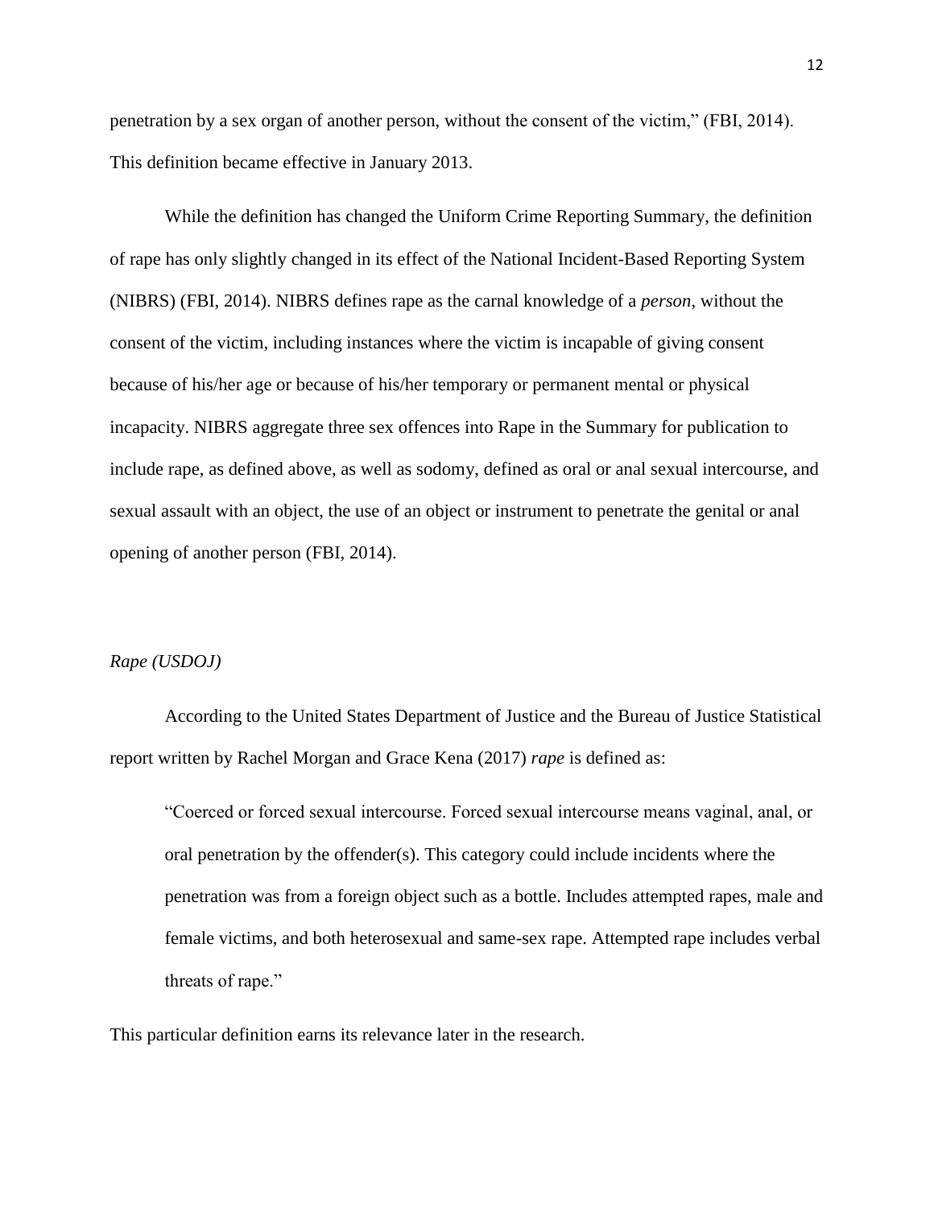penetration by a sex organ of another person, without the consent of the victim," (FBI, 2014). This definition became effective in January 2013.

While the definition has changed the Uniform Crime Reporting Summary, the definition of rape has only slightly changed in its effect of the National Incident-Based Reporting System (NIBRS) (FBI, 2014). NIBRS defines rape as the carnal knowledge of a *person*, without the consent of the victim, including instances where the victim is incapable of giving consent because of his/her age or because of his/her temporary or permanent mental or physical incapacity. NIBRS aggregate three sex offences into Rape in the Summary for publication to include rape, as defined above, as well as sodomy, defined as oral or anal sexual intercourse, and sexual assault with an object, the use of an object or instrument to penetrate the genital or anal opening of another person (FBI, 2014).

*Rape (USDOJ)*

According to the United States Department of Justice and the Bureau of Justice Statistical report written by Rachel Morgan and Grace Kena (2017) *rape* is defined as:

> "Coerced or forced sexual intercourse. Forced sexual intercourse means vaginal, anal, or oral penetration by the offender(s). This category could include incidents where the penetration was from a foreign object such as a bottle. Includes attempted rapes, male and female victims, and both heterosexual and same-sex rape. Attempted rape includes verbal threats of rape."

This particular definition earns its relevance later in the research.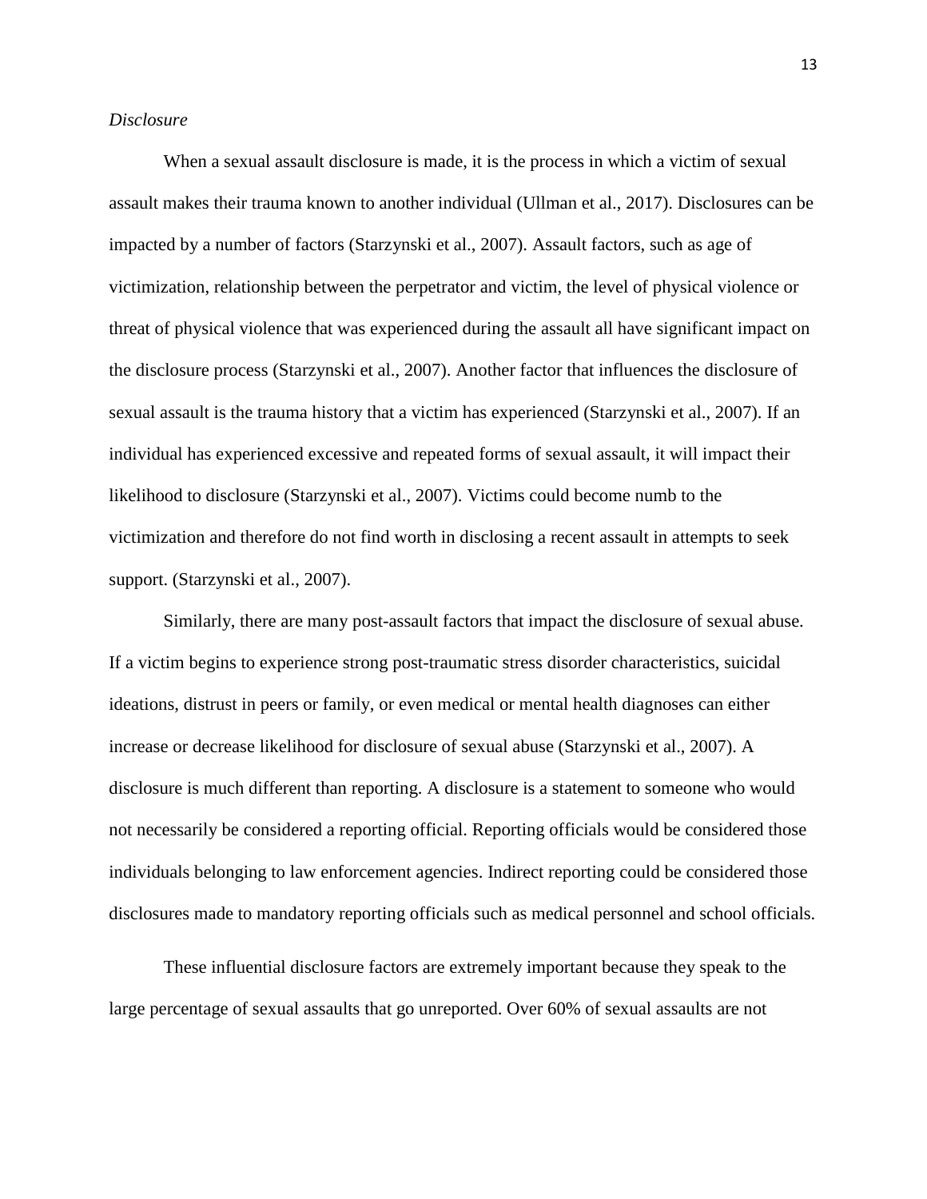*Disclosure*

When a sexual assault disclosure is made, it is the process in which a victim of sexual assault makes their trauma known to another individual (Ullman et al., 2017). Disclosures can be impacted by a number of factors (Starzynski et al., 2007). Assault factors, such as age of victimization, relationship between the perpetrator and victim, the level of physical violence or threat of physical violence that was experienced during the assault all have significant impact on the disclosure process (Starzynski et al., 2007). Another factor that influences the disclosure of sexual assault is the trauma history that a victim has experienced (Starzynski et al., 2007). If an individual has experienced excessive and repeated forms of sexual assault, it will impact their likelihood to disclosure (Starzynski et al., 2007). Victims could become numb to the victimization and therefore do not find worth in disclosing a recent assault in attempts to seek support. (Starzynski et al., 2007).

Similarly, there are many post-assault factors that impact the disclosure of sexual abuse. If a victim begins to experience strong post-traumatic stress disorder characteristics, suicidal ideations, distrust in peers or family, or even medical or mental health diagnoses can either increase or decrease likelihood for disclosure of sexual abuse (Starzynski et al., 2007). A disclosure is much different than reporting. A disclosure is a statement to someone who would not necessarily be considered a reporting official. Reporting officials would be considered those individuals belonging to law enforcement agencies. Indirect reporting could be considered those disclosures made to mandatory reporting officials such as medical personnel and school officials.

These influential disclosure factors are extremely important because they speak to the large percentage of sexual assaults that go unreported. Over 60% of sexual assaults are not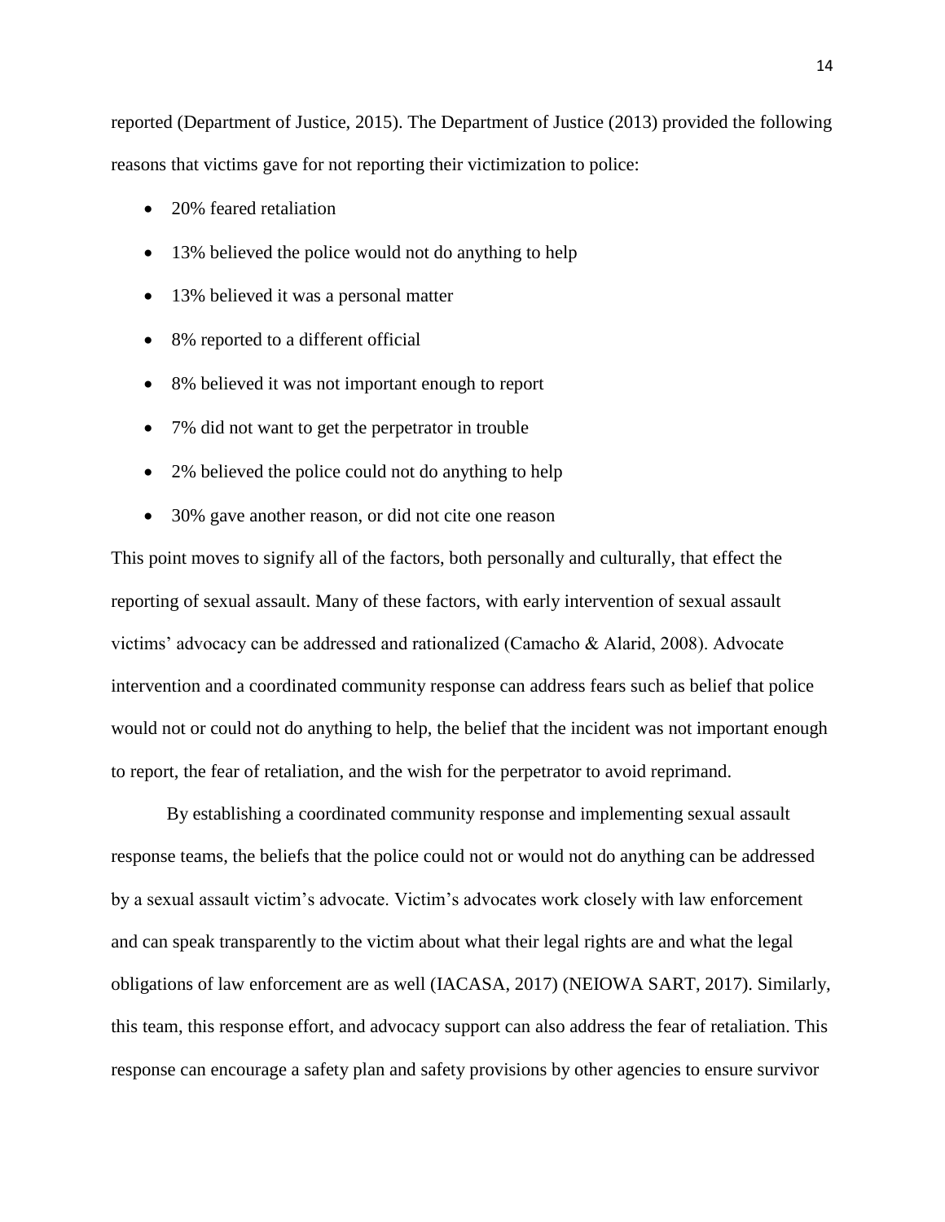reported (Department of Justice, 2015). The Department of Justice (2013) provided the following reasons that victims gave for not reporting their victimization to police:

- 20% feared retaliation
- 13% believed the police would not do anything to help
- 13% believed it was a personal matter
- 8% reported to a different official
- 8% believed it was not important enough to report
- 7% did not want to get the perpetrator in trouble
- 2% believed the police could not do anything to help
- 30% gave another reason, or did not cite one reason

This point moves to signify all of the factors, both personally and culturally, that effect the reporting of sexual assault. Many of these factors, with early intervention of sexual assault victims' advocacy can be addressed and rationalized (Camacho & Alarid, 2008). Advocate intervention and a coordinated community response can address fears such as belief that police would not or could not do anything to help, the belief that the incident was not important enough to report, the fear of retaliation, and the wish for the perpetrator to avoid reprimand.

By establishing a coordinated community response and implementing sexual assault response teams, the beliefs that the police could not or would not do anything can be addressed by a sexual assault victim's advocate. Victim's advocates work closely with law enforcement and can speak transparently to the victim about what their legal rights are and what the legal obligations of law enforcement are as well (IACASA, 2017) (NEIOWA SART, 2017). Similarly, this team, this response effort, and advocacy support can also address the fear of retaliation. This response can encourage a safety plan and safety provisions by other agencies to ensure survivor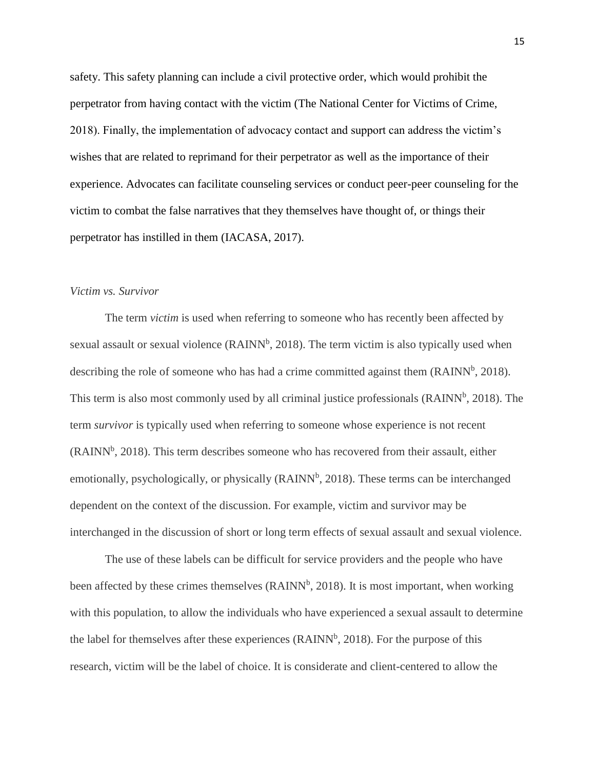safety. This safety planning can include a civil protective order, which would prohibit the perpetrator from having contact with the victim (The National Center for Victims of Crime, 2018). Finally, the implementation of advocacy contact and support can address the victim's wishes that are related to reprimand for their perpetrator as well as the importance of their experience. Advocates can facilitate counseling services or conduct peer-peer counseling for the victim to combat the false narratives that they themselves have thought of, or things their perpetrator has instilled in them (IACASA, 2017).

*Victim vs. Survivor*

The term *victim* is used when referring to someone who has recently been affected by sexual assault or sexual violence (RAINN[b], 2018). The term victim is also typically used when describing the role of someone who has had a crime committed against them (RAINN[b], 2018). This term is also most commonly used by all criminal justice professionals (RAINN[b], 2018). The term *survivor* is typically used when referring to someone whose experience is not recent (RAINN[b], 2018). This term describes someone who has recovered from their assault, either emotionally, psychologically, or physically (RAINN[b], 2018). These terms can be interchanged dependent on the context of the discussion. For example, victim and survivor may be interchanged in the discussion of short or long term effects of sexual assault and sexual violence.

The use of these labels can be difficult for service providers and the people who have been affected by these crimes themselves (RAINN[b], 2018). It is most important, when working with this population, to allow the individuals who have experienced a sexual assault to determine the label for themselves after these experiences (RAINN[b], 2018). For the purpose of this research, victim will be the label of choice. It is considerate and client-centered to allow the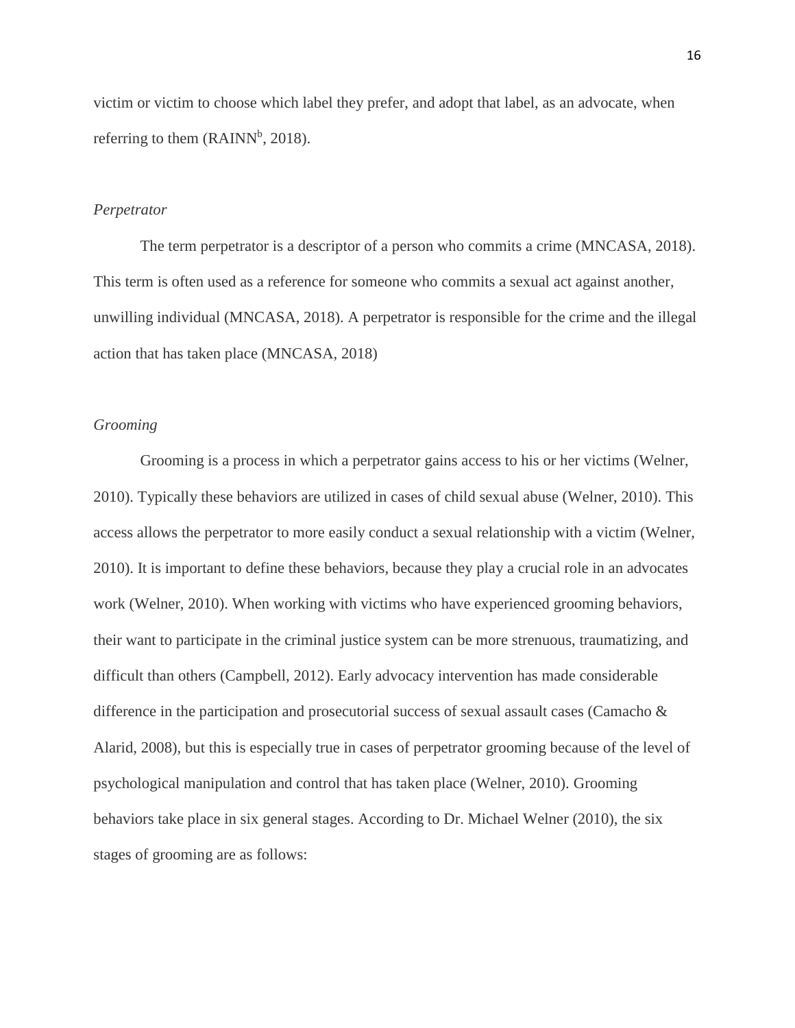victim or victim to choose which label they prefer, and adopt that label, as an advocate, when referring to them (RAINN[b], 2018).

*Perpetrator*

The term perpetrator is a descriptor of a person who commits a crime (MNCASA, 2018). This term is often used as a reference for someone who commits a sexual act against another, unwilling individual (MNCASA, 2018). A perpetrator is responsible for the crime and the illegal action that has taken place (MNCASA, 2018)

*Grooming*

Grooming is a process in which a perpetrator gains access to his or her victims (Welner, 2010). Typically these behaviors are utilized in cases of child sexual abuse (Welner, 2010). This access allows the perpetrator to more easily conduct a sexual relationship with a victim (Welner, 2010). It is important to define these behaviors, because they play a crucial role in an advocates work (Welner, 2010). When working with victims who have experienced grooming behaviors, their want to participate in the criminal justice system can be more strenuous, traumatizing, and difficult than others (Campbell, 2012). Early advocacy intervention has made considerable difference in the participation and prosecutorial success of sexual assault cases (Camacho & Alarid, 2008), but this is especially true in cases of perpetrator grooming because of the level of psychological manipulation and control that has taken place (Welner, 2010). Grooming behaviors take place in six general stages. According to Dr. Michael Welner (2010), the six stages of grooming are as follows: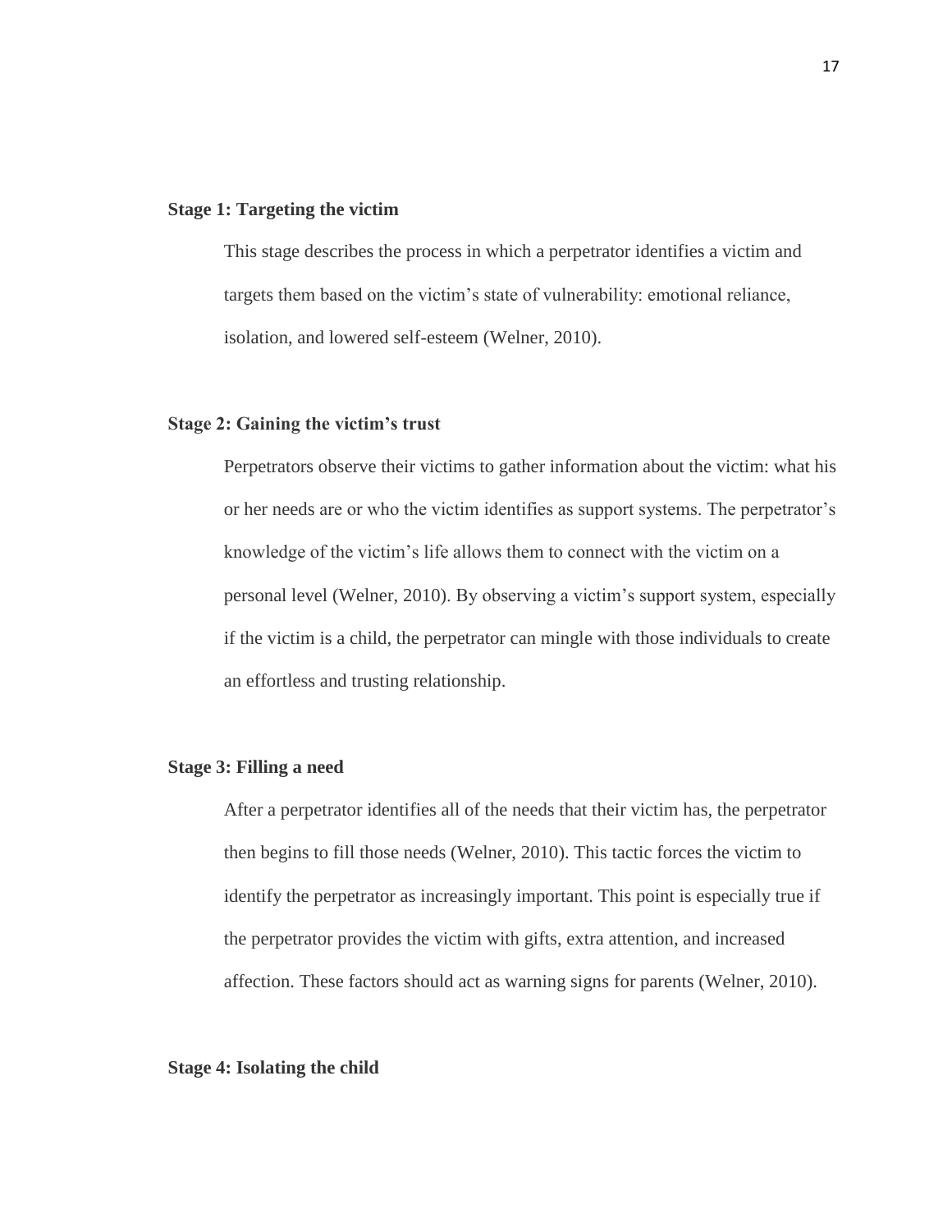**Stage 1: Targeting the victim**

This stage describes the process in which a perpetrator identifies a victim and targets them based on the victim's state of vulnerability: emotional reliance, isolation, and lowered self-esteem (Welner, 2010).

**Stage 2: Gaining the victim's trust**

Perpetrators observe their victims to gather information about the victim: what his or her needs are or who the victim identifies as support systems. The perpetrator's knowledge of the victim's life allows them to connect with the victim on a personal level (Welner, 2010). By observing a victim's support system, especially if the victim is a child, the perpetrator can mingle with those individuals to create an effortless and trusting relationship.

**Stage 3: Filling a need**

After a perpetrator identifies all of the needs that their victim has, the perpetrator then begins to fill those needs (Welner, 2010). This tactic forces the victim to identify the perpetrator as increasingly important. This point is especially true if the perpetrator provides the victim with gifts, extra attention, and increased affection. These factors should act as warning signs for parents (Welner, 2010).

**Stage 4: Isolating the child**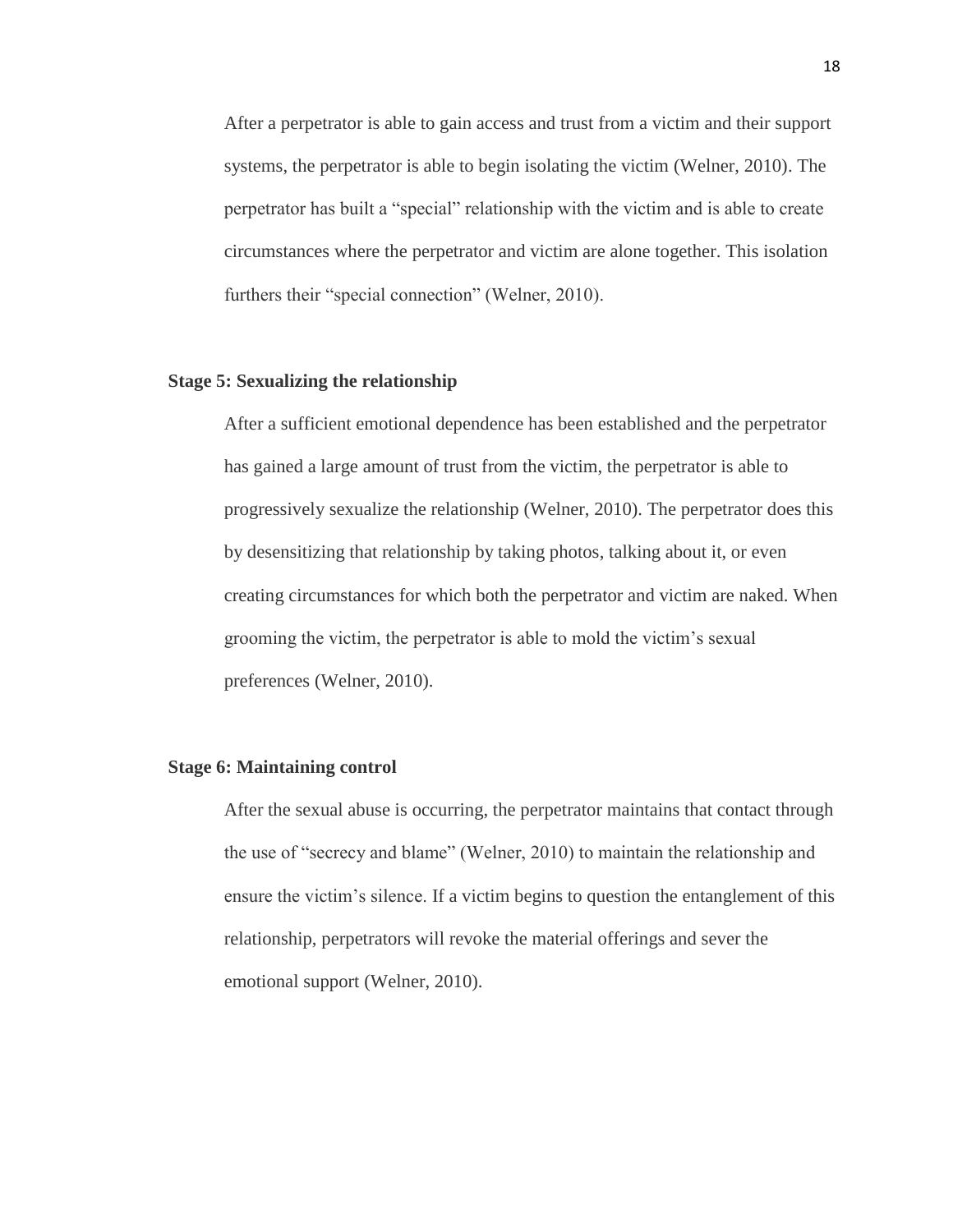After a perpetrator is able to gain access and trust from a victim and their support systems, the perpetrator is able to begin isolating the victim (Welner, 2010). The perpetrator has built a "special" relationship with the victim and is able to create circumstances where the perpetrator and victim are alone together. This isolation furthers their "special connection" (Welner, 2010).

**Stage 5: Sexualizing the relationship**

After a sufficient emotional dependence has been established and the perpetrator has gained a large amount of trust from the victim, the perpetrator is able to progressively sexualize the relationship (Welner, 2010). The perpetrator does this by desensitizing that relationship by taking photos, talking about it, or even creating circumstances for which both the perpetrator and victim are naked. When grooming the victim, the perpetrator is able to mold the victim's sexual preferences (Welner, 2010).

**Stage 6: Maintaining control**

After the sexual abuse is occurring, the perpetrator maintains that contact through the use of "secrecy and blame" (Welner, 2010) to maintain the relationship and ensure the victim's silence. If a victim begins to question the entanglement of this relationship, perpetrators will revoke the material offerings and sever the emotional support (Welner, 2010).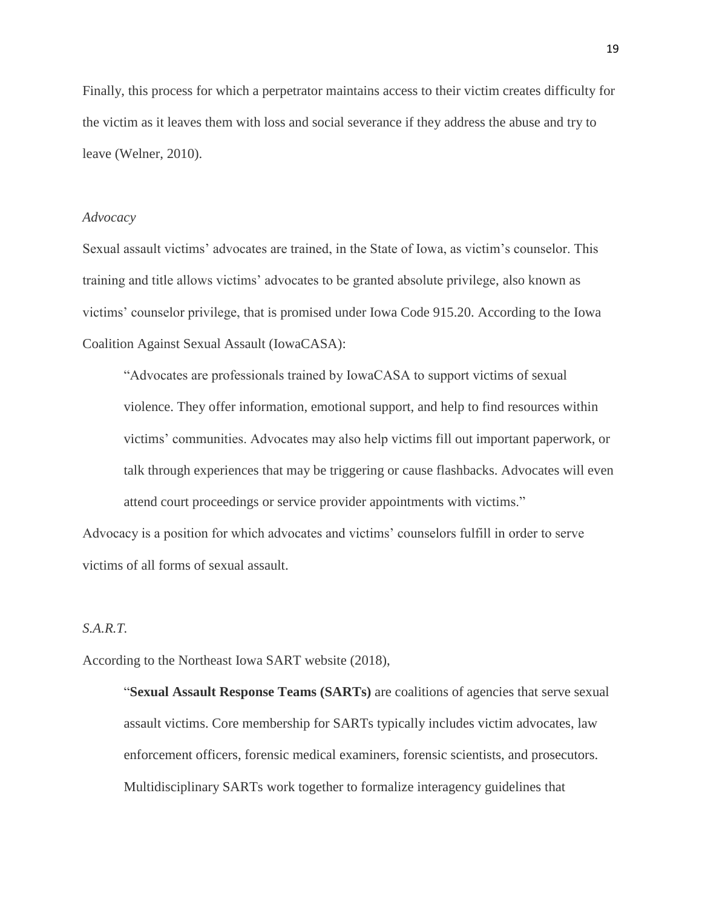Finally, this process for which a perpetrator maintains access to their victim creates difficulty for the victim as it leaves them with loss and social severance if they address the abuse and try to leave (Welner, 2010).

*Advocacy*

Sexual assault victims' advocates are trained, in the State of Iowa, as victim's counselor. This training and title allows victims' advocates to be granted absolute privilege, also known as victims' counselor privilege, that is promised under Iowa Code 915.20. According to the Iowa Coalition Against Sexual Assault (IowaCASA):

> "Advocates are professionals trained by IowaCASA to support victims of sexual violence. They offer information, emotional support, and help to find resources within victims' communities. Advocates may also help victims fill out important paperwork, or talk through experiences that may be triggering or cause flashbacks. Advocates will even attend court proceedings or service provider appointments with victims."

Advocacy is a position for which advocates and victims' counselors fulfill in order to serve victims of all forms of sexual assault.

*S.A.R.T.*

According to the Northeast Iowa SART website (2018),

> "**Sexual Assault Response Teams (SARTs)** are coalitions of agencies that serve sexual assault victims. Core membership for SARTs typically includes victim advocates, law enforcement officers, forensic medical examiners, forensic scientists, and prosecutors. Multidisciplinary SARTs work together to formalize interagency guidelines that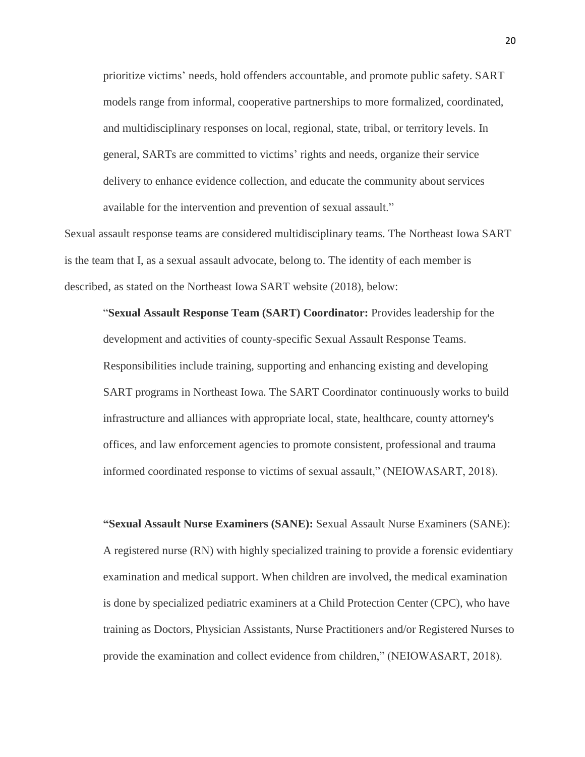> prioritize victims' needs, hold offenders accountable, and promote public safety. SART models range from informal, cooperative partnerships to more formalized, coordinated, and multidisciplinary responses on local, regional, state, tribal, or territory levels. In general, SARTs are committed to victims' rights and needs, organize their service delivery to enhance evidence collection, and educate the community about services available for the intervention and prevention of sexual assault."

Sexual assault response teams are considered multidisciplinary teams. The Northeast Iowa SART is the team that I, as a sexual assault advocate, belong to. The identity of each member is described, as stated on the Northeast Iowa SART website (2018), below:

> "**Sexual Assault Response Team (SART) Coordinator:** Provides leadership for the development and activities of county-specific Sexual Assault Response Teams. Responsibilities include training, supporting and enhancing existing and developing SART programs in Northeast Iowa. The SART Coordinator continuously works to build infrastructure and alliances with appropriate local, state, healthcare, county attorney's offices, and law enforcement agencies to promote consistent, professional and trauma informed coordinated response to victims of sexual assault," (NEIOWASART, 2018).

> **"Sexual Assault Nurse Examiners (SANE):** Sexual Assault Nurse Examiners (SANE): A registered nurse (RN) with highly specialized training to provide a forensic evidentiary examination and medical support. When children are involved, the medical examination is done by specialized pediatric examiners at a Child Protection Center (CPC), who have training as Doctors, Physician Assistants, Nurse Practitioners and/or Registered Nurses to provide the examination and collect evidence from children," (NEIOWASART, 2018).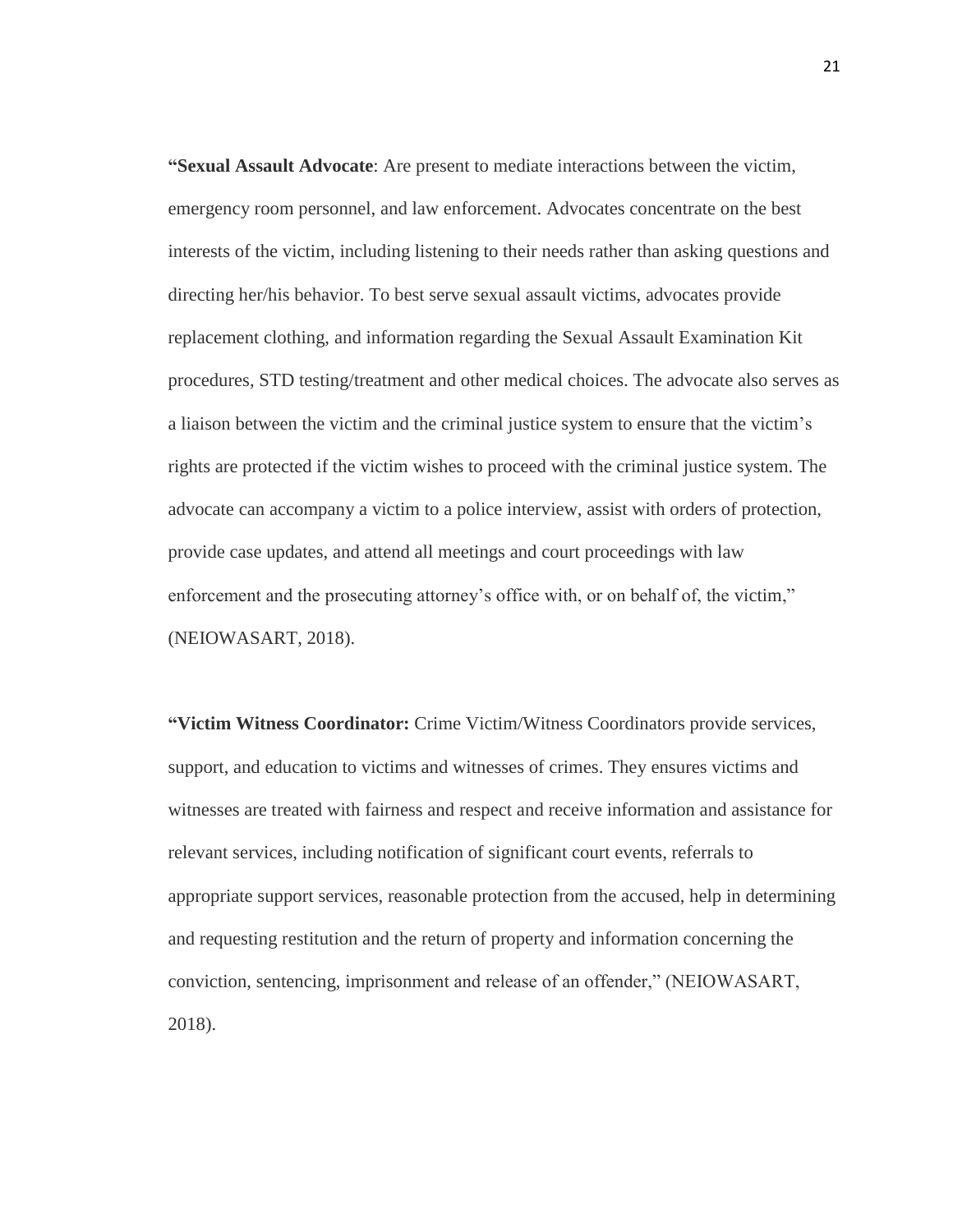"**Sexual Assault Advocate**: Are present to mediate interactions between the victim, emergency room personnel, and law enforcement. Advocates concentrate on the best interests of the victim, including listening to their needs rather than asking questions and directing her/his behavior. To best serve sexual assault victims, advocates provide replacement clothing, and information regarding the Sexual Assault Examination Kit procedures, STD testing/treatment and other medical choices. The advocate also serves as a liaison between the victim and the criminal justice system to ensure that the victim's rights are protected if the victim wishes to proceed with the criminal justice system. The advocate can accompany a victim to a police interview, assist with orders of protection, provide case updates, and attend all meetings and court proceedings with law enforcement and the prosecuting attorney's office with, or on behalf of, the victim," (NEIOWASART, 2018).

"**Victim Witness Coordinator:** Crime Victim/Witness Coordinators provide services, support, and education to victims and witnesses of crimes. They ensures victims and witnesses are treated with fairness and respect and receive information and assistance for relevant services, including notification of significant court events, referrals to appropriate support services, reasonable protection from the accused, help in determining and requesting restitution and the return of property and information concerning the conviction, sentencing, imprisonment and release of an offender," (NEIOWASART, 2018).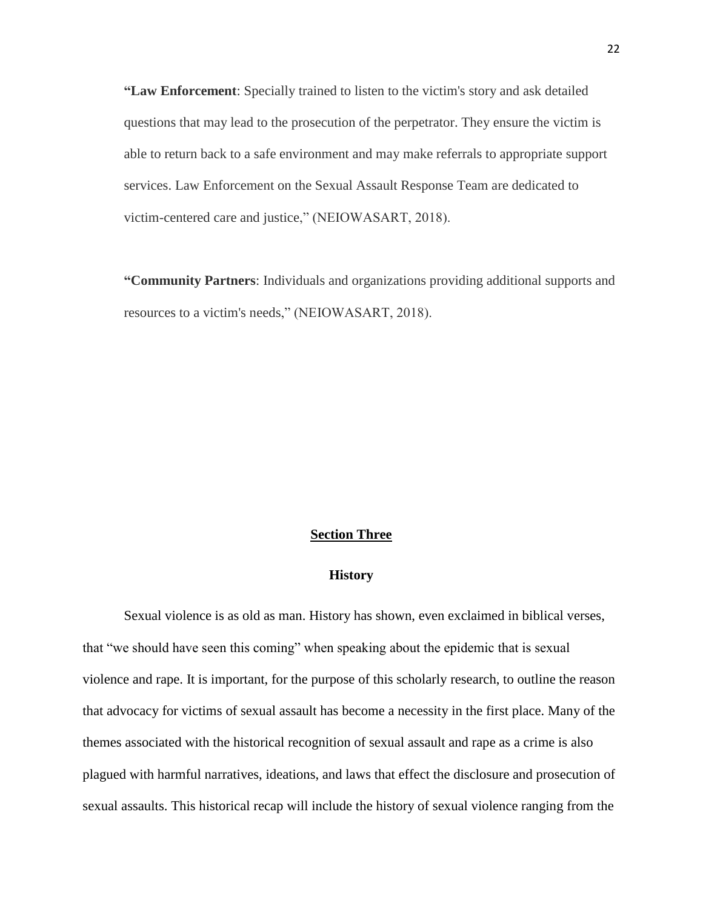"**Law Enforcement**: Specially trained to listen to the victim's story and ask detailed questions that may lead to the prosecution of the perpetrator. They ensure the victim is able to return back to a safe environment and may make referrals to appropriate support services. Law Enforcement on the Sexual Assault Response Team are dedicated to victim-centered care and justice," (NEIOWASART, 2018).

"**Community Partners**: Individuals and organizations providing additional supports and resources to a victim's needs," (NEIOWASART, 2018).

## <u>Section Three</u>

### History

Sexual violence is as old as man. History has shown, even exclaimed in biblical verses, that "we should have seen this coming" when speaking about the epidemic that is sexual violence and rape. It is important, for the purpose of this scholarly research, to outline the reason that advocacy for victims of sexual assault has become a necessity in the first place. Many of the themes associated with the historical recognition of sexual assault and rape as a crime is also plagued with harmful narratives, ideations, and laws that effect the disclosure and prosecution of sexual assaults. This historical recap will include the history of sexual violence ranging from the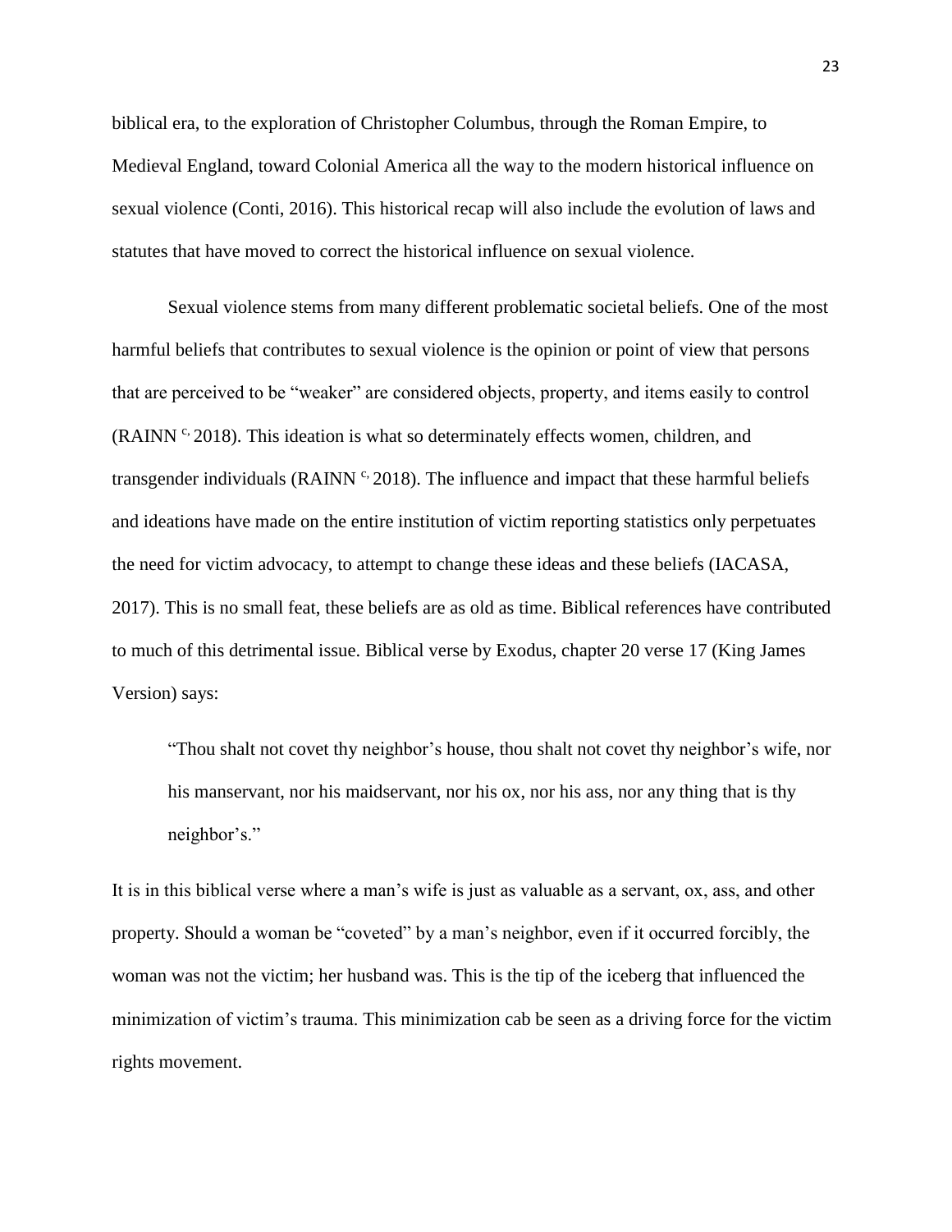biblical era, to the exploration of Christopher Columbus, through the Roman Empire, to Medieval England, toward Colonial America all the way to the modern historical influence on sexual violence (Conti, 2016). This historical recap will also include the evolution of laws and statutes that have moved to correct the historical influence on sexual violence.

Sexual violence stems from many different problematic societal beliefs. One of the most harmful beliefs that contributes to sexual violence is the opinion or point of view that persons that are perceived to be "weaker" are considered objects, property, and items easily to control (RAINN [c,] 2018). This ideation is what so determinately effects women, children, and transgender individuals (RAINN [c,] 2018). The influence and impact that these harmful beliefs and ideations have made on the entire institution of victim reporting statistics only perpetuates the need for victim advocacy, to attempt to change these ideas and these beliefs (IACASA, 2017). This is no small feat, these beliefs are as old as time. Biblical references have contributed to much of this detrimental issue. Biblical verse by Exodus, chapter 20 verse 17 (King James Version) says:

> "Thou shalt not covet thy neighbor's house, thou shalt not covet thy neighbor's wife, nor his manservant, nor his maidservant, nor his ox, nor his ass, nor any thing that is thy neighbor's."

It is in this biblical verse where a man's wife is just as valuable as a servant, ox, ass, and other property. Should a woman be "coveted" by a man's neighbor, even if it occurred forcibly, the woman was not the victim; her husband was. This is the tip of the iceberg that influenced the minimization of victim's trauma. This minimization cab be seen as a driving force for the victim rights movement.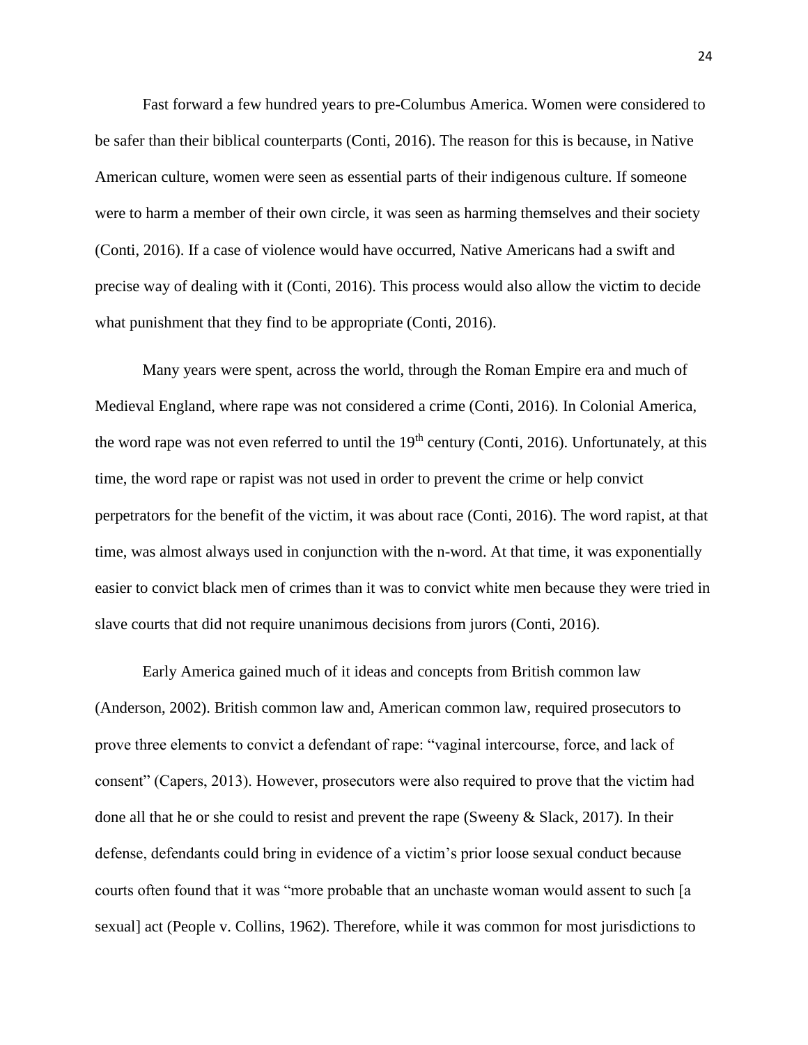Fast forward a few hundred years to pre-Columbus America. Women were considered to be safer than their biblical counterparts (Conti, 2016). The reason for this is because, in Native American culture, women were seen as essential parts of their indigenous culture. If someone were to harm a member of their own circle, it was seen as harming themselves and their society (Conti, 2016). If a case of violence would have occurred, Native Americans had a swift and precise way of dealing with it (Conti, 2016). This process would also allow the victim to decide what punishment that they find to be appropriate (Conti, 2016).

Many years were spent, across the world, through the Roman Empire era and much of Medieval England, where rape was not considered a crime (Conti, 2016). In Colonial America, the word rape was not even referred to until the 19th century (Conti, 2016). Unfortunately, at this time, the word rape or rapist was not used in order to prevent the crime or help convict perpetrators for the benefit of the victim, it was about race (Conti, 2016). The word rapist, at that time, was almost always used in conjunction with the n-word. At that time, it was exponentially easier to convict black men of crimes than it was to convict white men because they were tried in slave courts that did not require unanimous decisions from jurors (Conti, 2016).

Early America gained much of it ideas and concepts from British common law (Anderson, 2002). British common law and, American common law, required prosecutors to prove three elements to convict a defendant of rape: "vaginal intercourse, force, and lack of consent" (Capers, 2013). However, prosecutors were also required to prove that the victim had done all that he or she could to resist and prevent the rape (Sweeny & Slack, 2017). In their defense, defendants could bring in evidence of a victim's prior loose sexual conduct because courts often found that it was "more probable that an unchaste woman would assent to such [a sexual] act (People v. Collins, 1962). Therefore, while it was common for most jurisdictions to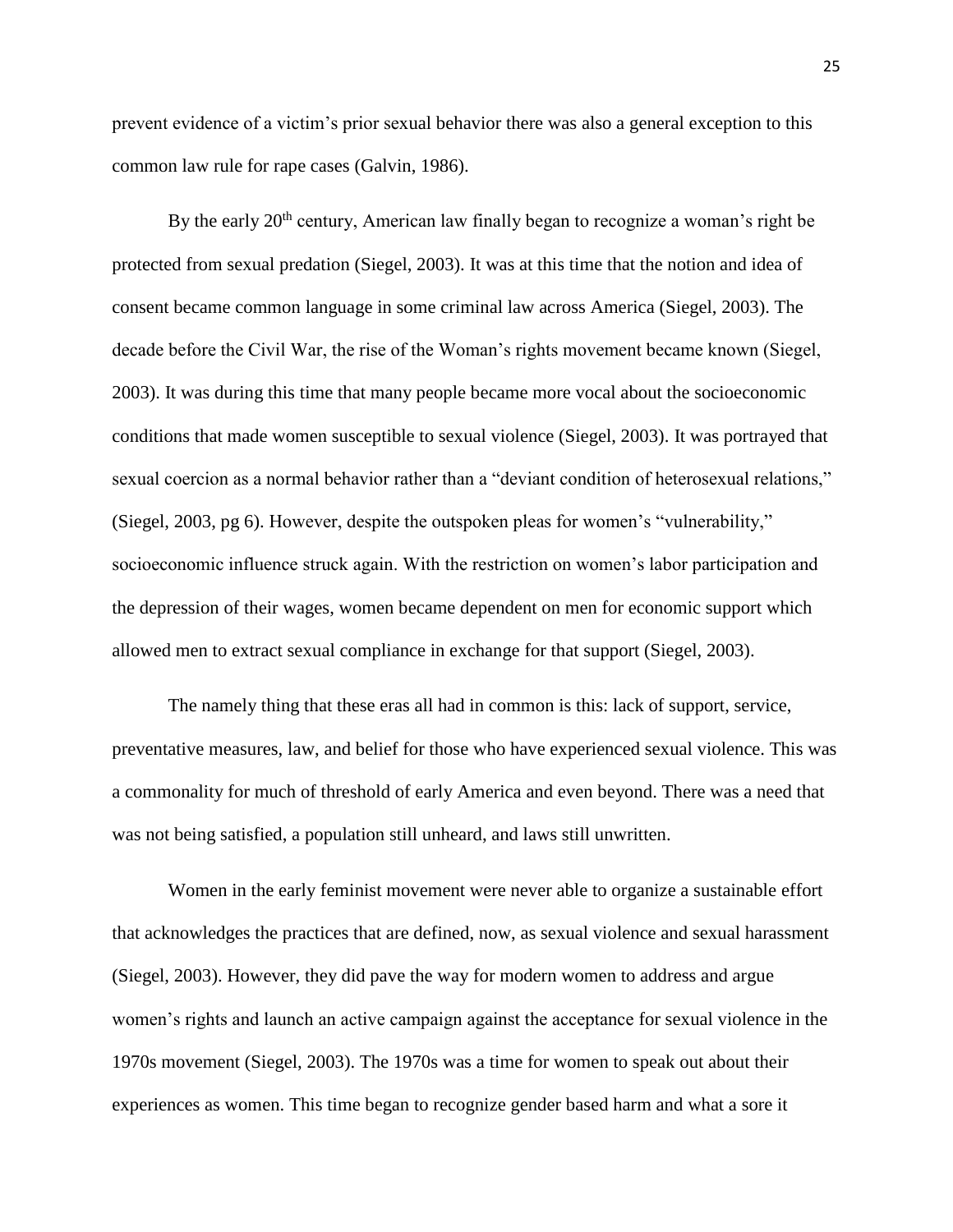prevent evidence of a victim's prior sexual behavior there was also a general exception to this common law rule for rape cases (Galvin, 1986).

By the early 20th century, American law finally began to recognize a woman's right be protected from sexual predation (Siegel, 2003). It was at this time that the notion and idea of consent became common language in some criminal law across America (Siegel, 2003). The decade before the Civil War, the rise of the Woman's rights movement became known (Siegel, 2003). It was during this time that many people became more vocal about the socioeconomic conditions that made women susceptible to sexual violence (Siegel, 2003). It was portrayed that sexual coercion as a normal behavior rather than a "deviant condition of heterosexual relations," (Siegel, 2003, pg 6). However, despite the outspoken pleas for women's "vulnerability," socioeconomic influence struck again. With the restriction on women's labor participation and the depression of their wages, women became dependent on men for economic support which allowed men to extract sexual compliance in exchange for that support (Siegel, 2003).

The namely thing that these eras all had in common is this: lack of support, service, preventative measures, law, and belief for those who have experienced sexual violence. This was a commonality for much of threshold of early America and even beyond. There was a need that was not being satisfied, a population still unheard, and laws still unwritten.

Women in the early feminist movement were never able to organize a sustainable effort that acknowledges the practices that are defined, now, as sexual violence and sexual harassment (Siegel, 2003). However, they did pave the way for modern women to address and argue women's rights and launch an active campaign against the acceptance for sexual violence in the 1970s movement (Siegel, 2003). The 1970s was a time for women to speak out about their experiences as women. This time began to recognize gender based harm and what a sore it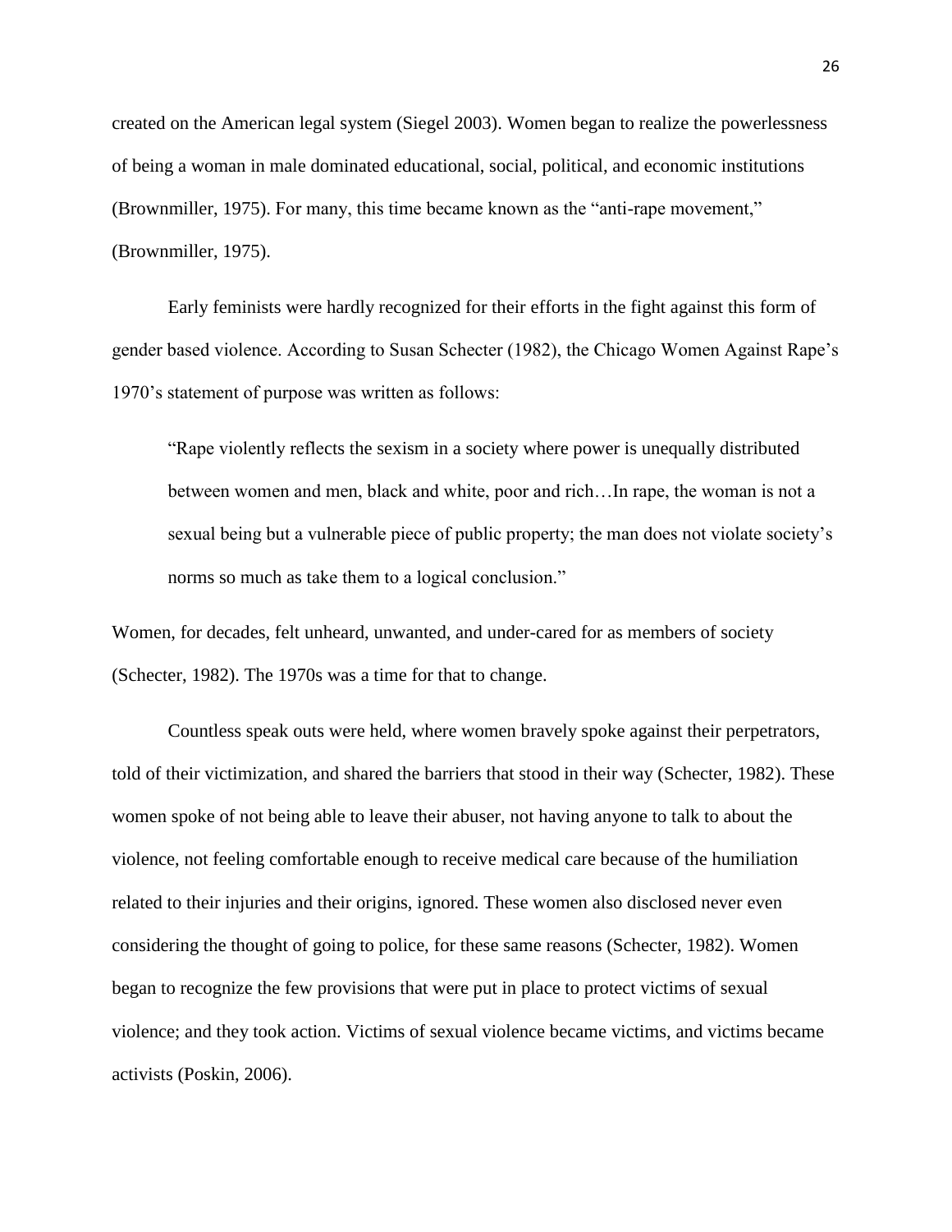created on the American legal system (Siegel 2003). Women began to realize the powerlessness of being a woman in male dominated educational, social, political, and economic institutions (Brownmiller, 1975). For many, this time became known as the "anti-rape movement," (Brownmiller, 1975).

Early feminists were hardly recognized for their efforts in the fight against this form of gender based violence. According to Susan Schecter (1982), the Chicago Women Against Rape's 1970's statement of purpose was written as follows:

> "Rape violently reflects the sexism in a society where power is unequally distributed between women and men, black and white, poor and rich…In rape, the woman is not a sexual being but a vulnerable piece of public property; the man does not violate society's norms so much as take them to a logical conclusion."

Women, for decades, felt unheard, unwanted, and under-cared for as members of society (Schecter, 1982). The 1970s was a time for that to change.

Countless speak outs were held, where women bravely spoke against their perpetrators, told of their victimization, and shared the barriers that stood in their way (Schecter, 1982). These women spoke of not being able to leave their abuser, not having anyone to talk to about the violence, not feeling comfortable enough to receive medical care because of the humiliation related to their injuries and their origins, ignored. These women also disclosed never even considering the thought of going to police, for these same reasons (Schecter, 1982). Women began to recognize the few provisions that were put in place to protect victims of sexual violence; and they took action. Victims of sexual violence became victims, and victims became activists (Poskin, 2006).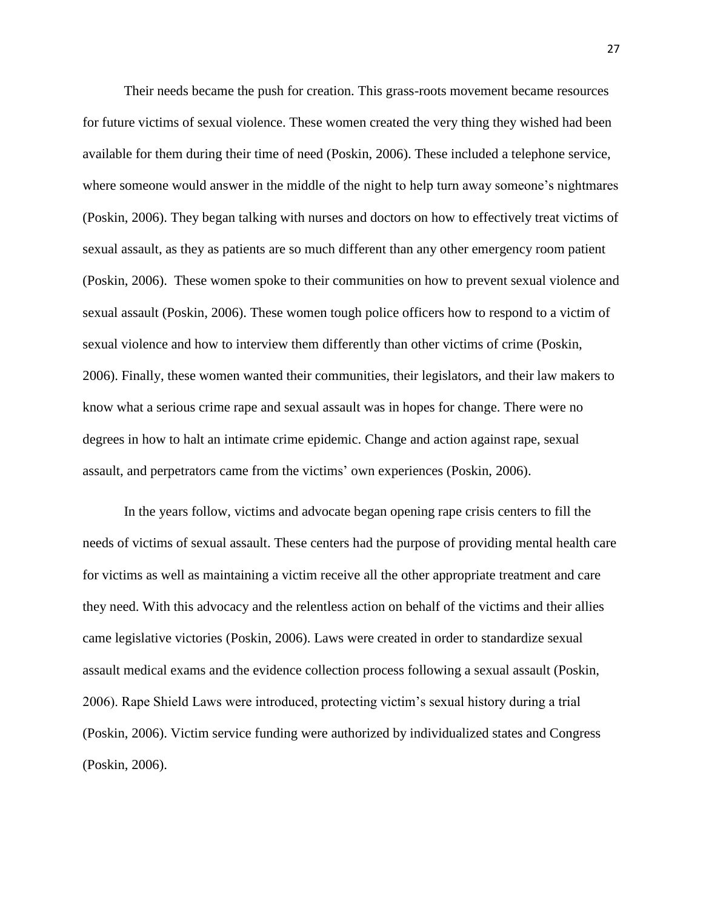Their needs became the push for creation. This grass-roots movement became resources for future victims of sexual violence. These women created the very thing they wished had been available for them during their time of need (Poskin, 2006). These included a telephone service, where someone would answer in the middle of the night to help turn away someone's nightmares (Poskin, 2006). They began talking with nurses and doctors on how to effectively treat victims of sexual assault, as they as patients are so much different than any other emergency room patient (Poskin, 2006). These women spoke to their communities on how to prevent sexual violence and sexual assault (Poskin, 2006). These women tough police officers how to respond to a victim of sexual violence and how to interview them differently than other victims of crime (Poskin, 2006). Finally, these women wanted their communities, their legislators, and their law makers to know what a serious crime rape and sexual assault was in hopes for change. There were no degrees in how to halt an intimate crime epidemic. Change and action against rape, sexual assault, and perpetrators came from the victims' own experiences (Poskin, 2006).

In the years follow, victims and advocate began opening rape crisis centers to fill the needs of victims of sexual assault. These centers had the purpose of providing mental health care for victims as well as maintaining a victim receive all the other appropriate treatment and care they need. With this advocacy and the relentless action on behalf of the victims and their allies came legislative victories (Poskin, 2006). Laws were created in order to standardize sexual assault medical exams and the evidence collection process following a sexual assault (Poskin, 2006). Rape Shield Laws were introduced, protecting victim's sexual history during a trial (Poskin, 2006). Victim service funding were authorized by individualized states and Congress (Poskin, 2006).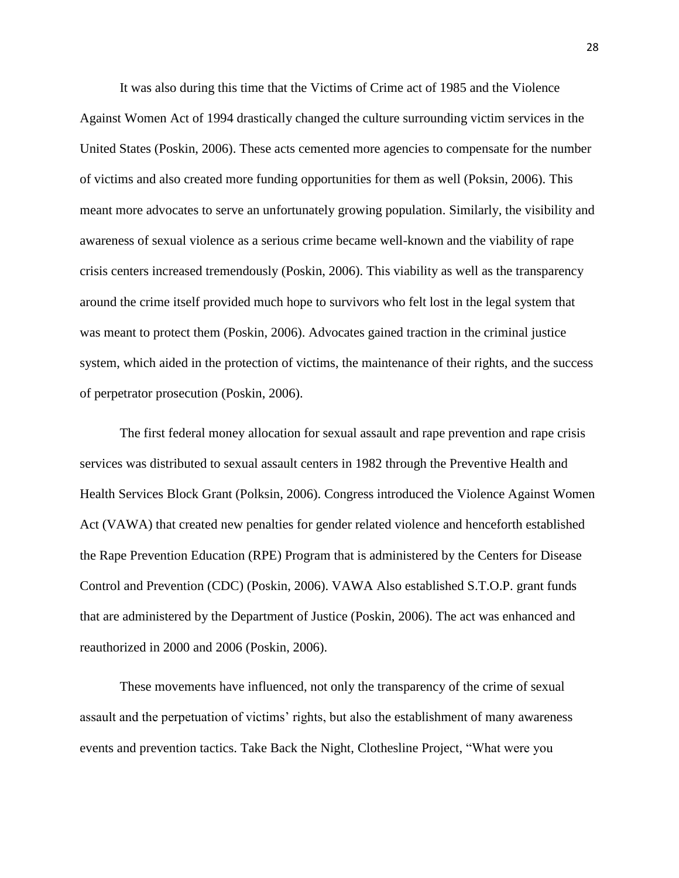It was also during this time that the Victims of Crime act of 1985 and the Violence Against Women Act of 1994 drastically changed the culture surrounding victim services in the United States (Poskin, 2006). These acts cemented more agencies to compensate for the number of victims and also created more funding opportunities for them as well (Poksin, 2006). This meant more advocates to serve an unfortunately growing population. Similarly, the visibility and awareness of sexual violence as a serious crime became well-known and the viability of rape crisis centers increased tremendously (Poskin, 2006). This viability as well as the transparency around the crime itself provided much hope to survivors who felt lost in the legal system that was meant to protect them (Poskin, 2006). Advocates gained traction in the criminal justice system, which aided in the protection of victims, the maintenance of their rights, and the success of perpetrator prosecution (Poskin, 2006).

The first federal money allocation for sexual assault and rape prevention and rape crisis services was distributed to sexual assault centers in 1982 through the Preventive Health and Health Services Block Grant (Polksin, 2006). Congress introduced the Violence Against Women Act (VAWA) that created new penalties for gender related violence and henceforth established the Rape Prevention Education (RPE) Program that is administered by the Centers for Disease Control and Prevention (CDC) (Poskin, 2006). VAWA Also established S.T.O.P. grant funds that are administered by the Department of Justice (Poskin, 2006). The act was enhanced and reauthorized in 2000 and 2006 (Poskin, 2006).

These movements have influenced, not only the transparency of the crime of sexual assault and the perpetuation of victims' rights, but also the establishment of many awareness events and prevention tactics. Take Back the Night, Clothesline Project, "What were you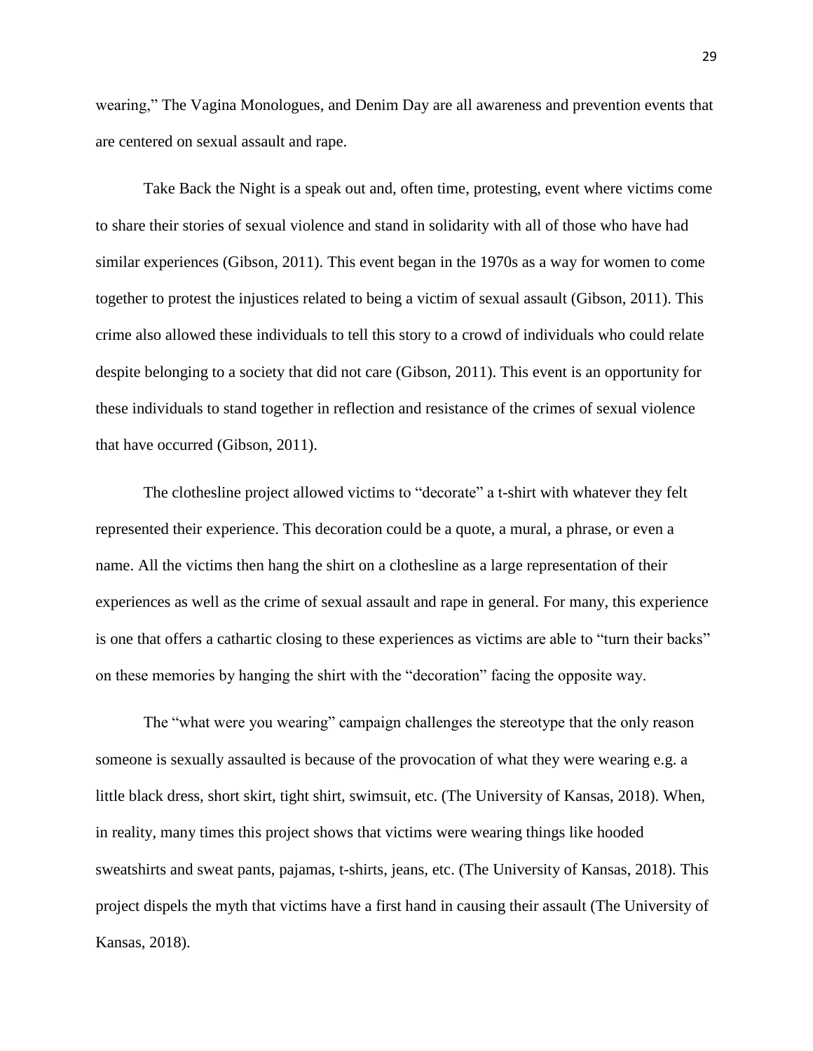wearing," The Vagina Monologues, and Denim Day are all awareness and prevention events that are centered on sexual assault and rape.

Take Back the Night is a speak out and, often time, protesting, event where victims come to share their stories of sexual violence and stand in solidarity with all of those who have had similar experiences (Gibson, 2011). This event began in the 1970s as a way for women to come together to protest the injustices related to being a victim of sexual assault (Gibson, 2011). This crime also allowed these individuals to tell this story to a crowd of individuals who could relate despite belonging to a society that did not care (Gibson, 2011). This event is an opportunity for these individuals to stand together in reflection and resistance of the crimes of sexual violence that have occurred (Gibson, 2011).

The clothesline project allowed victims to "decorate" a t-shirt with whatever they felt represented their experience. This decoration could be a quote, a mural, a phrase, or even a name. All the victims then hang the shirt on a clothesline as a large representation of their experiences as well as the crime of sexual assault and rape in general. For many, this experience is one that offers a cathartic closing to these experiences as victims are able to "turn their backs" on these memories by hanging the shirt with the "decoration" facing the opposite way.

The "what were you wearing" campaign challenges the stereotype that the only reason someone is sexually assaulted is because of the provocation of what they were wearing e.g. a little black dress, short skirt, tight shirt, swimsuit, etc. (The University of Kansas, 2018). When, in reality, many times this project shows that victims were wearing things like hooded sweatshirts and sweat pants, pajamas, t-shirts, jeans, etc. (The University of Kansas, 2018). This project dispels the myth that victims have a first hand in causing their assault (The University of Kansas, 2018).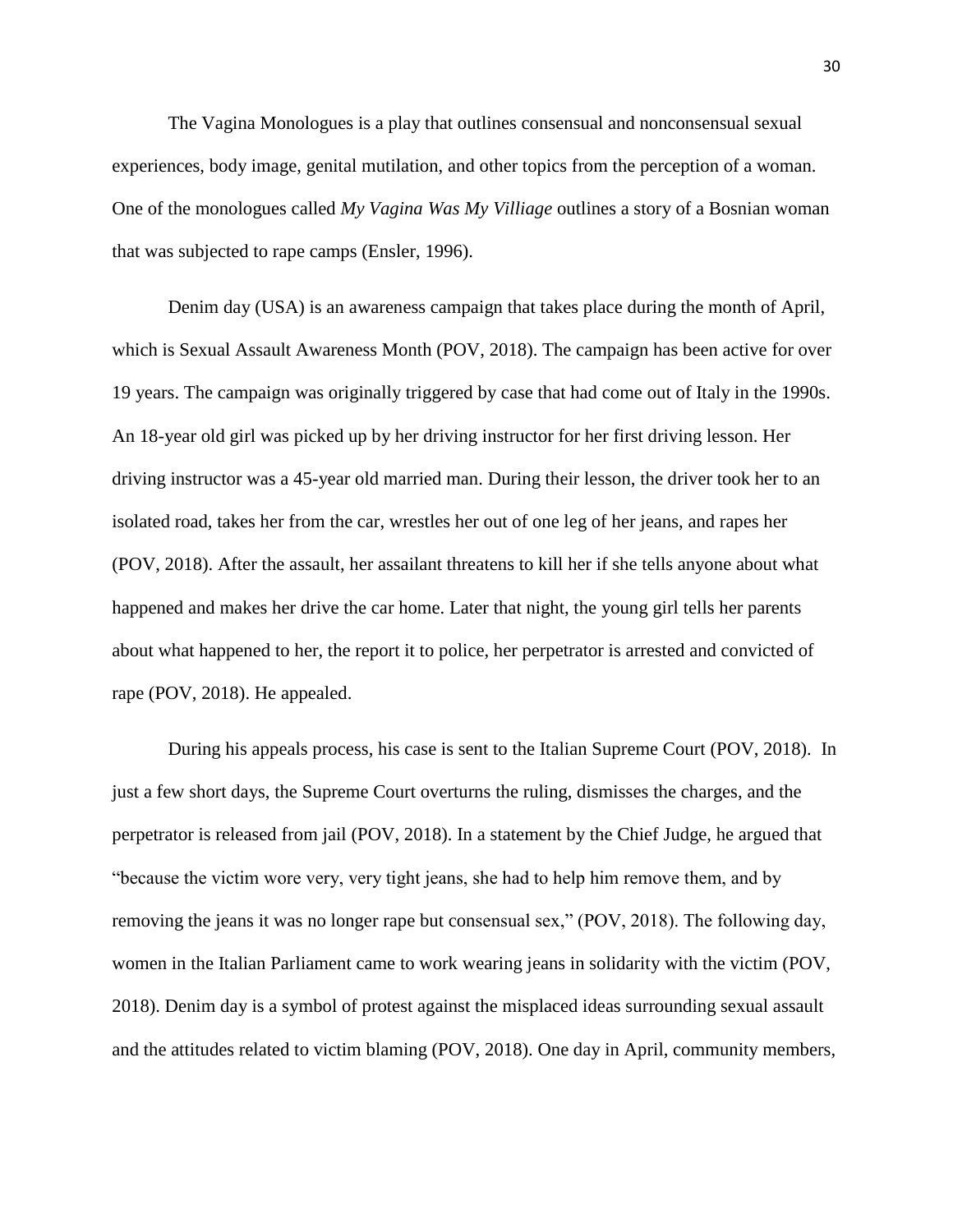The Vagina Monologues is a play that outlines consensual and nonconsensual sexual experiences, body image, genital mutilation, and other topics from the perception of a woman. One of the monologues called *My Vagina Was My Villiage* outlines a story of a Bosnian woman that was subjected to rape camps (Ensler, 1996).

Denim day (USA) is an awareness campaign that takes place during the month of April, which is Sexual Assault Awareness Month (POV, 2018). The campaign has been active for over 19 years. The campaign was originally triggered by case that had come out of Italy in the 1990s. An 18-year old girl was picked up by her driving instructor for her first driving lesson. Her driving instructor was a 45-year old married man. During their lesson, the driver took her to an isolated road, takes her from the car, wrestles her out of one leg of her jeans, and rapes her (POV, 2018). After the assault, her assailant threatens to kill her if she tells anyone about what happened and makes her drive the car home. Later that night, the young girl tells her parents about what happened to her, the report it to police, her perpetrator is arrested and convicted of rape (POV, 2018). He appealed.

During his appeals process, his case is sent to the Italian Supreme Court (POV, 2018). In just a few short days, the Supreme Court overturns the ruling, dismisses the charges, and the perpetrator is released from jail (POV, 2018). In a statement by the Chief Judge, he argued that "because the victim wore very, very tight jeans, she had to help him remove them, and by removing the jeans it was no longer rape but consensual sex," (POV, 2018). The following day, women in the Italian Parliament came to work wearing jeans in solidarity with the victim (POV, 2018). Denim day is a symbol of protest against the misplaced ideas surrounding sexual assault and the attitudes related to victim blaming (POV, 2018). One day in April, community members,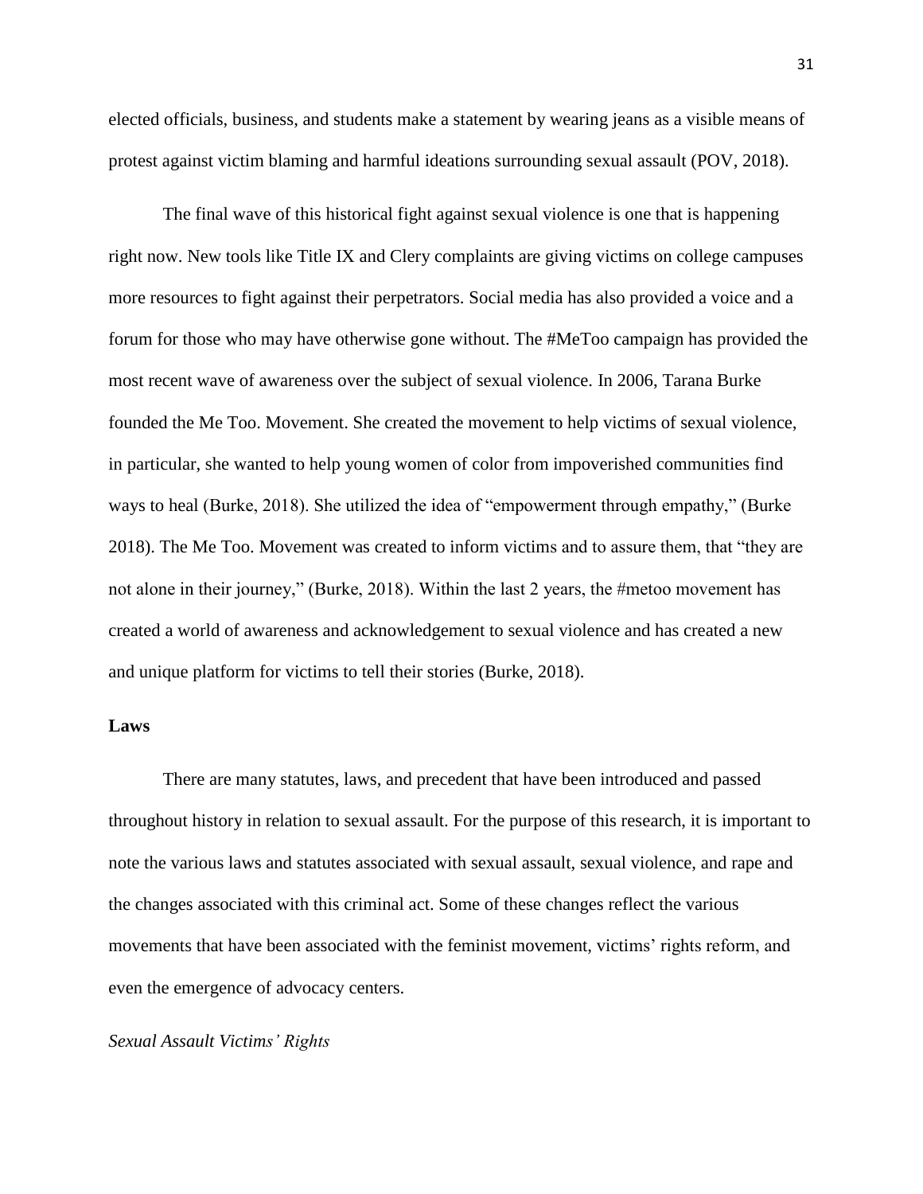elected officials, business, and students make a statement by wearing jeans as a visible means of protest against victim blaming and harmful ideations surrounding sexual assault (POV, 2018).

The final wave of this historical fight against sexual violence is one that is happening right now. New tools like Title IX and Clery complaints are giving victims on college campuses more resources to fight against their perpetrators. Social media has also provided a voice and a forum for those who may have otherwise gone without. The #MeToo campaign has provided the most recent wave of awareness over the subject of sexual violence. In 2006, Tarana Burke founded the Me Too. Movement. She created the movement to help victims of sexual violence, in particular, she wanted to help young women of color from impoverished communities find ways to heal (Burke, 2018). She utilized the idea of "empowerment through empathy," (Burke 2018). The Me Too. Movement was created to inform victims and to assure them, that "they are not alone in their journey," (Burke, 2018). Within the last 2 years, the #metoo movement has created a world of awareness and acknowledgement to sexual violence and has created a new and unique platform for victims to tell their stories (Burke, 2018).

**Laws**

There are many statutes, laws, and precedent that have been introduced and passed throughout history in relation to sexual assault. For the purpose of this research, it is important to note the various laws and statutes associated with sexual assault, sexual violence, and rape and the changes associated with this criminal act. Some of these changes reflect the various movements that have been associated with the feminist movement, victims' rights reform, and even the emergence of advocacy centers.

*Sexual Assault Victims' Rights*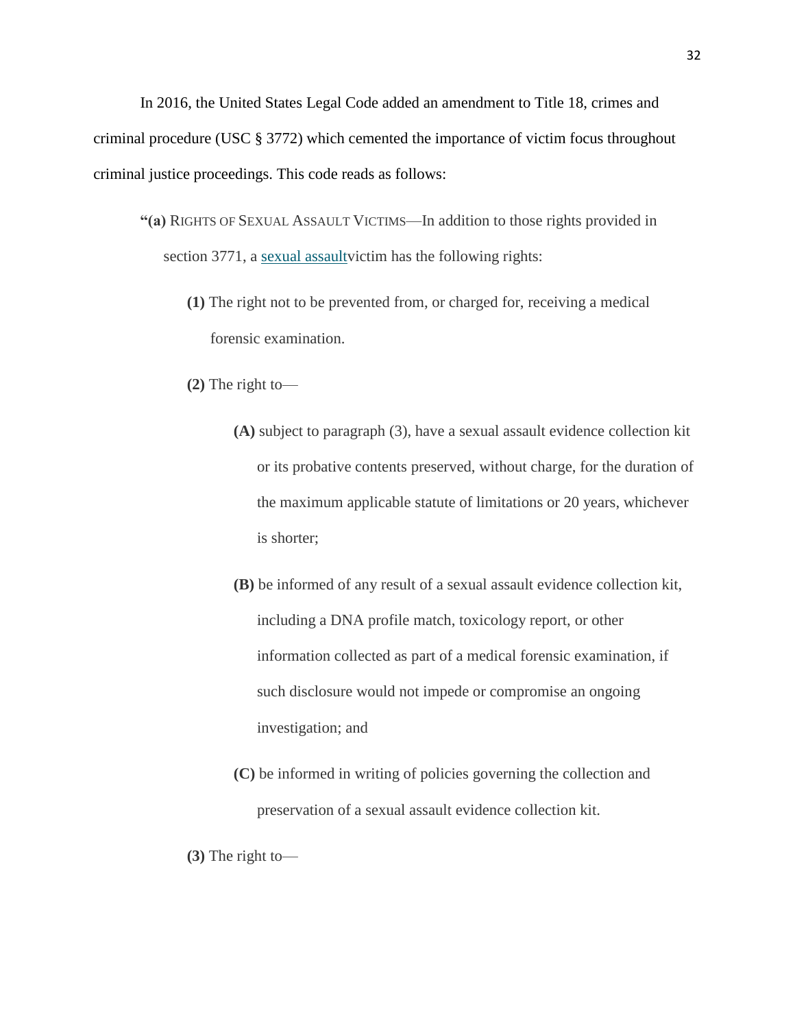In 2016, the United States Legal Code added an amendment to Title 18, crimes and criminal procedure (USC § 3772) which cemented the importance of victim focus throughout criminal justice proceedings. This code reads as follows:

> “**(a)** RIGHTS OF SEXUAL ASSAULT VICTIMS—In addition to those rights provided in section 3771, a sexual assaultvictim has the following rights:
>
> > **(1)** The right not to be prevented from, or charged for, receiving a medical forensic examination.
> >
> > **(2)** The right to—
> >
> > > **(A)** subject to paragraph (3), have a sexual assault evidence collection kit or its probative contents preserved, without charge, for the duration of the maximum applicable statute of limitations or 20 years, whichever is shorter;
> > >
> > > **(B)** be informed of any result of a sexual assault evidence collection kit, including a DNA profile match, toxicology report, or other information collected as part of a medical forensic examination, if such disclosure would not impede or compromise an ongoing investigation; and
> > >
> > > **(C)** be informed in writing of policies governing the collection and preservation of a sexual assault evidence collection kit.
> >
> > **(3)** The right to—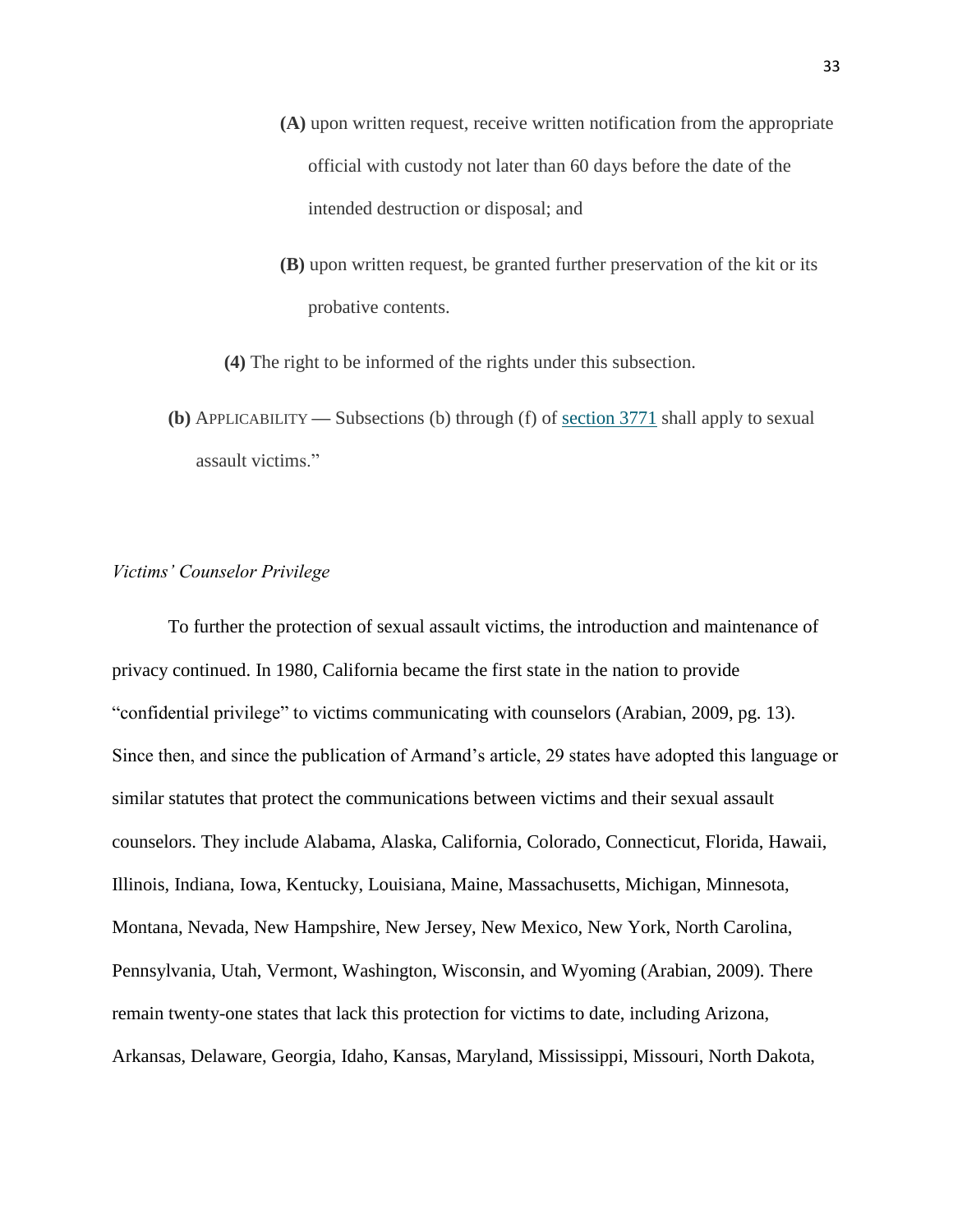**(A)** upon written request, receive written notification from the appropriate official with custody not later than 60 days before the date of the intended destruction or disposal; and

**(B)** upon written request, be granted further preservation of the kit or its probative contents.

**(4)** The right to be informed of the rights under this subsection.

**(b)** APPLICABILITY **—** Subsections (b) through (f) of section 3771 shall apply to sexual assault victims."

*Victims' Counselor Privilege*

To further the protection of sexual assault victims, the introduction and maintenance of privacy continued. In 1980, California became the first state in the nation to provide "confidential privilege" to victims communicating with counselors (Arabian, 2009, pg. 13). Since then, and since the publication of Armand's article, 29 states have adopted this language or similar statutes that protect the communications between victims and their sexual assault counselors. They include Alabama, Alaska, California, Colorado, Connecticut, Florida, Hawaii, Illinois, Indiana, Iowa, Kentucky, Louisiana, Maine, Massachusetts, Michigan, Minnesota, Montana, Nevada, New Hampshire, New Jersey, New Mexico, New York, North Carolina, Pennsylvania, Utah, Vermont, Washington, Wisconsin, and Wyoming (Arabian, 2009). There remain twenty-one states that lack this protection for victims to date, including Arizona, Arkansas, Delaware, Georgia, Idaho, Kansas, Maryland, Mississippi, Missouri, North Dakota,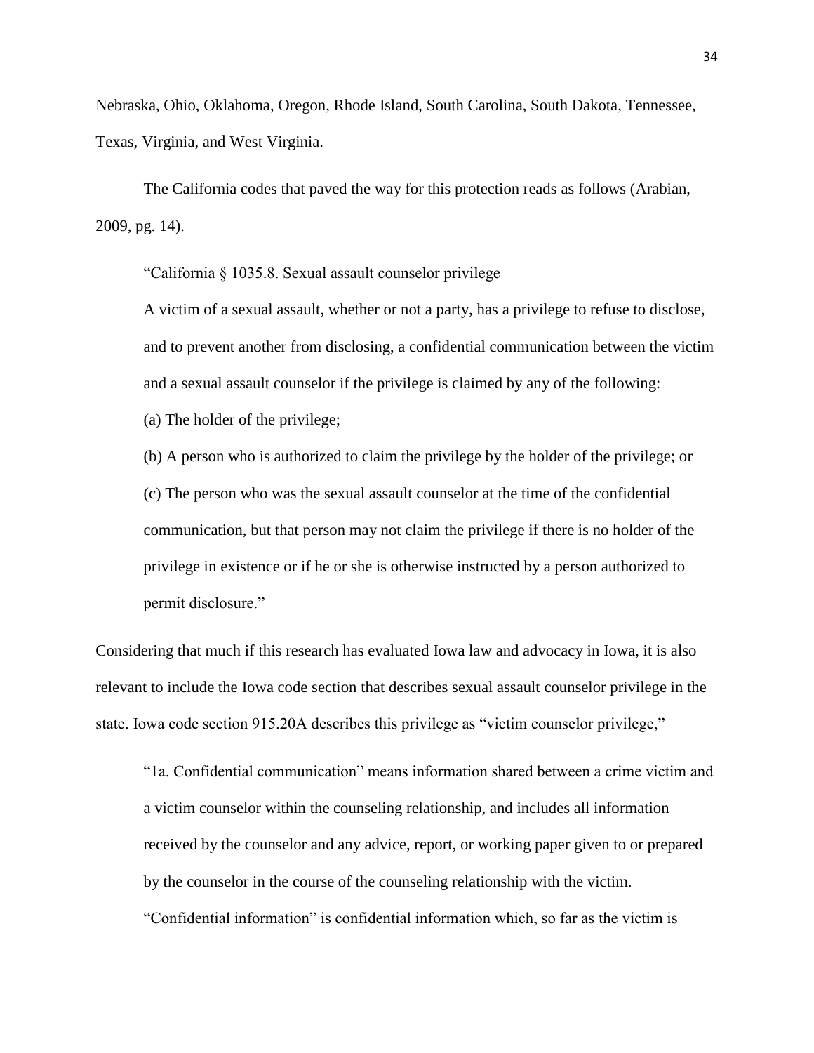Nebraska, Ohio, Oklahoma, Oregon, Rhode Island, South Carolina, South Dakota, Tennessee, Texas, Virginia, and West Virginia.

The California codes that paved the way for this protection reads as follows (Arabian, 2009, pg. 14).

> "California § 1035.8. Sexual assault counselor privilege
>
> A victim of a sexual assault, whether or not a party, has a privilege to refuse to disclose, and to prevent another from disclosing, a confidential communication between the victim and a sexual assault counselor if the privilege is claimed by any of the following:
>
> (a) The holder of the privilege;
>
> (b) A person who is authorized to claim the privilege by the holder of the privilege; or
>
> (c) The person who was the sexual assault counselor at the time of the confidential communication, but that person may not claim the privilege if there is no holder of the privilege in existence or if he or she is otherwise instructed by a person authorized to permit disclosure."

Considering that much if this research has evaluated Iowa law and advocacy in Iowa, it is also relevant to include the Iowa code section that describes sexual assault counselor privilege in the state. Iowa code section 915.20A describes this privilege as "victim counselor privilege,"

> "1a. Confidential communication" means information shared between a crime victim and a victim counselor within the counseling relationship, and includes all information received by the counselor and any advice, report, or working paper given to or prepared by the counselor in the course of the counseling relationship with the victim.
>
> "Confidential information" is confidential information which, so far as the victim is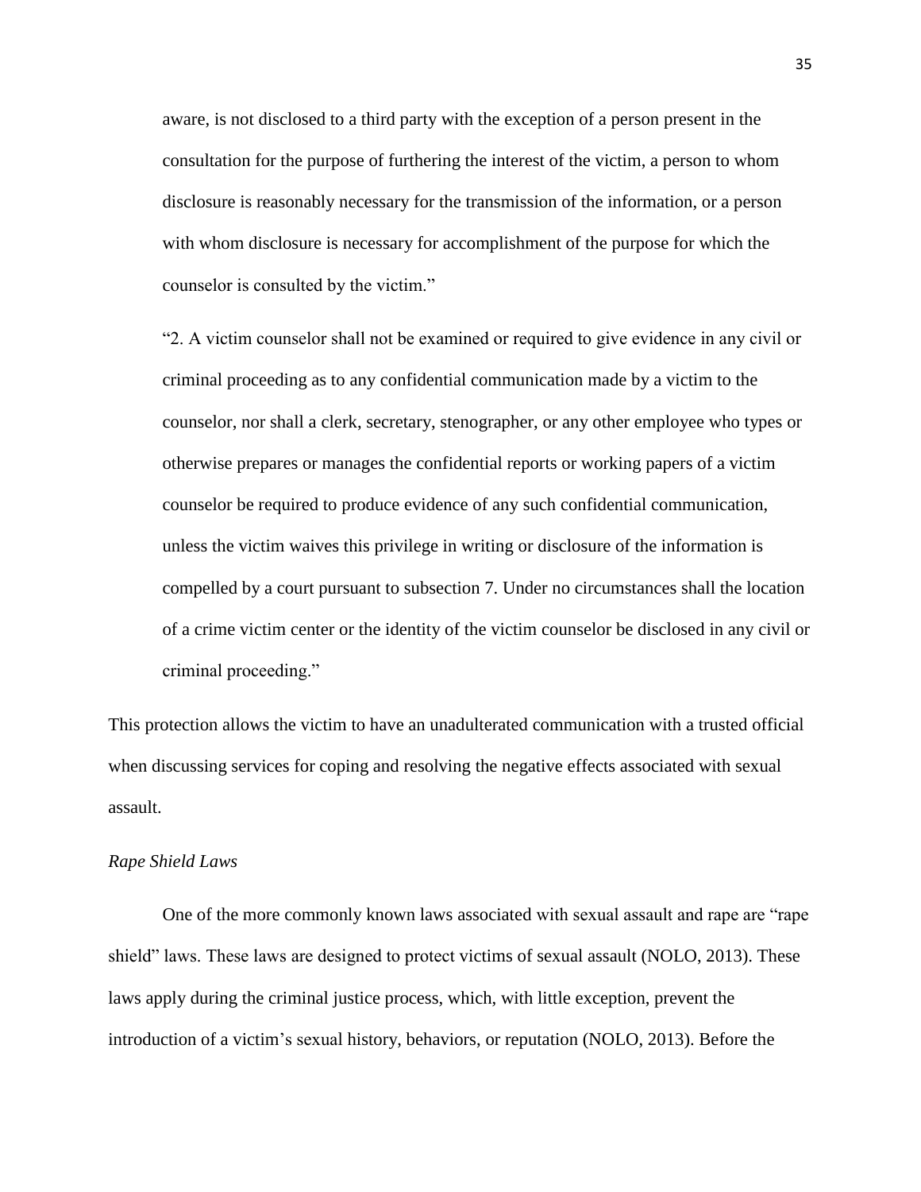> aware, is not disclosed to a third party with the exception of a person present in the consultation for the purpose of furthering the interest of the victim, a person to whom disclosure is reasonably necessary for the transmission of the information, or a person with whom disclosure is necessary for accomplishment of the purpose for which the counselor is consulted by the victim."
>
> "2. A victim counselor shall not be examined or required to give evidence in any civil or criminal proceeding as to any confidential communication made by a victim to the counselor, nor shall a clerk, secretary, stenographer, or any other employee who types or otherwise prepares or manages the confidential reports or working papers of a victim counselor be required to produce evidence of any such confidential communication, unless the victim waives this privilege in writing or disclosure of the information is compelled by a court pursuant to subsection 7. Under no circumstances shall the location of a crime victim center or the identity of the victim counselor be disclosed in any civil or criminal proceeding."

This protection allows the victim to have an unadulterated communication with a trusted official when discussing services for coping and resolving the negative effects associated with sexual assault.

*Rape Shield Laws*

One of the more commonly known laws associated with sexual assault and rape are "rape shield" laws. These laws are designed to protect victims of sexual assault (NOLO, 2013). These laws apply during the criminal justice process, which, with little exception, prevent the introduction of a victim's sexual history, behaviors, or reputation (NOLO, 2013). Before the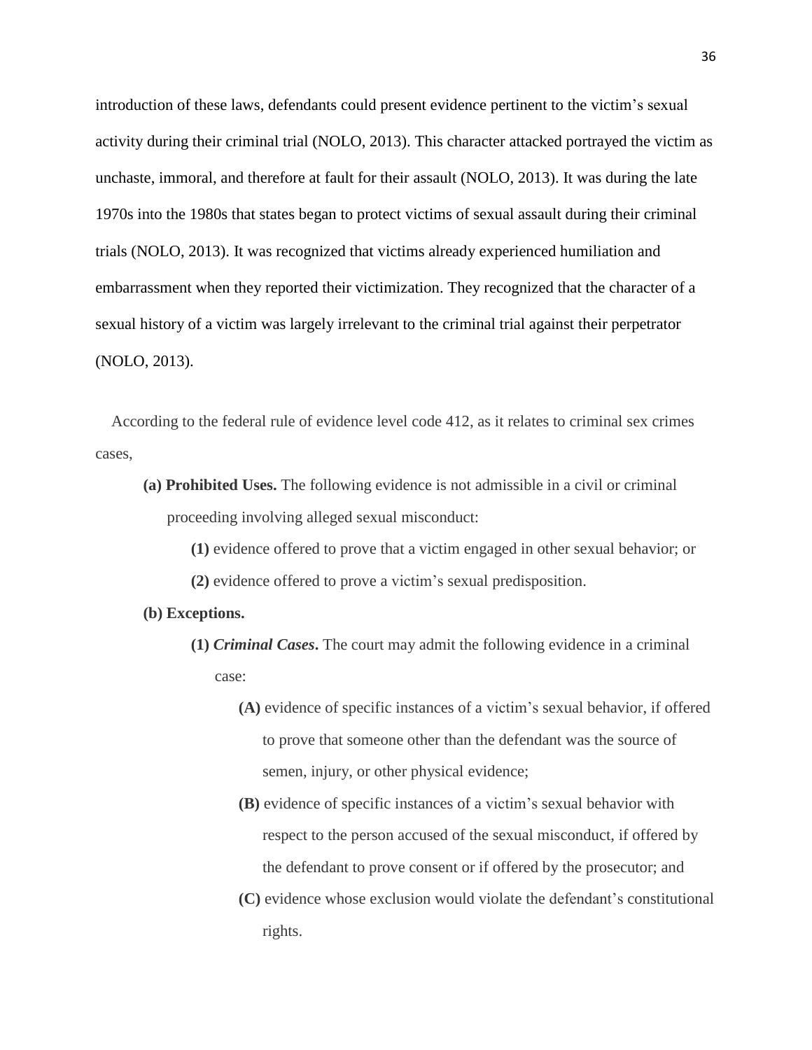introduction of these laws, defendants could present evidence pertinent to the victim's sexual activity during their criminal trial (NOLO, 2013). This character attacked portrayed the victim as unchaste, immoral, and therefore at fault for their assault (NOLO, 2013). It was during the late 1970s into the 1980s that states began to protect victims of sexual assault during their criminal trials (NOLO, 2013). It was recognized that victims already experienced humiliation and embarrassment when they reported their victimization. They recognized that the character of a sexual history of a victim was largely irrelevant to the criminal trial against their perpetrator (NOLO, 2013).

According to the federal rule of evidence level code 412, as it relates to criminal sex crimes cases,

- **(a) Prohibited Uses.** The following evidence is not admissible in a civil or criminal proceeding involving alleged sexual misconduct:
  - **(1)** evidence offered to prove that a victim engaged in other sexual behavior; or
  - **(2)** evidence offered to prove a victim's sexual predisposition.
- **(b) Exceptions.**
  - **(1)** ***Criminal Cases*.** The court may admit the following evidence in a criminal case:
    - **(A)** evidence of specific instances of a victim's sexual behavior, if offered to prove that someone other than the defendant was the source of semen, injury, or other physical evidence;
    - **(B)** evidence of specific instances of a victim's sexual behavior with respect to the person accused of the sexual misconduct, if offered by the defendant to prove consent or if offered by the prosecutor; and
    - **(C)** evidence whose exclusion would violate the defendant's constitutional rights.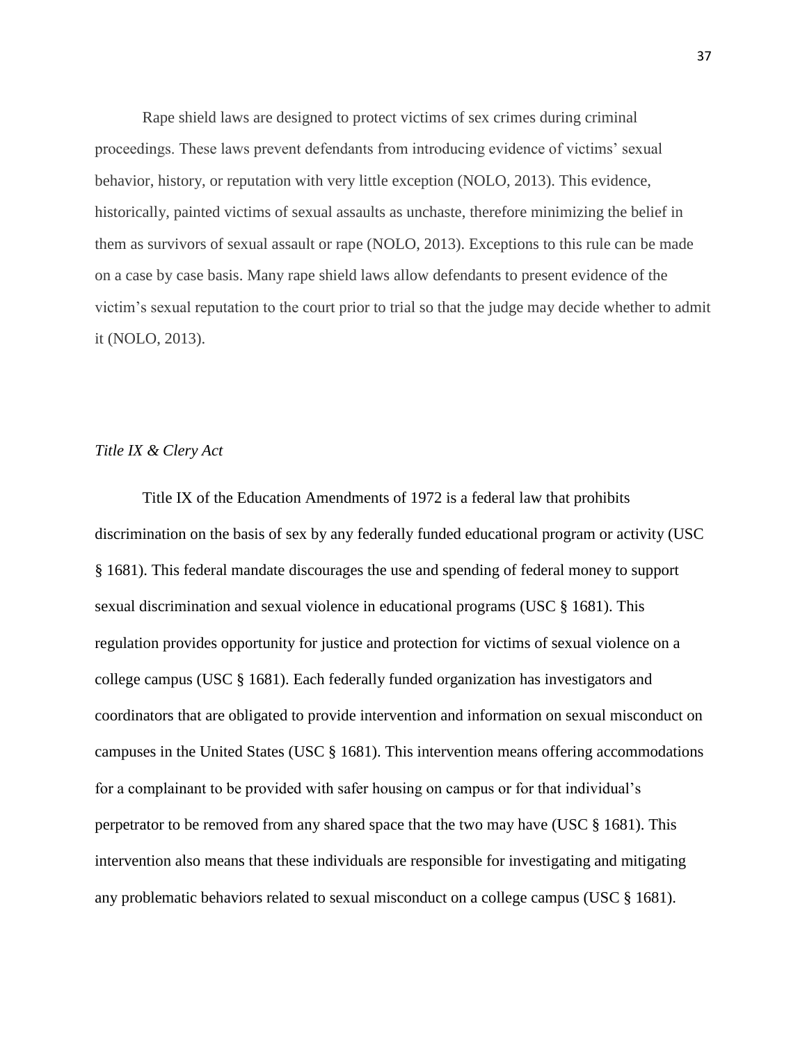Rape shield laws are designed to protect victims of sex crimes during criminal proceedings. These laws prevent defendants from introducing evidence of victims' sexual behavior, history, or reputation with very little exception (NOLO, 2013). This evidence, historically, painted victims of sexual assaults as unchaste, therefore minimizing the belief in them as survivors of sexual assault or rape (NOLO, 2013). Exceptions to this rule can be made on a case by case basis. Many rape shield laws allow defendants to present evidence of the victim's sexual reputation to the court prior to trial so that the judge may decide whether to admit it (NOLO, 2013).

### *Title IX & Clery Act*

Title IX of the Education Amendments of 1972 is a federal law that prohibits discrimination on the basis of sex by any federally funded educational program or activity (USC § 1681). This federal mandate discourages the use and spending of federal money to support sexual discrimination and sexual violence in educational programs (USC § 1681). This regulation provides opportunity for justice and protection for victims of sexual violence on a college campus (USC § 1681). Each federally funded organization has investigators and coordinators that are obligated to provide intervention and information on sexual misconduct on campuses in the United States (USC § 1681). This intervention means offering accommodations for a complainant to be provided with safer housing on campus or for that individual's perpetrator to be removed from any shared space that the two may have (USC § 1681). This intervention also means that these individuals are responsible for investigating and mitigating any problematic behaviors related to sexual misconduct on a college campus (USC § 1681).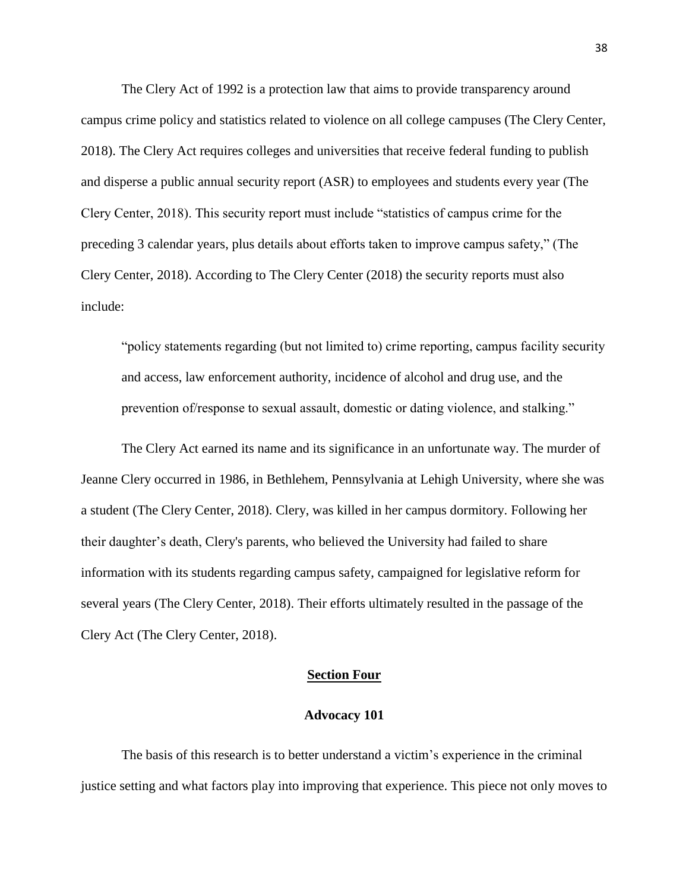The Clery Act of 1992 is a protection law that aims to provide transparency around campus crime policy and statistics related to violence on all college campuses (The Clery Center, 2018). The Clery Act requires colleges and universities that receive federal funding to publish and disperse a public annual security report (ASR) to employees and students every year (The Clery Center, 2018). This security report must include "statistics of campus crime for the preceding 3 calendar years, plus details about efforts taken to improve campus safety," (The Clery Center, 2018). According to The Clery Center (2018) the security reports must also include:

> "policy statements regarding (but not limited to) crime reporting, campus facility security and access, law enforcement authority, incidence of alcohol and drug use, and the prevention of/response to sexual assault, domestic or dating violence, and stalking."

The Clery Act earned its name and its significance in an unfortunate way. The murder of Jeanne Clery occurred in 1986, in Bethlehem, Pennsylvania at Lehigh University, where she was a student (The Clery Center, 2018). Clery, was killed in her campus dormitory. Following her their daughter's death, Clery's parents, who believed the University had failed to share information with its students regarding campus safety, campaigned for legislative reform for several years (The Clery Center, 2018). Their efforts ultimately resulted in the passage of the Clery Act (The Clery Center, 2018).

## Section Four

### Advocacy 101

The basis of this research is to better understand a victim's experience in the criminal justice setting and what factors play into improving that experience. This piece not only moves to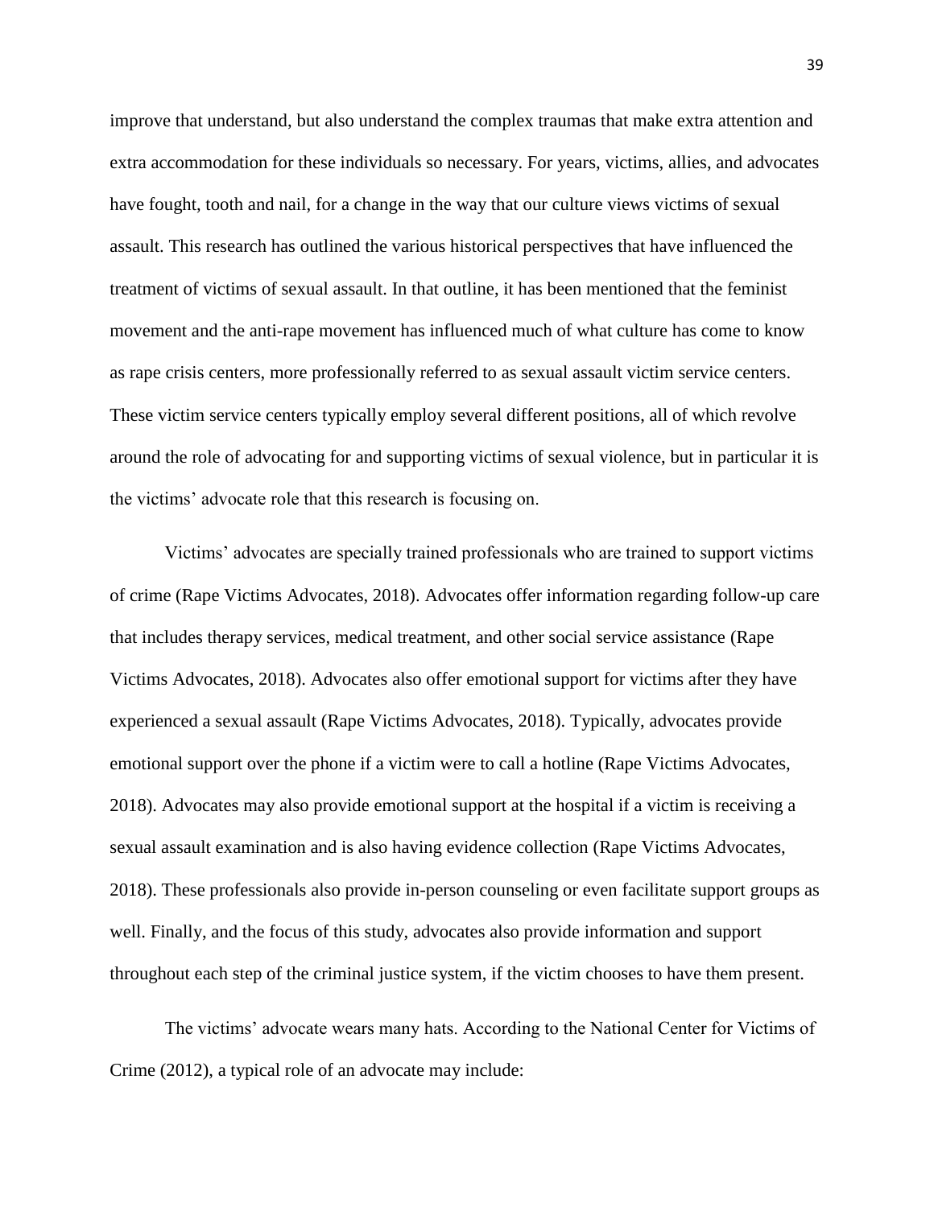improve that understand, but also understand the complex traumas that make extra attention and extra accommodation for these individuals so necessary. For years, victims, allies, and advocates have fought, tooth and nail, for a change in the way that our culture views victims of sexual assault. This research has outlined the various historical perspectives that have influenced the treatment of victims of sexual assault. In that outline, it has been mentioned that the feminist movement and the anti-rape movement has influenced much of what culture has come to know as rape crisis centers, more professionally referred to as sexual assault victim service centers. These victim service centers typically employ several different positions, all of which revolve around the role of advocating for and supporting victims of sexual violence, but in particular it is the victims' advocate role that this research is focusing on.

Victims' advocates are specially trained professionals who are trained to support victims of crime (Rape Victims Advocates, 2018). Advocates offer information regarding follow-up care that includes therapy services, medical treatment, and other social service assistance (Rape Victims Advocates, 2018). Advocates also offer emotional support for victims after they have experienced a sexual assault (Rape Victims Advocates, 2018). Typically, advocates provide emotional support over the phone if a victim were to call a hotline (Rape Victims Advocates, 2018). Advocates may also provide emotional support at the hospital if a victim is receiving a sexual assault examination and is also having evidence collection (Rape Victims Advocates, 2018). These professionals also provide in-person counseling or even facilitate support groups as well. Finally, and the focus of this study, advocates also provide information and support throughout each step of the criminal justice system, if the victim chooses to have them present.

The victims' advocate wears many hats. According to the National Center for Victims of Crime (2012), a typical role of an advocate may include: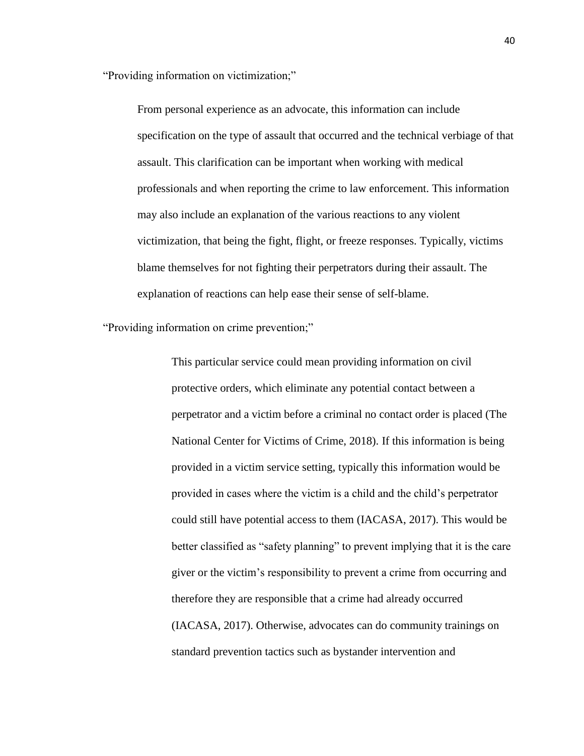"Providing information on victimization;"

> From personal experience as an advocate, this information can include specification on the type of assault that occurred and the technical verbiage of that assault. This clarification can be important when working with medical professionals and when reporting the crime to law enforcement. This information may also include an explanation of the various reactions to any violent victimization, that being the fight, flight, or freeze responses. Typically, victims blame themselves for not fighting their perpetrators during their assault. The explanation of reactions can help ease their sense of self-blame.

"Providing information on crime prevention;"

> This particular service could mean providing information on civil protective orders, which eliminate any potential contact between a perpetrator and a victim before a criminal no contact order is placed (The National Center for Victims of Crime, 2018). If this information is being provided in a victim service setting, typically this information would be provided in cases where the victim is a child and the child's perpetrator could still have potential access to them (IACASA, 2017). This would be better classified as "safety planning" to prevent implying that it is the care giver or the victim's responsibility to prevent a crime from occurring and therefore they are responsible that a crime had already occurred (IACASA, 2017). Otherwise, advocates can do community trainings on standard prevention tactics such as bystander intervention and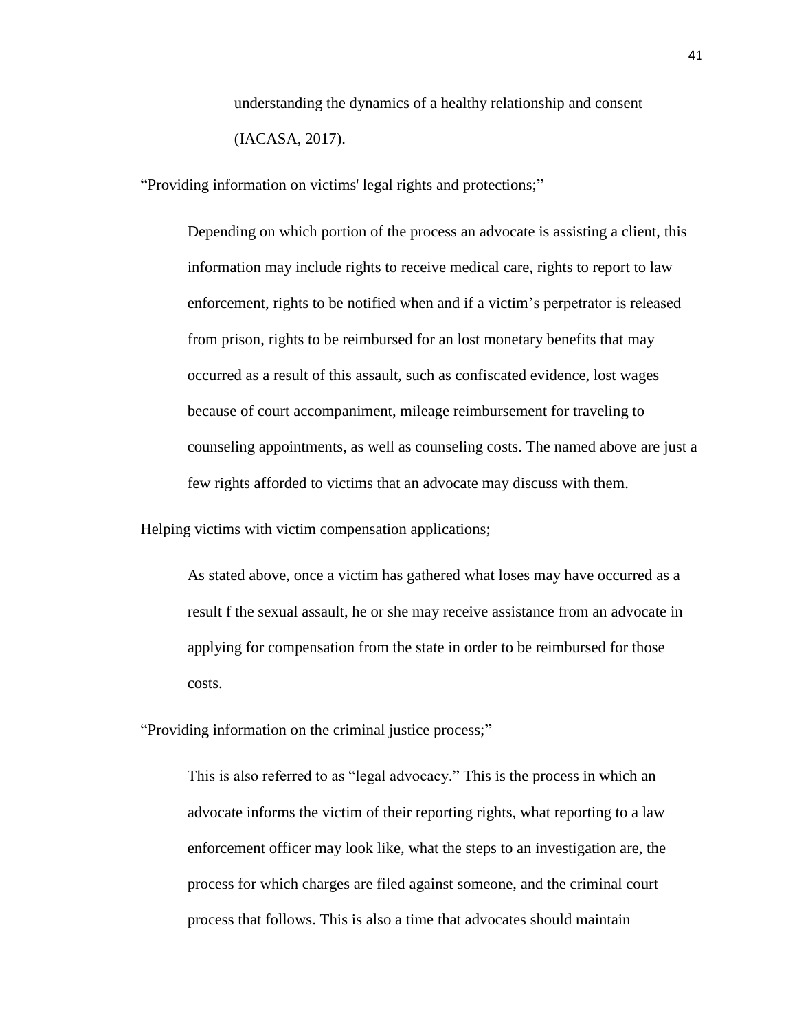understanding the dynamics of a healthy relationship and consent (IACASA, 2017).

"Providing information on victims' legal rights and protections;"

> Depending on which portion of the process an advocate is assisting a client, this information may include rights to receive medical care, rights to report to law enforcement, rights to be notified when and if a victim's perpetrator is released from prison, rights to be reimbursed for an lost monetary benefits that may occurred as a result of this assault, such as confiscated evidence, lost wages because of court accompaniment, mileage reimbursement for traveling to counseling appointments, as well as counseling costs. The named above are just a few rights afforded to victims that an advocate may discuss with them.

Helping victims with victim compensation applications;

> As stated above, once a victim has gathered what loses may have occurred as a result f the sexual assault, he or she may receive assistance from an advocate in applying for compensation from the state in order to be reimbursed for those costs.

"Providing information on the criminal justice process;"

> This is also referred to as "legal advocacy." This is the process in which an advocate informs the victim of their reporting rights, what reporting to a law enforcement officer may look like, what the steps to an investigation are, the process for which charges are filed against someone, and the criminal court process that follows. This is also a time that advocates should maintain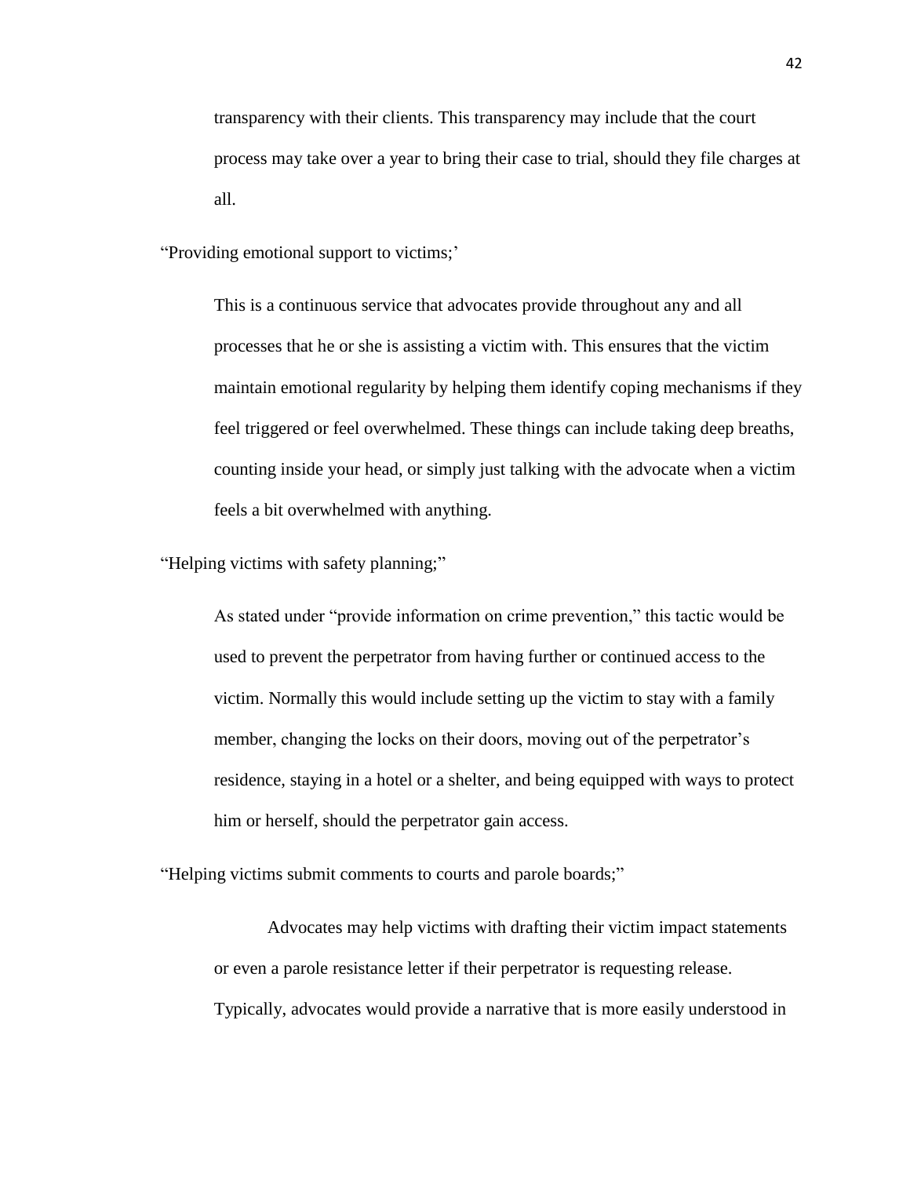transparency with their clients. This transparency may include that the court process may take over a year to bring their case to trial, should they file charges at all.

"Providing emotional support to victims;'

This is a continuous service that advocates provide throughout any and all processes that he or she is assisting a victim with. This ensures that the victim maintain emotional regularity by helping them identify coping mechanisms if they feel triggered or feel overwhelmed. These things can include taking deep breaths, counting inside your head, or simply just talking with the advocate when a victim feels a bit overwhelmed with anything.

"Helping victims with safety planning;"

As stated under "provide information on crime prevention," this tactic would be used to prevent the perpetrator from having further or continued access to the victim. Normally this would include setting up the victim to stay with a family member, changing the locks on their doors, moving out of the perpetrator's residence, staying in a hotel or a shelter, and being equipped with ways to protect him or herself, should the perpetrator gain access.

"Helping victims submit comments to courts and parole boards;"

Advocates may help victims with drafting their victim impact statements or even a parole resistance letter if their perpetrator is requesting release. Typically, advocates would provide a narrative that is more easily understood in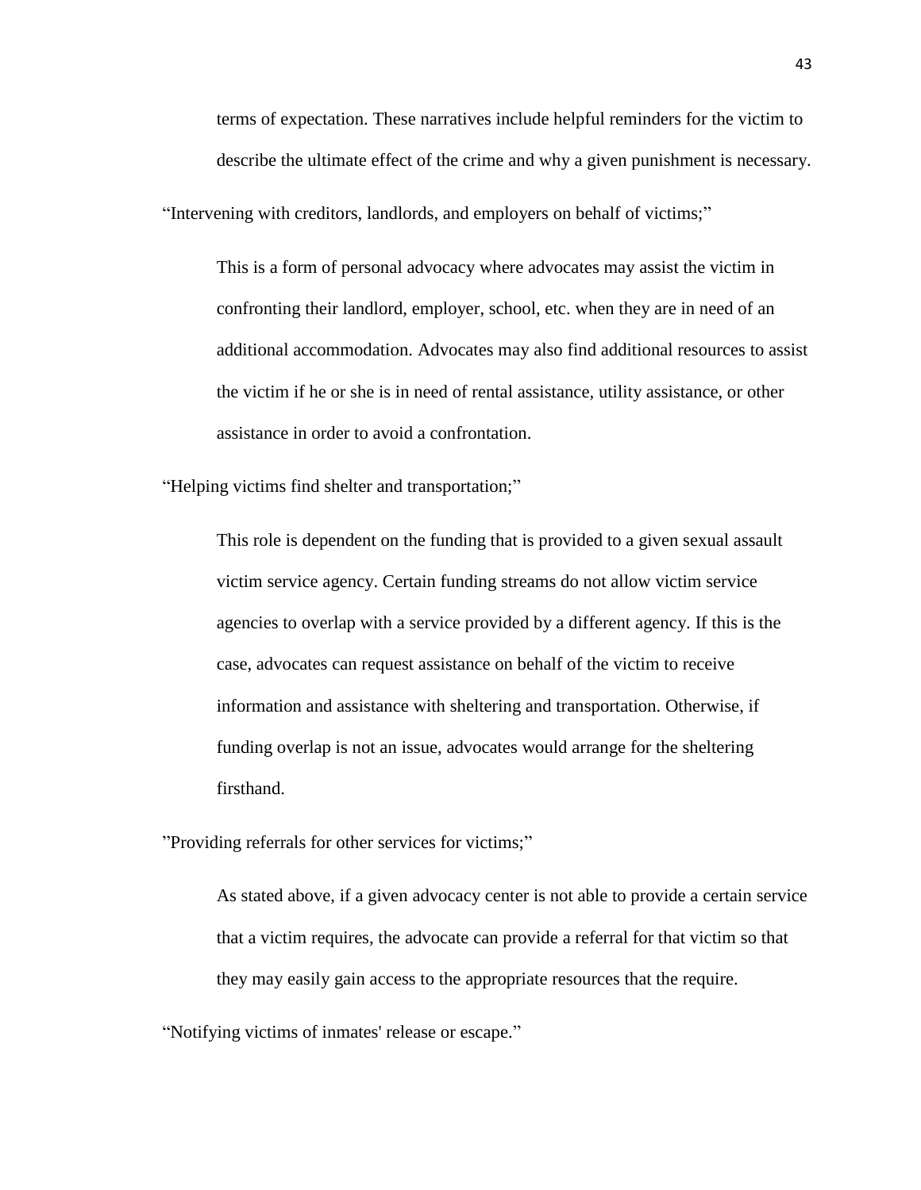terms of expectation. These narratives include helpful reminders for the victim to describe the ultimate effect of the crime and why a given punishment is necessary.

"Intervening with creditors, landlords, and employers on behalf of victims;"

> This is a form of personal advocacy where advocates may assist the victim in confronting their landlord, employer, school, etc. when they are in need of an additional accommodation. Advocates may also find additional resources to assist the victim if he or she is in need of rental assistance, utility assistance, or other assistance in order to avoid a confrontation.

"Helping victims find shelter and transportation;"

> This role is dependent on the funding that is provided to a given sexual assault victim service agency. Certain funding streams do not allow victim service agencies to overlap with a service provided by a different agency. If this is the case, advocates can request assistance on behalf of the victim to receive information and assistance with sheltering and transportation. Otherwise, if funding overlap is not an issue, advocates would arrange for the sheltering firsthand.

"Providing referrals for other services for victims;"

> As stated above, if a given advocacy center is not able to provide a certain service that a victim requires, the advocate can provide a referral for that victim so that they may easily gain access to the appropriate resources that the require.

"Notifying victims of inmates' release or escape."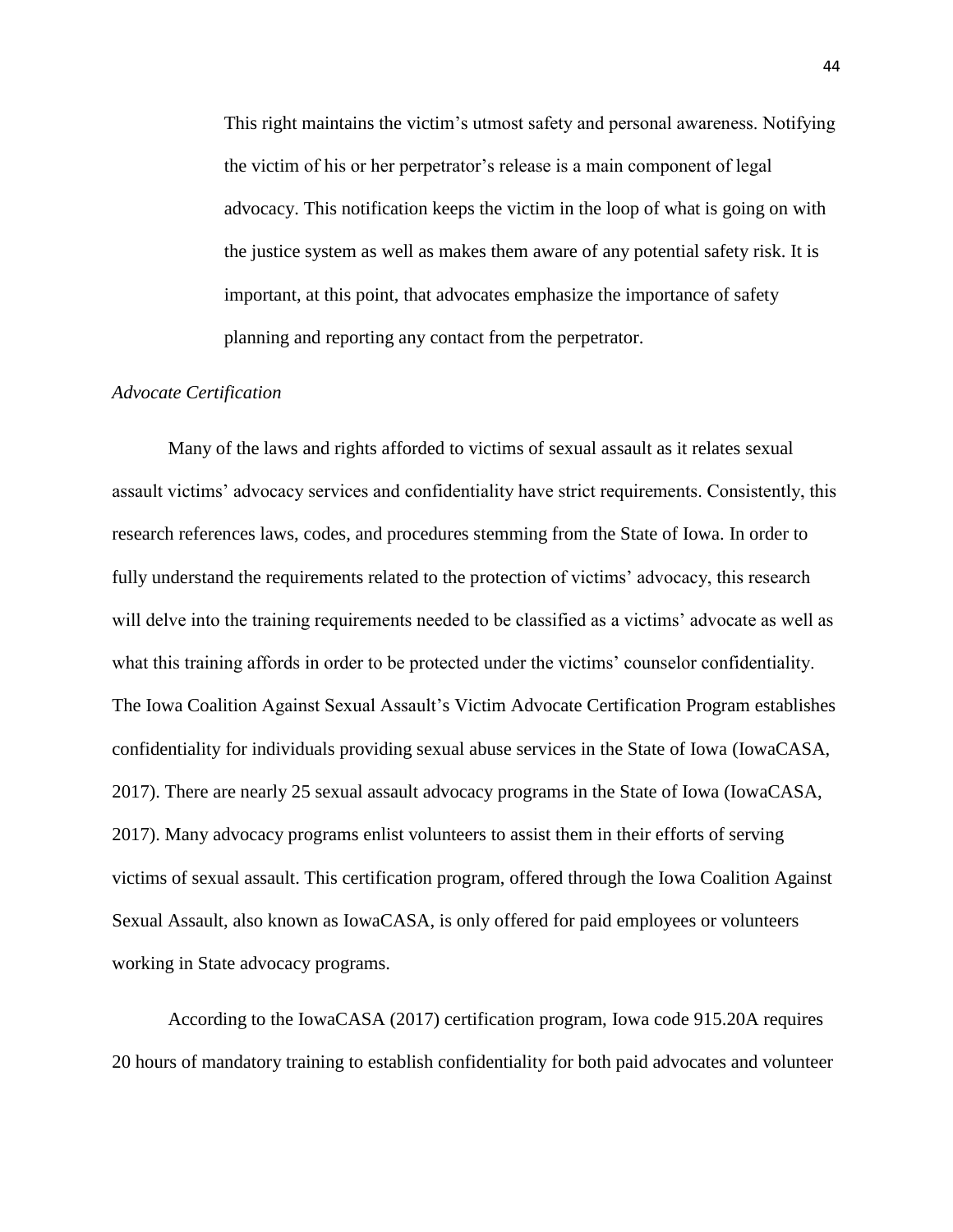This right maintains the victim's utmost safety and personal awareness. Notifying the victim of his or her perpetrator's release is a main component of legal advocacy. This notification keeps the victim in the loop of what is going on with the justice system as well as makes them aware of any potential safety risk. It is important, at this point, that advocates emphasize the importance of safety planning and reporting any contact from the perpetrator.

*Advocate Certification*

Many of the laws and rights afforded to victims of sexual assault as it relates sexual assault victims' advocacy services and confidentiality have strict requirements. Consistently, this research references laws, codes, and procedures stemming from the State of Iowa. In order to fully understand the requirements related to the protection of victims' advocacy, this research will delve into the training requirements needed to be classified as a victims' advocate as well as what this training affords in order to be protected under the victims' counselor confidentiality. The Iowa Coalition Against Sexual Assault's Victim Advocate Certification Program establishes confidentiality for individuals providing sexual abuse services in the State of Iowa (IowaCASA, 2017). There are nearly 25 sexual assault advocacy programs in the State of Iowa (IowaCASA, 2017). Many advocacy programs enlist volunteers to assist them in their efforts of serving victims of sexual assault. This certification program, offered through the Iowa Coalition Against Sexual Assault, also known as IowaCASA, is only offered for paid employees or volunteers working in State advocacy programs.

According to the IowaCASA (2017) certification program, Iowa code 915.20A requires 20 hours of mandatory training to establish confidentiality for both paid advocates and volunteer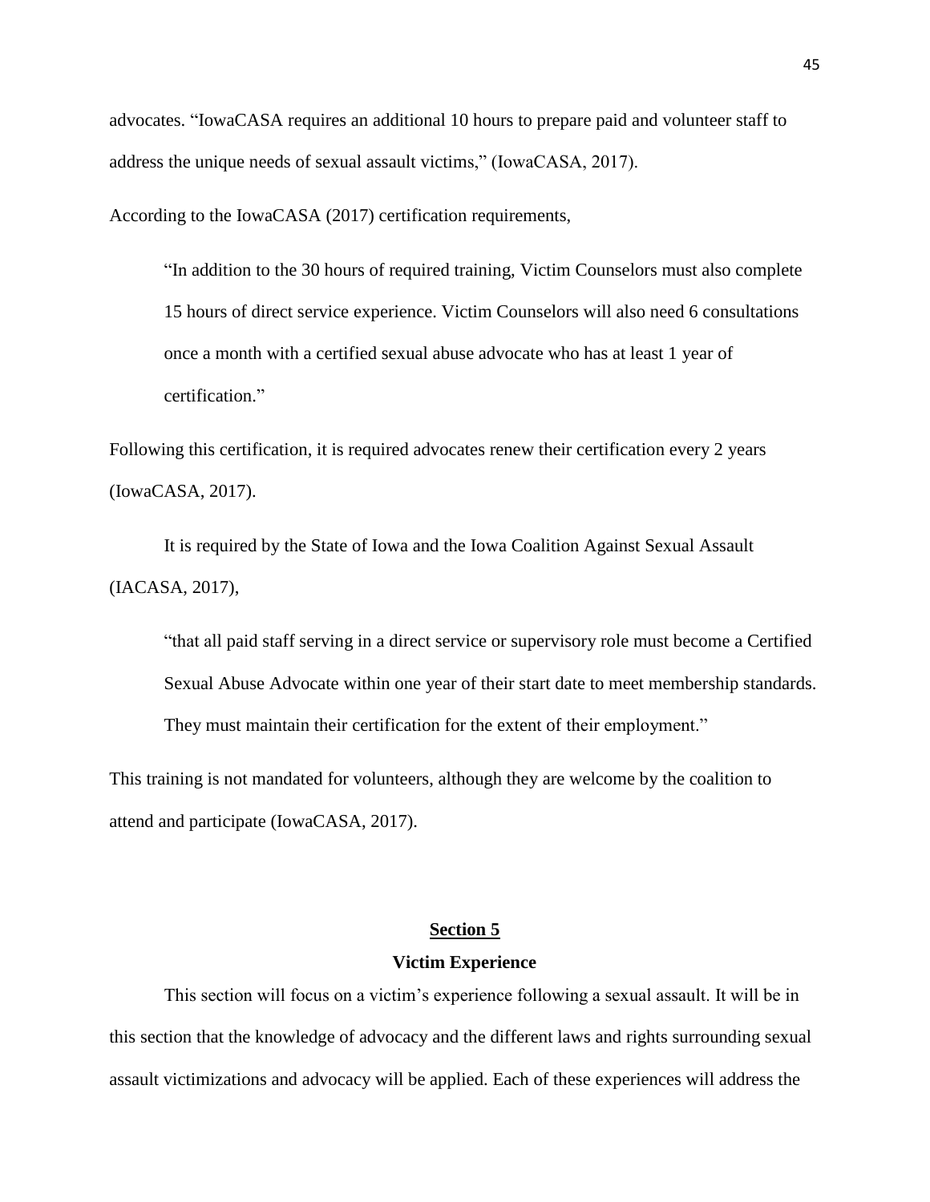advocates. "IowaCASA requires an additional 10 hours to prepare paid and volunteer staff to address the unique needs of sexual assault victims," (IowaCASA, 2017).

According to the IowaCASA (2017) certification requirements,

> "In addition to the 30 hours of required training, Victim Counselors must also complete 15 hours of direct service experience. Victim Counselors will also need 6 consultations once a month with a certified sexual abuse advocate who has at least 1 year of certification."

Following this certification, it is required advocates renew their certification every 2 years (IowaCASA, 2017).

It is required by the State of Iowa and the Iowa Coalition Against Sexual Assault (IACASA, 2017),

> "that all paid staff serving in a direct service or supervisory role must become a Certified Sexual Abuse Advocate within one year of their start date to meet membership standards. They must maintain their certification for the extent of their employment."

This training is not mandated for volunteers, although they are welcome by the coalition to attend and participate (IowaCASA, 2017).

## Section 5

### Victim Experience

This section will focus on a victim's experience following a sexual assault. It will be in this section that the knowledge of advocacy and the different laws and rights surrounding sexual assault victimizations and advocacy will be applied. Each of these experiences will address the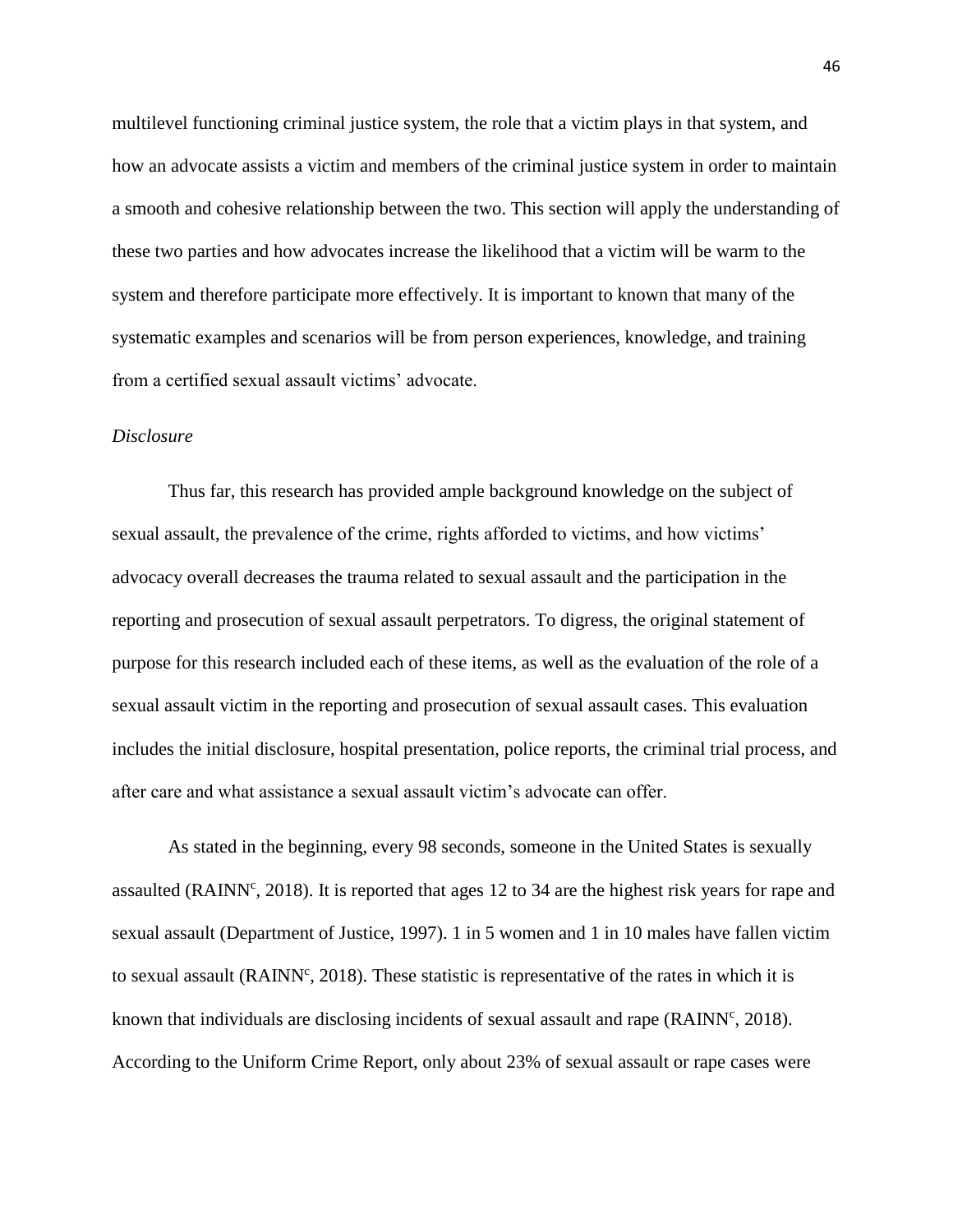multilevel functioning criminal justice system, the role that a victim plays in that system, and how an advocate assists a victim and members of the criminal justice system in order to maintain a smooth and cohesive relationship between the two. This section will apply the understanding of these two parties and how advocates increase the likelihood that a victim will be warm to the system and therefore participate more effectively. It is important to known that many of the systematic examples and scenarios will be from person experiences, knowledge, and training from a certified sexual assault victims' advocate.

*Disclosure*

Thus far, this research has provided ample background knowledge on the subject of sexual assault, the prevalence of the crime, rights afforded to victims, and how victims' advocacy overall decreases the trauma related to sexual assault and the participation in the reporting and prosecution of sexual assault perpetrators. To digress, the original statement of purpose for this research included each of these items, as well as the evaluation of the role of a sexual assault victim in the reporting and prosecution of sexual assault cases. This evaluation includes the initial disclosure, hospital presentation, police reports, the criminal trial process, and after care and what assistance a sexual assault victim's advocate can offer.

As stated in the beginning, every 98 seconds, someone in the United States is sexually assaulted (RAINN[c], 2018). It is reported that ages 12 to 34 are the highest risk years for rape and sexual assault (Department of Justice, 1997). 1 in 5 women and 1 in 10 males have fallen victim to sexual assault (RAINN[c], 2018). These statistic is representative of the rates in which it is known that individuals are disclosing incidents of sexual assault and rape (RAINN[c], 2018). According to the Uniform Crime Report, only about 23% of sexual assault or rape cases were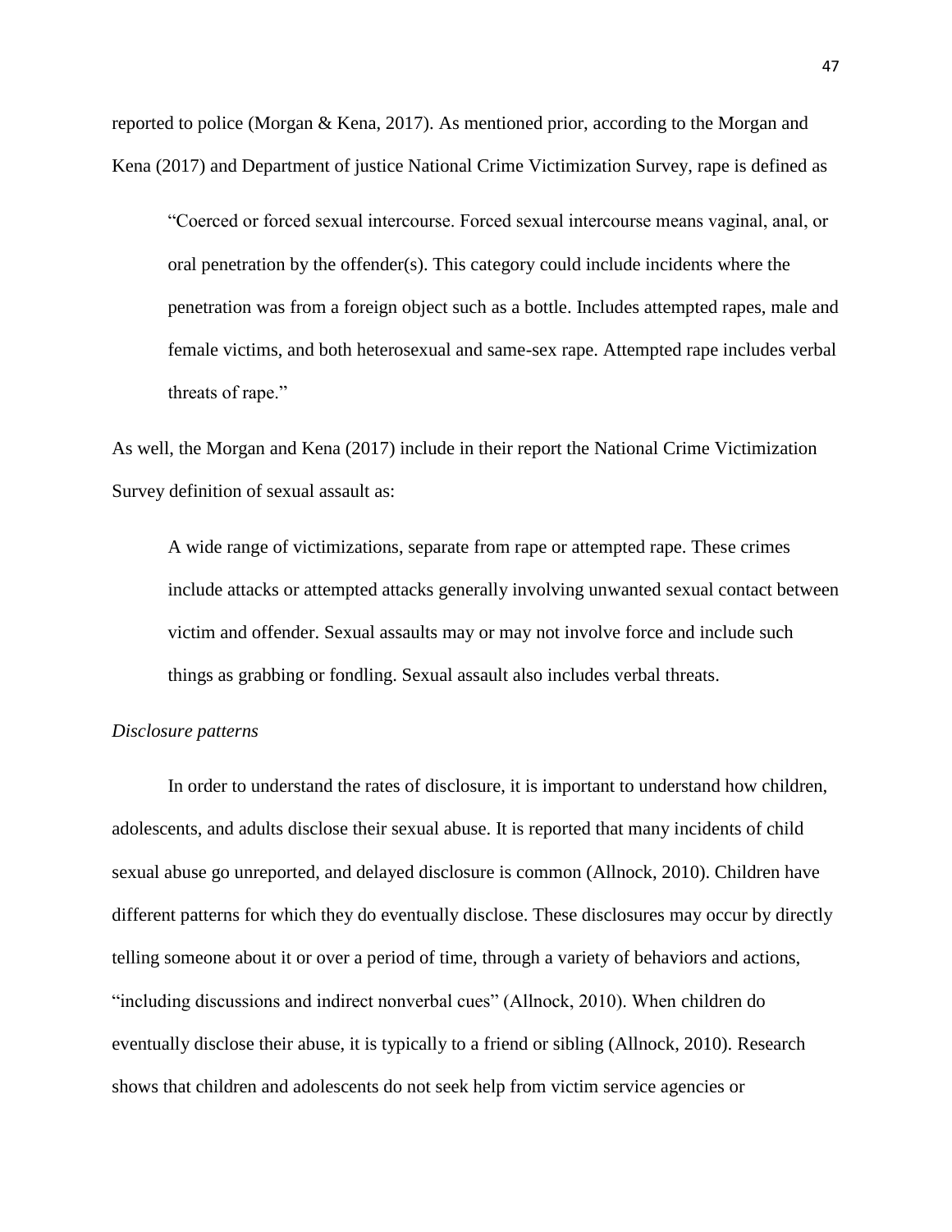reported to police (Morgan & Kena, 2017). As mentioned prior, according to the Morgan and Kena (2017) and Department of justice National Crime Victimization Survey, rape is defined as

> "Coerced or forced sexual intercourse. Forced sexual intercourse means vaginal, anal, or oral penetration by the offender(s). This category could include incidents where the penetration was from a foreign object such as a bottle. Includes attempted rapes, male and female victims, and both heterosexual and same-sex rape. Attempted rape includes verbal threats of rape."

As well, the Morgan and Kena (2017) include in their report the National Crime Victimization Survey definition of sexual assault as:

> A wide range of victimizations, separate from rape or attempted rape. These crimes include attacks or attempted attacks generally involving unwanted sexual contact between victim and offender. Sexual assaults may or may not involve force and include such things as grabbing or fondling. Sexual assault also includes verbal threats.

*Disclosure patterns*

In order to understand the rates of disclosure, it is important to understand how children, adolescents, and adults disclose their sexual abuse. It is reported that many incidents of child sexual abuse go unreported, and delayed disclosure is common (Allnock, 2010). Children have different patterns for which they do eventually disclose. These disclosures may occur by directly telling someone about it or over a period of time, through a variety of behaviors and actions, "including discussions and indirect nonverbal cues" (Allnock, 2010). When children do eventually disclose their abuse, it is typically to a friend or sibling (Allnock, 2010). Research shows that children and adolescents do not seek help from victim service agencies or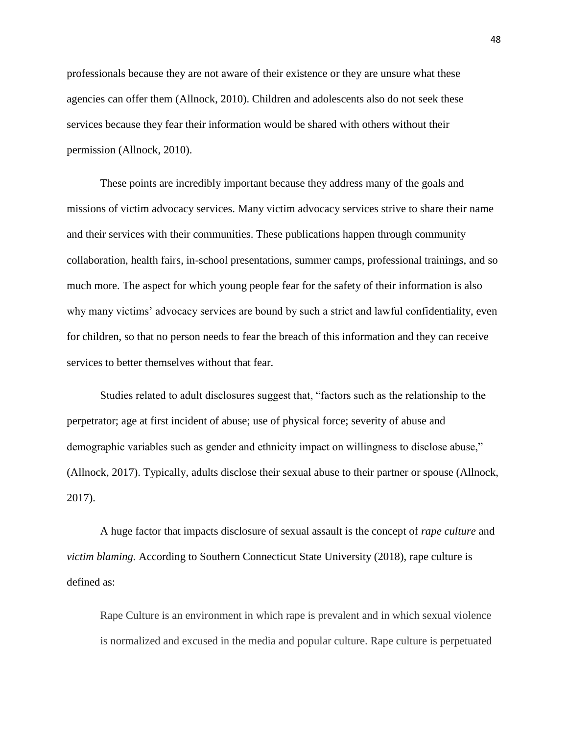professionals because they are not aware of their existence or they are unsure what these agencies can offer them (Allnock, 2010). Children and adolescents also do not seek these services because they fear their information would be shared with others without their permission (Allnock, 2010).

These points are incredibly important because they address many of the goals and missions of victim advocacy services. Many victim advocacy services strive to share their name and their services with their communities. These publications happen through community collaboration, health fairs, in-school presentations, summer camps, professional trainings, and so much more. The aspect for which young people fear for the safety of their information is also why many victims' advocacy services are bound by such a strict and lawful confidentiality, even for children, so that no person needs to fear the breach of this information and they can receive services to better themselves without that fear.

Studies related to adult disclosures suggest that, "factors such as the relationship to the perpetrator; age at first incident of abuse; use of physical force; severity of abuse and demographic variables such as gender and ethnicity impact on willingness to disclose abuse," (Allnock, 2017). Typically, adults disclose their sexual abuse to their partner or spouse (Allnock, 2017).

A huge factor that impacts disclosure of sexual assault is the concept of *rape culture* and *victim blaming.* According to Southern Connecticut State University (2018), rape culture is defined as:

> Rape Culture is an environment in which rape is prevalent and in which sexual violence is normalized and excused in the media and popular culture. Rape culture is perpetuated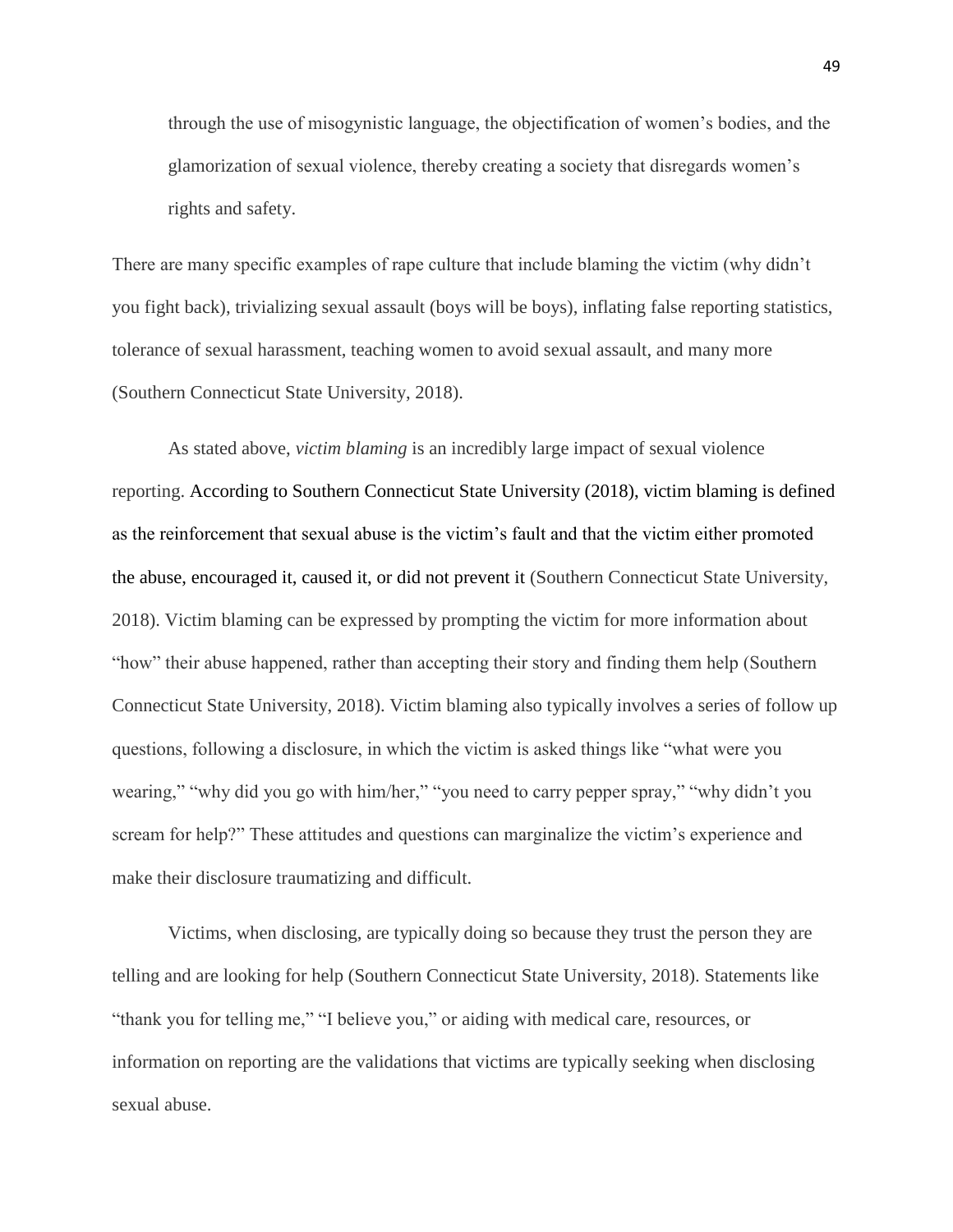through the use of misogynistic language, the objectification of women's bodies, and the glamorization of sexual violence, thereby creating a society that disregards women's rights and safety.

There are many specific examples of rape culture that include blaming the victim (why didn't you fight back), trivializing sexual assault (boys will be boys), inflating false reporting statistics, tolerance of sexual harassment, teaching women to avoid sexual assault, and many more (Southern Connecticut State University, 2018).

As stated above, *victim blaming* is an incredibly large impact of sexual violence reporting. According to Southern Connecticut State University (2018), victim blaming is defined as the reinforcement that sexual abuse is the victim's fault and that the victim either promoted the abuse, encouraged it, caused it, or did not prevent it (Southern Connecticut State University, 2018). Victim blaming can be expressed by prompting the victim for more information about "how" their abuse happened, rather than accepting their story and finding them help (Southern Connecticut State University, 2018). Victim blaming also typically involves a series of follow up questions, following a disclosure, in which the victim is asked things like "what were you wearing," "why did you go with him/her," "you need to carry pepper spray," "why didn't you scream for help?" These attitudes and questions can marginalize the victim's experience and make their disclosure traumatizing and difficult.

Victims, when disclosing, are typically doing so because they trust the person they are telling and are looking for help (Southern Connecticut State University, 2018). Statements like "thank you for telling me," "I believe you," or aiding with medical care, resources, or information on reporting are the validations that victims are typically seeking when disclosing sexual abuse.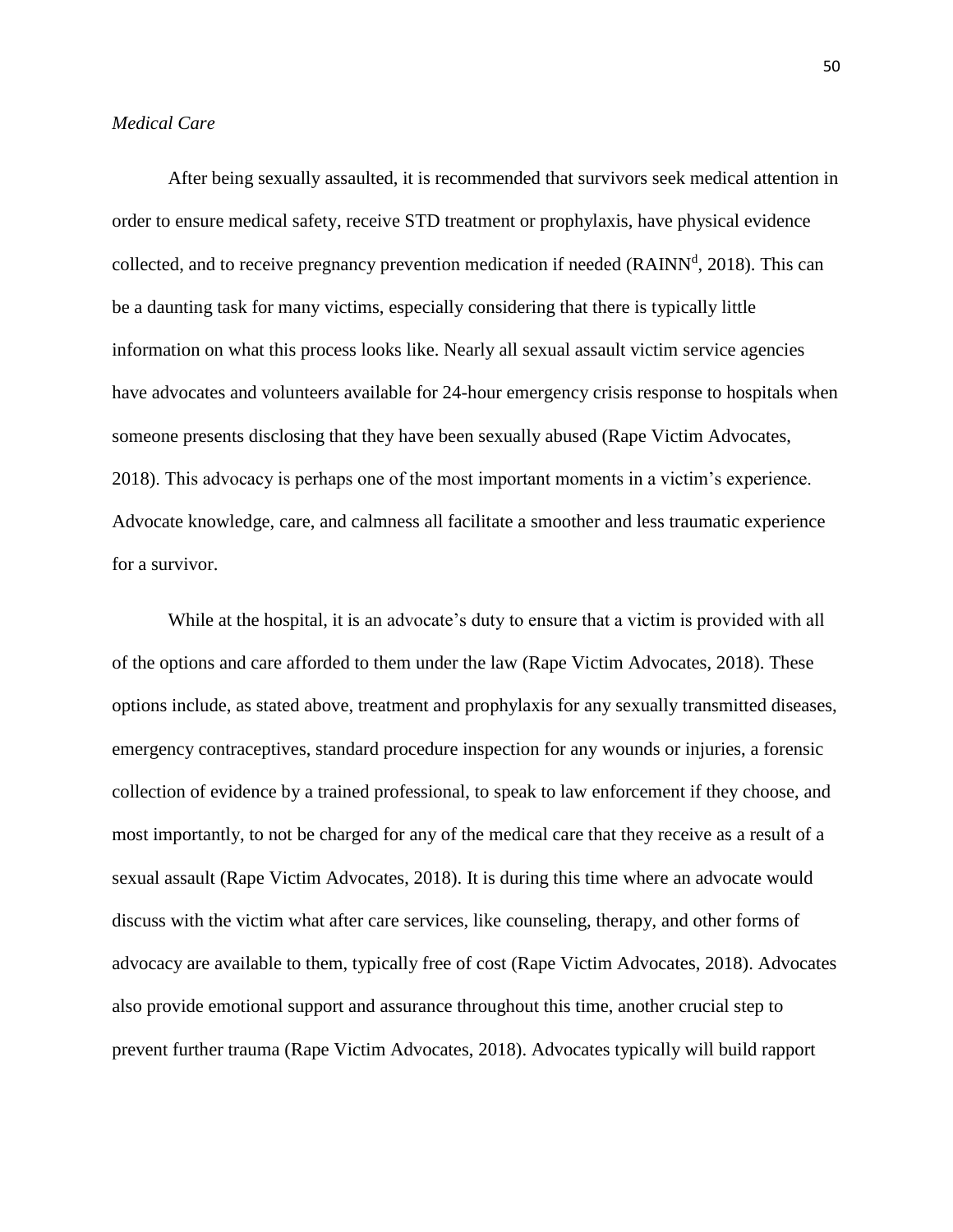*Medical Care*

After being sexually assaulted, it is recommended that survivors seek medical attention in order to ensure medical safety, receive STD treatment or prophylaxis, have physical evidence collected, and to receive pregnancy prevention medication if needed (RAINN[d], 2018). This can be a daunting task for many victims, especially considering that there is typically little information on what this process looks like. Nearly all sexual assault victim service agencies have advocates and volunteers available for 24-hour emergency crisis response to hospitals when someone presents disclosing that they have been sexually abused (Rape Victim Advocates, 2018). This advocacy is perhaps one of the most important moments in a victim's experience. Advocate knowledge, care, and calmness all facilitate a smoother and less traumatic experience for a survivor.

While at the hospital, it is an advocate's duty to ensure that a victim is provided with all of the options and care afforded to them under the law (Rape Victim Advocates, 2018). These options include, as stated above, treatment and prophylaxis for any sexually transmitted diseases, emergency contraceptives, standard procedure inspection for any wounds or injuries, a forensic collection of evidence by a trained professional, to speak to law enforcement if they choose, and most importantly, to not be charged for any of the medical care that they receive as a result of a sexual assault (Rape Victim Advocates, 2018). It is during this time where an advocate would discuss with the victim what after care services, like counseling, therapy, and other forms of advocacy are available to them, typically free of cost (Rape Victim Advocates, 2018). Advocates also provide emotional support and assurance throughout this time, another crucial step to prevent further trauma (Rape Victim Advocates, 2018). Advocates typically will build rapport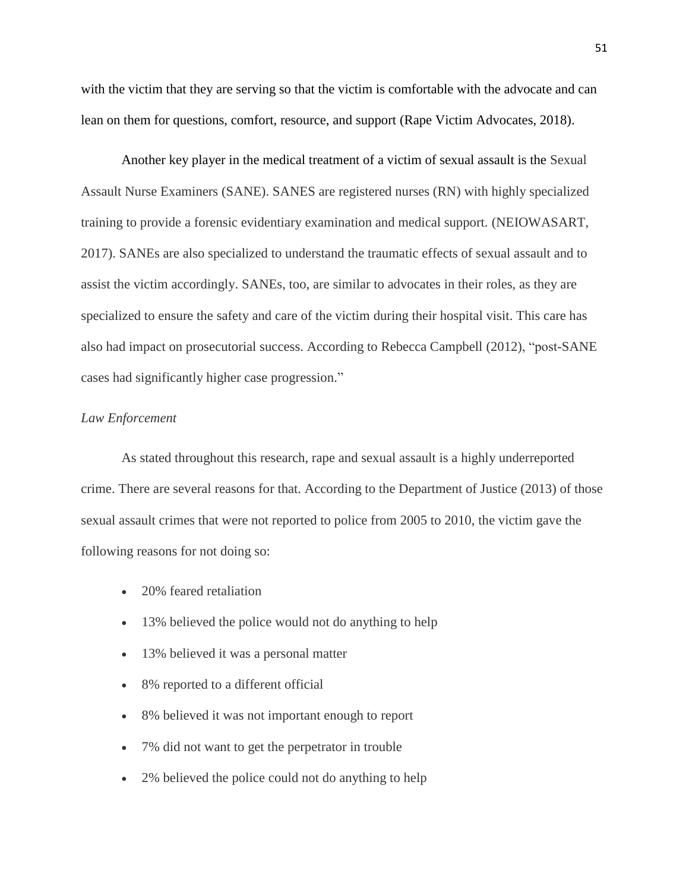with the victim that they are serving so that the victim is comfortable with the advocate and can lean on them for questions, comfort, resource, and support (Rape Victim Advocates, 2018).

Another key player in the medical treatment of a victim of sexual assault is the Sexual Assault Nurse Examiners (SANE). SANES are registered nurses (RN) with highly specialized training to provide a forensic evidentiary examination and medical support. (NEIOWASART, 2017). SANEs are also specialized to understand the traumatic effects of sexual assault and to assist the victim accordingly. SANEs, too, are similar to advocates in their roles, as they are specialized to ensure the safety and care of the victim during their hospital visit. This care has also had impact on prosecutorial success. According to Rebecca Campbell (2012), "post-SANE cases had significantly higher case progression."

*Law Enforcement*

As stated throughout this research, rape and sexual assault is a highly underreported crime. There are several reasons for that. According to the Department of Justice (2013) of those sexual assault crimes that were not reported to police from 2005 to 2010, the victim gave the following reasons for not doing so:

- 20% feared retaliation
- 13% believed the police would not do anything to help
- 13% believed it was a personal matter
- 8% reported to a different official
- 8% believed it was not important enough to report
- 7% did not want to get the perpetrator in trouble
- 2% believed the police could not do anything to help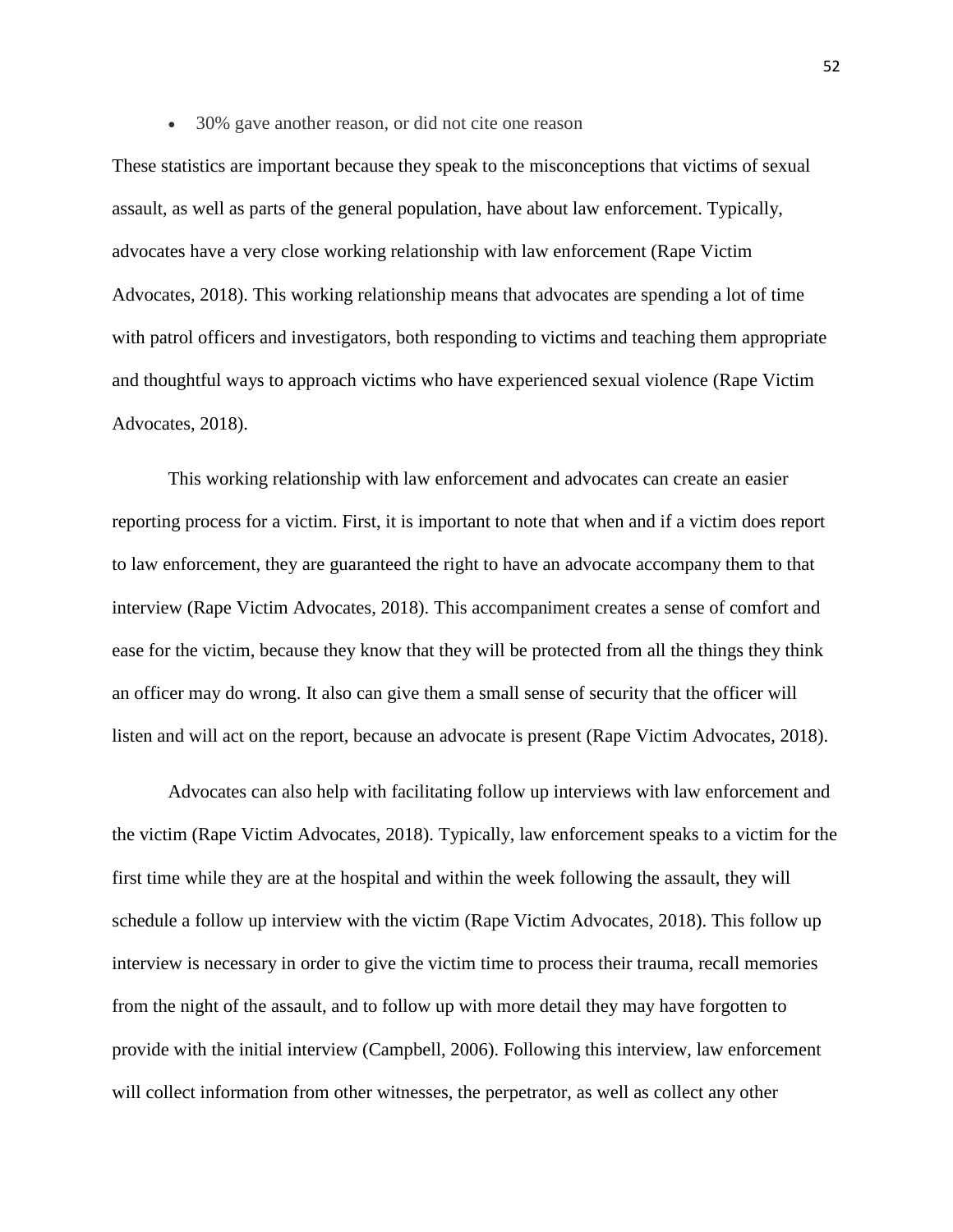- 30% gave another reason, or did not cite one reason

These statistics are important because they speak to the misconceptions that victims of sexual assault, as well as parts of the general population, have about law enforcement. Typically, advocates have a very close working relationship with law enforcement (Rape Victim Advocates, 2018). This working relationship means that advocates are spending a lot of time with patrol officers and investigators, both responding to victims and teaching them appropriate and thoughtful ways to approach victims who have experienced sexual violence (Rape Victim Advocates, 2018).

This working relationship with law enforcement and advocates can create an easier reporting process for a victim. First, it is important to note that when and if a victim does report to law enforcement, they are guaranteed the right to have an advocate accompany them to that interview (Rape Victim Advocates, 2018). This accompaniment creates a sense of comfort and ease for the victim, because they know that they will be protected from all the things they think an officer may do wrong. It also can give them a small sense of security that the officer will listen and will act on the report, because an advocate is present (Rape Victim Advocates, 2018).

Advocates can also help with facilitating follow up interviews with law enforcement and the victim (Rape Victim Advocates, 2018). Typically, law enforcement speaks to a victim for the first time while they are at the hospital and within the week following the assault, they will schedule a follow up interview with the victim (Rape Victim Advocates, 2018). This follow up interview is necessary in order to give the victim time to process their trauma, recall memories from the night of the assault, and to follow up with more detail they may have forgotten to provide with the initial interview (Campbell, 2006). Following this interview, law enforcement will collect information from other witnesses, the perpetrator, as well as collect any other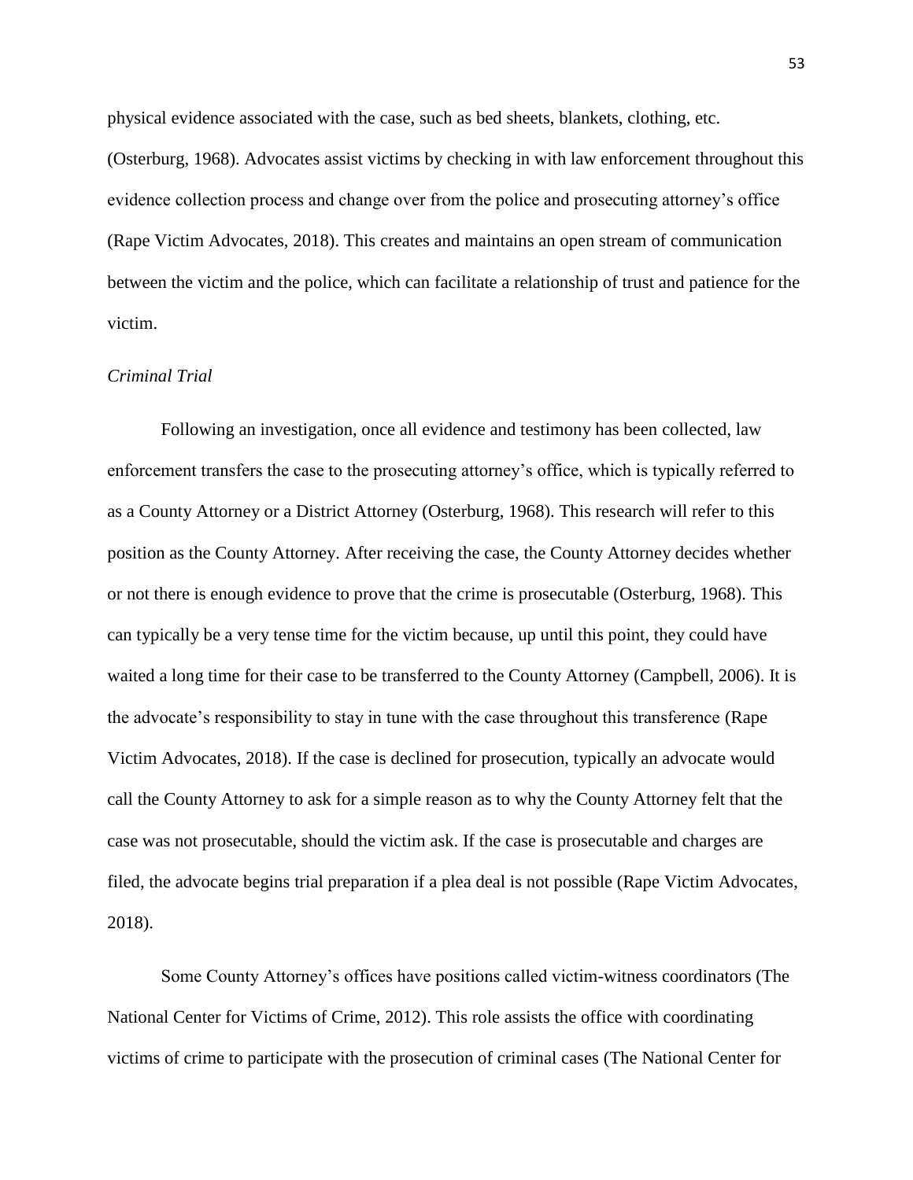physical evidence associated with the case, such as bed sheets, blankets, clothing, etc. (Osterburg, 1968). Advocates assist victims by checking in with law enforcement throughout this evidence collection process and change over from the police and prosecuting attorney's office (Rape Victim Advocates, 2018). This creates and maintains an open stream of communication between the victim and the police, which can facilitate a relationship of trust and patience for the victim.

*Criminal Trial*

Following an investigation, once all evidence and testimony has been collected, law enforcement transfers the case to the prosecuting attorney's office, which is typically referred to as a County Attorney or a District Attorney (Osterburg, 1968). This research will refer to this position as the County Attorney. After receiving the case, the County Attorney decides whether or not there is enough evidence to prove that the crime is prosecutable (Osterburg, 1968). This can typically be a very tense time for the victim because, up until this point, they could have waited a long time for their case to be transferred to the County Attorney (Campbell, 2006). It is the advocate's responsibility to stay in tune with the case throughout this transference (Rape Victim Advocates, 2018). If the case is declined for prosecution, typically an advocate would call the County Attorney to ask for a simple reason as to why the County Attorney felt that the case was not prosecutable, should the victim ask. If the case is prosecutable and charges are filed, the advocate begins trial preparation if a plea deal is not possible (Rape Victim Advocates, 2018).

Some County Attorney's offices have positions called victim-witness coordinators (The National Center for Victims of Crime, 2012). This role assists the office with coordinating victims of crime to participate with the prosecution of criminal cases (The National Center for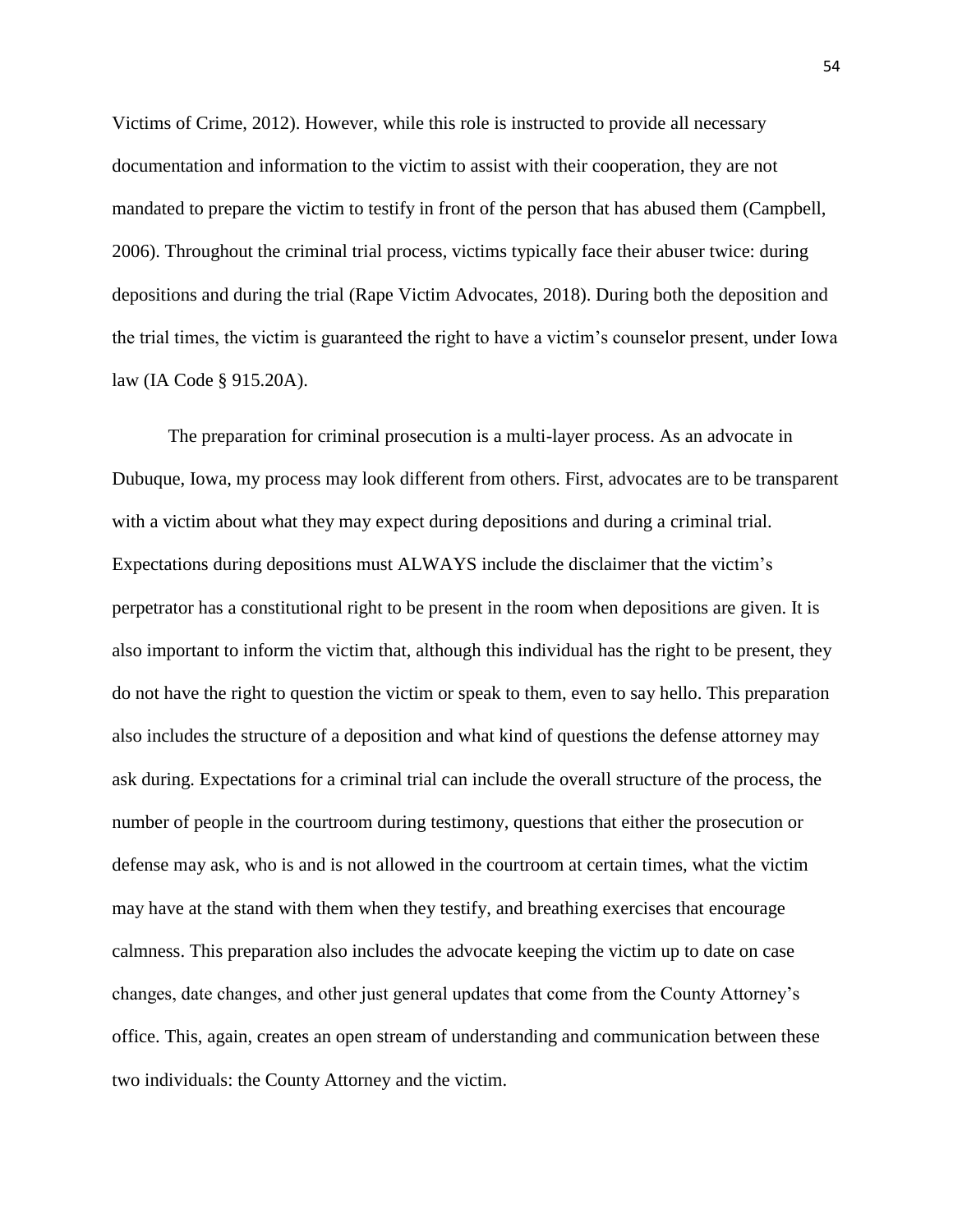Victims of Crime, 2012). However, while this role is instructed to provide all necessary documentation and information to the victim to assist with their cooperation, they are not mandated to prepare the victim to testify in front of the person that has abused them (Campbell, 2006). Throughout the criminal trial process, victims typically face their abuser twice: during depositions and during the trial (Rape Victim Advocates, 2018). During both the deposition and the trial times, the victim is guaranteed the right to have a victim's counselor present, under Iowa law (IA Code § 915.20A).

The preparation for criminal prosecution is a multi-layer process. As an advocate in Dubuque, Iowa, my process may look different from others. First, advocates are to be transparent with a victim about what they may expect during depositions and during a criminal trial. Expectations during depositions must ALWAYS include the disclaimer that the victim's perpetrator has a constitutional right to be present in the room when depositions are given. It is also important to inform the victim that, although this individual has the right to be present, they do not have the right to question the victim or speak to them, even to say hello. This preparation also includes the structure of a deposition and what kind of questions the defense attorney may ask during. Expectations for a criminal trial can include the overall structure of the process, the number of people in the courtroom during testimony, questions that either the prosecution or defense may ask, who is and is not allowed in the courtroom at certain times, what the victim may have at the stand with them when they testify, and breathing exercises that encourage calmness. This preparation also includes the advocate keeping the victim up to date on case changes, date changes, and other just general updates that come from the County Attorney's office. This, again, creates an open stream of understanding and communication between these two individuals: the County Attorney and the victim.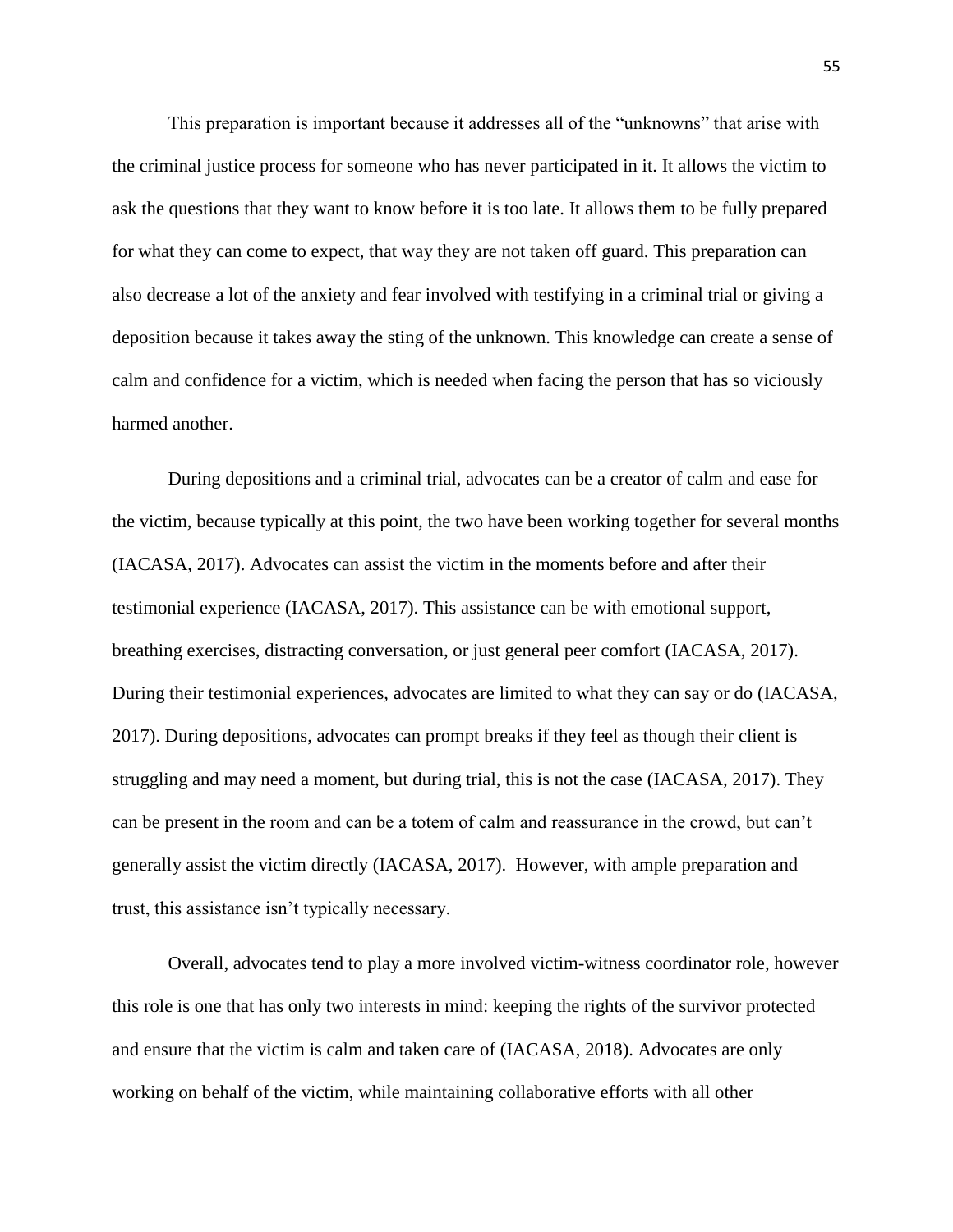This preparation is important because it addresses all of the "unknowns" that arise with the criminal justice process for someone who has never participated in it. It allows the victim to ask the questions that they want to know before it is too late. It allows them to be fully prepared for what they can come to expect, that way they are not taken off guard. This preparation can also decrease a lot of the anxiety and fear involved with testifying in a criminal trial or giving a deposition because it takes away the sting of the unknown. This knowledge can create a sense of calm and confidence for a victim, which is needed when facing the person that has so viciously harmed another.

During depositions and a criminal trial, advocates can be a creator of calm and ease for the victim, because typically at this point, the two have been working together for several months (IACASA, 2017). Advocates can assist the victim in the moments before and after their testimonial experience (IACASA, 2017). This assistance can be with emotional support, breathing exercises, distracting conversation, or just general peer comfort (IACASA, 2017). During their testimonial experiences, advocates are limited to what they can say or do (IACASA, 2017). During depositions, advocates can prompt breaks if they feel as though their client is struggling and may need a moment, but during trial, this is not the case (IACASA, 2017). They can be present in the room and can be a totem of calm and reassurance in the crowd, but can't generally assist the victim directly (IACASA, 2017). However, with ample preparation and trust, this assistance isn't typically necessary.

Overall, advocates tend to play a more involved victim-witness coordinator role, however this role is one that has only two interests in mind: keeping the rights of the survivor protected and ensure that the victim is calm and taken care of (IACASA, 2018). Advocates are only working on behalf of the victim, while maintaining collaborative efforts with all other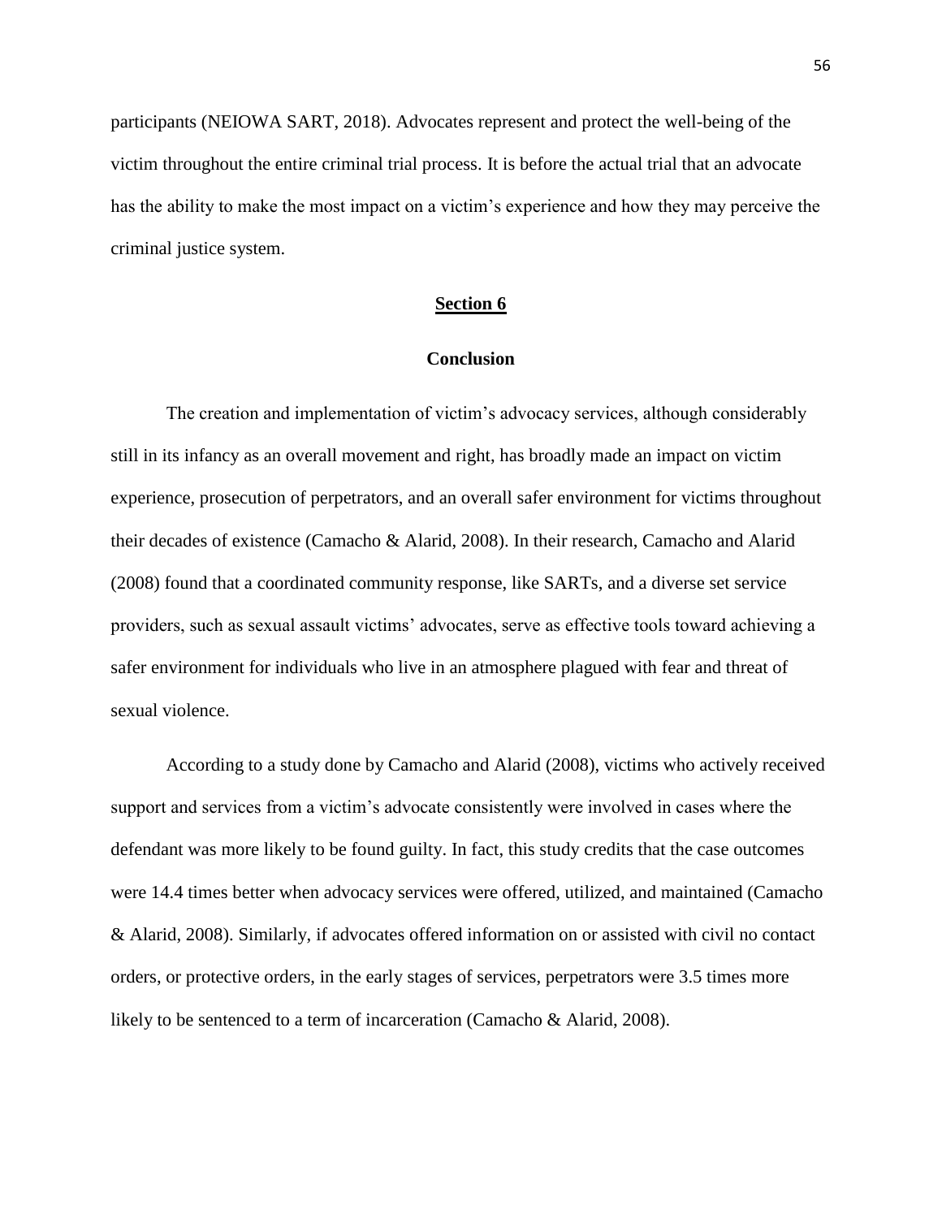participants (NEIOWA SART, 2018). Advocates represent and protect the well-being of the victim throughout the entire criminal trial process. It is before the actual trial that an advocate has the ability to make the most impact on a victim's experience and how they may perceive the criminal justice system.

## Section 6

### Conclusion

The creation and implementation of victim's advocacy services, although considerably still in its infancy as an overall movement and right, has broadly made an impact on victim experience, prosecution of perpetrators, and an overall safer environment for victims throughout their decades of existence (Camacho & Alarid, 2008). In their research, Camacho and Alarid (2008) found that a coordinated community response, like SARTs, and a diverse set service providers, such as sexual assault victims' advocates, serve as effective tools toward achieving a safer environment for individuals who live in an atmosphere plagued with fear and threat of sexual violence.

According to a study done by Camacho and Alarid (2008), victims who actively received support and services from a victim's advocate consistently were involved in cases where the defendant was more likely to be found guilty. In fact, this study credits that the case outcomes were 14.4 times better when advocacy services were offered, utilized, and maintained (Camacho & Alarid, 2008). Similarly, if advocates offered information on or assisted with civil no contact orders, or protective orders, in the early stages of services, perpetrators were 3.5 times more likely to be sentenced to a term of incarceration (Camacho & Alarid, 2008).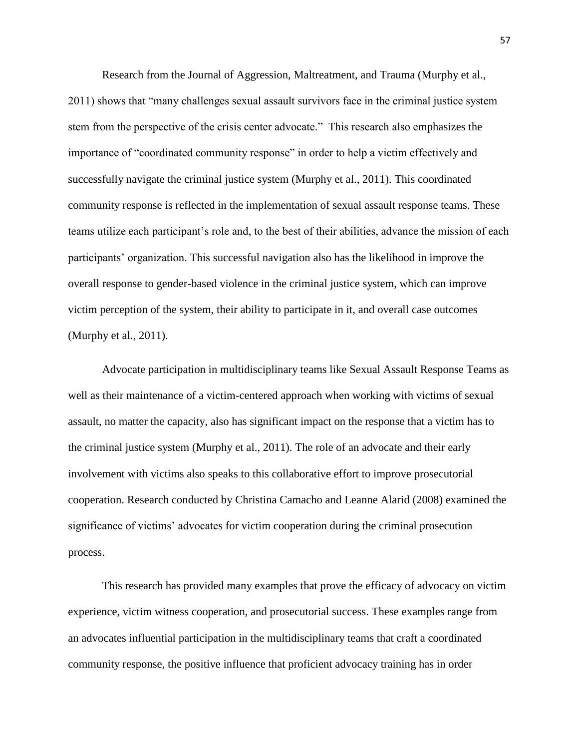Research from the Journal of Aggression, Maltreatment, and Trauma (Murphy et al., 2011) shows that "many challenges sexual assault survivors face in the criminal justice system stem from the perspective of the crisis center advocate." This research also emphasizes the importance of "coordinated community response" in order to help a victim effectively and successfully navigate the criminal justice system (Murphy et al., 2011). This coordinated community response is reflected in the implementation of sexual assault response teams. These teams utilize each participant's role and, to the best of their abilities, advance the mission of each participants' organization. This successful navigation also has the likelihood in improve the overall response to gender-based violence in the criminal justice system, which can improve victim perception of the system, their ability to participate in it, and overall case outcomes (Murphy et al., 2011).

Advocate participation in multidisciplinary teams like Sexual Assault Response Teams as well as their maintenance of a victim-centered approach when working with victims of sexual assault, no matter the capacity, also has significant impact on the response that a victim has to the criminal justice system (Murphy et al., 2011). The role of an advocate and their early involvement with victims also speaks to this collaborative effort to improve prosecutorial cooperation. Research conducted by Christina Camacho and Leanne Alarid (2008) examined the significance of victims' advocates for victim cooperation during the criminal prosecution process.

This research has provided many examples that prove the efficacy of advocacy on victim experience, victim witness cooperation, and prosecutorial success. These examples range from an advocates influential participation in the multidisciplinary teams that craft a coordinated community response, the positive influence that proficient advocacy training has in order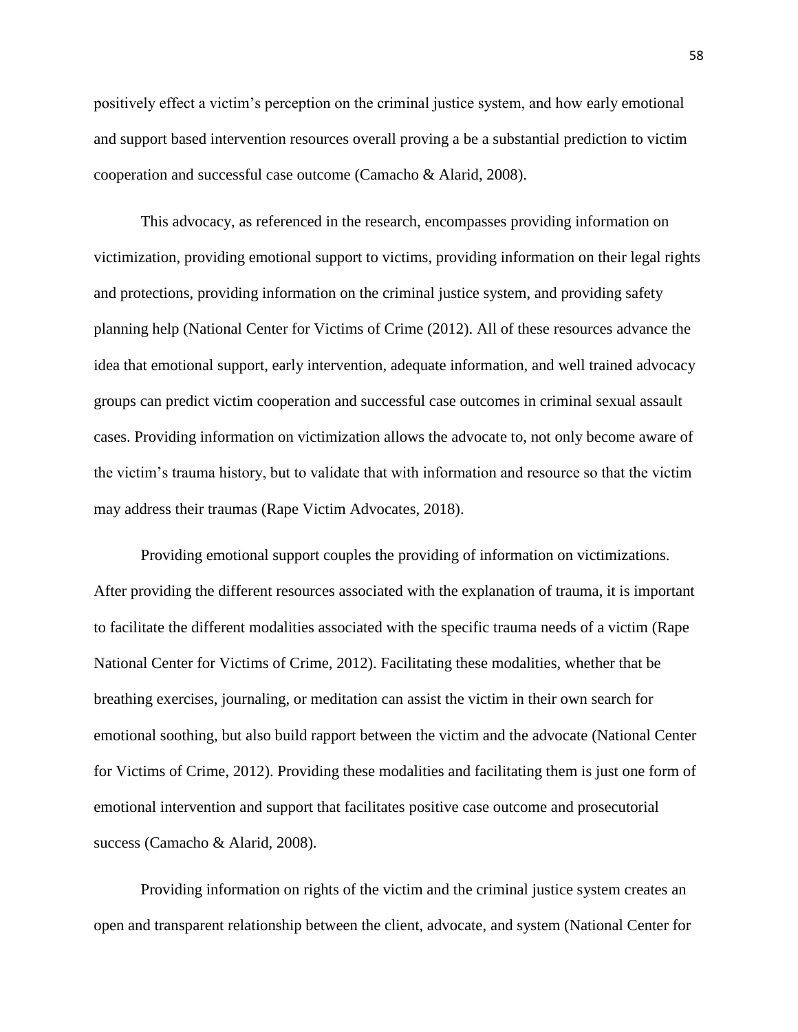positively effect a victim's perception on the criminal justice system, and how early emotional and support based intervention resources overall proving a be a substantial prediction to victim cooperation and successful case outcome (Camacho & Alarid, 2008).

This advocacy, as referenced in the research, encompasses providing information on victimization, providing emotional support to victims, providing information on their legal rights and protections, providing information on the criminal justice system, and providing safety planning help (National Center for Victims of Crime (2012). All of these resources advance the idea that emotional support, early intervention, adequate information, and well trained advocacy groups can predict victim cooperation and successful case outcomes in criminal sexual assault cases. Providing information on victimization allows the advocate to, not only become aware of the victim's trauma history, but to validate that with information and resource so that the victim may address their traumas (Rape Victim Advocates, 2018).

Providing emotional support couples the providing of information on victimizations. After providing the different resources associated with the explanation of trauma, it is important to facilitate the different modalities associated with the specific trauma needs of a victim (Rape National Center for Victims of Crime, 2012). Facilitating these modalities, whether that be breathing exercises, journaling, or meditation can assist the victim in their own search for emotional soothing, but also build rapport between the victim and the advocate (National Center for Victims of Crime, 2012). Providing these modalities and facilitating them is just one form of emotional intervention and support that facilitates positive case outcome and prosecutorial success (Camacho & Alarid, 2008).

Providing information on rights of the victim and the criminal justice system creates an open and transparent relationship between the client, advocate, and system (National Center for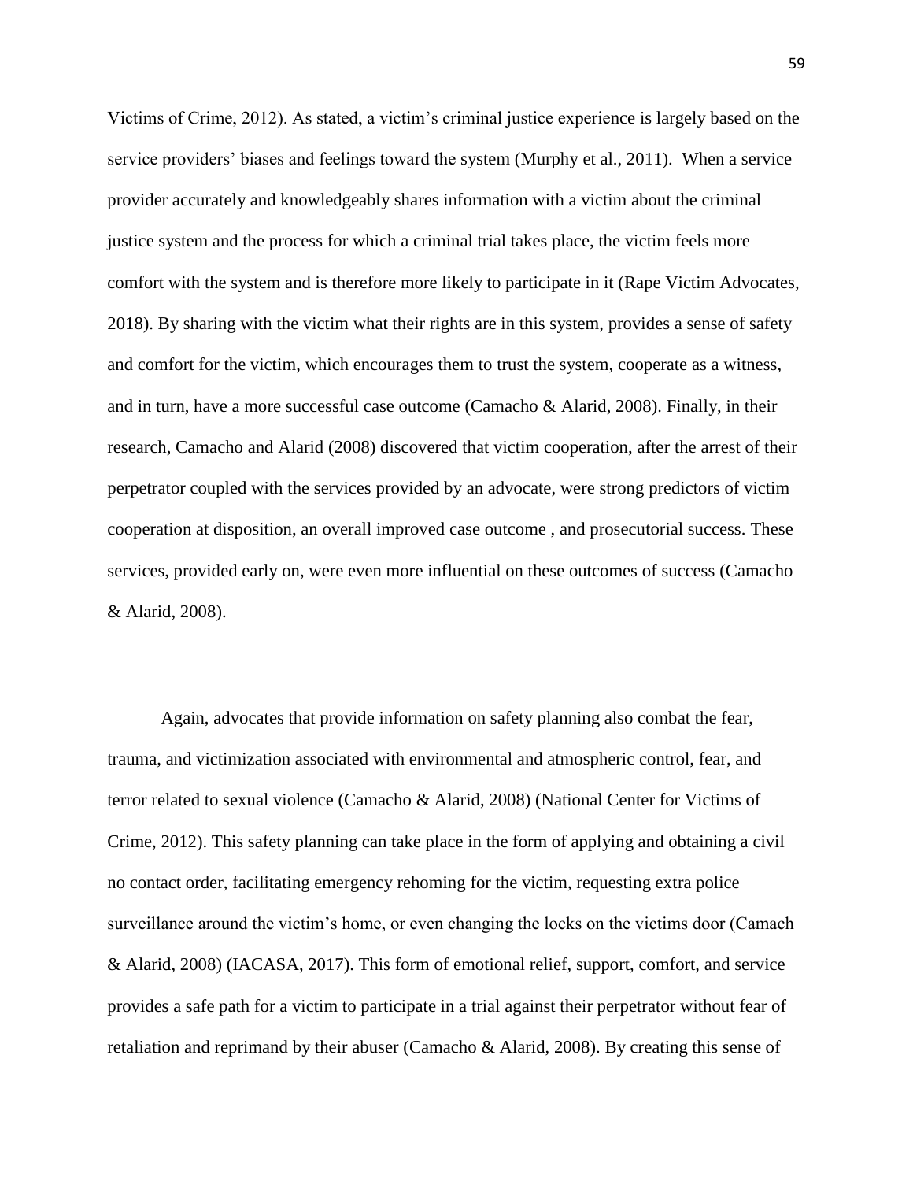Victims of Crime, 2012). As stated, a victim's criminal justice experience is largely based on the service providers' biases and feelings toward the system (Murphy et al., 2011). When a service provider accurately and knowledgeably shares information with a victim about the criminal justice system and the process for which a criminal trial takes place, the victim feels more comfort with the system and is therefore more likely to participate in it (Rape Victim Advocates, 2018). By sharing with the victim what their rights are in this system, provides a sense of safety and comfort for the victim, which encourages them to trust the system, cooperate as a witness, and in turn, have a more successful case outcome (Camacho & Alarid, 2008). Finally, in their research, Camacho and Alarid (2008) discovered that victim cooperation, after the arrest of their perpetrator coupled with the services provided by an advocate, were strong predictors of victim cooperation at disposition, an overall improved case outcome , and prosecutorial success. These services, provided early on, were even more influential on these outcomes of success (Camacho & Alarid, 2008).

Again, advocates that provide information on safety planning also combat the fear, trauma, and victimization associated with environmental and atmospheric control, fear, and terror related to sexual violence (Camacho & Alarid, 2008) (National Center for Victims of Crime, 2012). This safety planning can take place in the form of applying and obtaining a civil no contact order, facilitating emergency rehoming for the victim, requesting extra police surveillance around the victim's home, or even changing the locks on the victims door (Camach & Alarid, 2008) (IACASA, 2017). This form of emotional relief, support, comfort, and service provides a safe path for a victim to participate in a trial against their perpetrator without fear of retaliation and reprimand by their abuser (Camacho & Alarid, 2008). By creating this sense of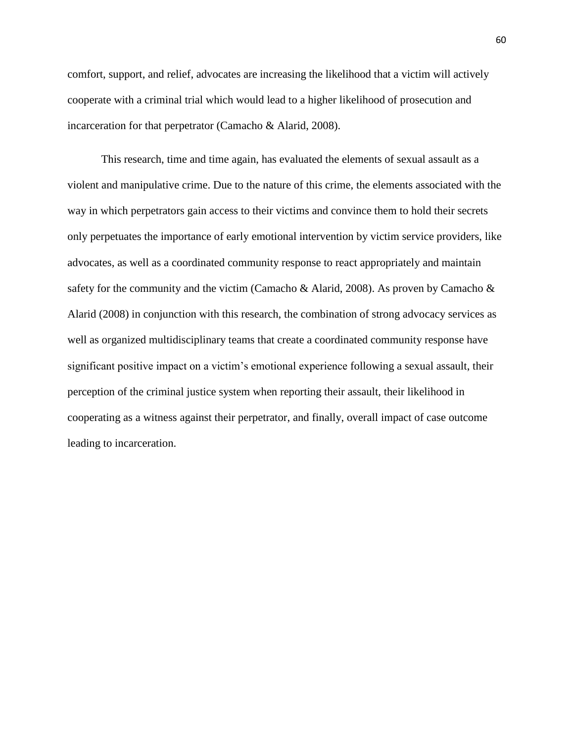comfort, support, and relief, advocates are increasing the likelihood that a victim will actively cooperate with a criminal trial which would lead to a higher likelihood of prosecution and incarceration for that perpetrator (Camacho & Alarid, 2008).

This research, time and time again, has evaluated the elements of sexual assault as a violent and manipulative crime. Due to the nature of this crime, the elements associated with the way in which perpetrators gain access to their victims and convince them to hold their secrets only perpetuates the importance of early emotional intervention by victim service providers, like advocates, as well as a coordinated community response to react appropriately and maintain safety for the community and the victim (Camacho & Alarid, 2008). As proven by Camacho & Alarid (2008) in conjunction with this research, the combination of strong advocacy services as well as organized multidisciplinary teams that create a coordinated community response have significant positive impact on a victim's emotional experience following a sexual assault, their perception of the criminal justice system when reporting their assault, their likelihood in cooperating as a witness against their perpetrator, and finally, overall impact of case outcome leading to incarceration.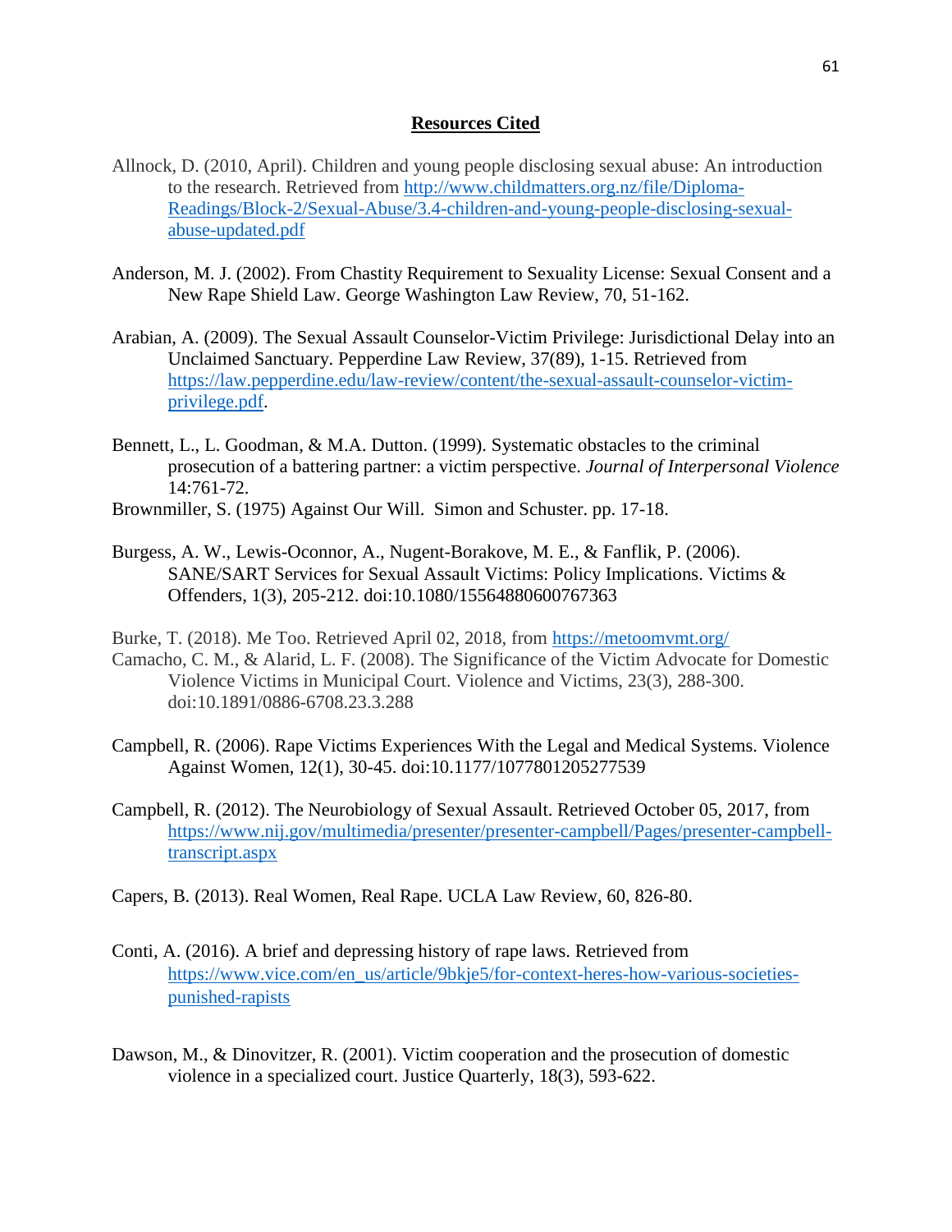## Resources Cited

Allnock, D. (2010, April). Children and young people disclosing sexual abuse: An introduction to the research. Retrieved from http://www.childmatters.org.nz/file/Diploma-Readings/Block-2/Sexual-Abuse/3.4-children-and-young-people-disclosing-sexual-abuse-updated.pdf

Anderson, M. J. (2002). From Chastity Requirement to Sexuality License: Sexual Consent and a New Rape Shield Law. George Washington Law Review, 70, 51-162.

Arabian, A. (2009). The Sexual Assault Counselor-Victim Privilege: Jurisdictional Delay into an Unclaimed Sanctuary. Pepperdine Law Review, 37(89), 1-15. Retrieved from https://law.pepperdine.edu/law-review/content/the-sexual-assault-counselor-victim-privilege.pdf.

Bennett, L., L. Goodman, & M.A. Dutton. (1999). Systematic obstacles to the criminal prosecution of a battering partner: a victim perspective. *Journal of Interpersonal Violence* 14:761-72.

Brownmiller, S. (1975) Against Our Will. Simon and Schuster. pp. 17-18.

Burgess, A. W., Lewis-Oconnor, A., Nugent-Borakove, M. E., & Fanflik, P. (2006). SANE/SART Services for Sexual Assault Victims: Policy Implications. Victims & Offenders, 1(3), 205-212. doi:10.1080/15564880600767363

Burke, T. (2018). Me Too. Retrieved April 02, 2018, from https://metoomvmt.org/

Camacho, C. M., & Alarid, L. F. (2008). The Significance of the Victim Advocate for Domestic Violence Victims in Municipal Court. Violence and Victims, 23(3), 288-300. doi:10.1891/0886-6708.23.3.288

Campbell, R. (2006). Rape Victims Experiences With the Legal and Medical Systems. Violence Against Women, 12(1), 30-45. doi:10.1177/1077801205277539

Campbell, R. (2012). The Neurobiology of Sexual Assault. Retrieved October 05, 2017, from https://www.nij.gov/multimedia/presenter/presenter-campbell/Pages/presenter-campbell-transcript.aspx

Capers, B. (2013). Real Women, Real Rape. UCLA Law Review, 60, 826-80.

Conti, A. (2016). A brief and depressing history of rape laws. Retrieved from https://www.vice.com/en_us/article/9bkje5/for-context-heres-how-various-societies-punished-rapists

Dawson, M., & Dinovitzer, R. (2001). Victim cooperation and the prosecution of domestic violence in a specialized court. Justice Quarterly, 18(3), 593-622.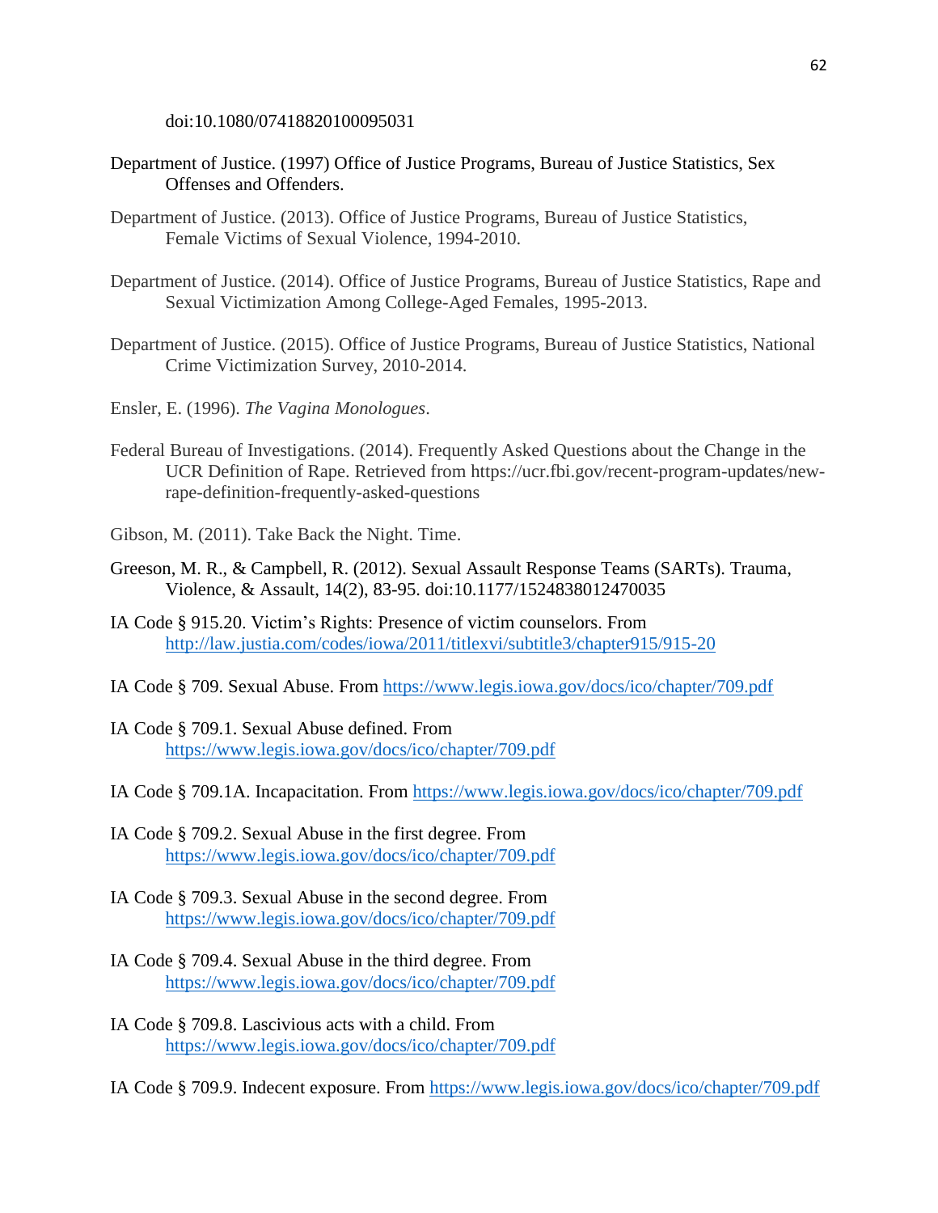doi:10.1080/07418820100095031

Department of Justice. (1997) Office of Justice Programs, Bureau of Justice Statistics, Sex Offenses and Offenders.

Department of Justice. (2013). Office of Justice Programs, Bureau of Justice Statistics, Female Victims of Sexual Violence, 1994-2010.

Department of Justice. (2014). Office of Justice Programs, Bureau of Justice Statistics, Rape and Sexual Victimization Among College-Aged Females, 1995-2013.

Department of Justice. (2015). Office of Justice Programs, Bureau of Justice Statistics, National Crime Victimization Survey, 2010-2014.

Ensler, E. (1996). *The Vagina Monologues*.

Federal Bureau of Investigations. (2014). Frequently Asked Questions about the Change in the UCR Definition of Rape. Retrieved from https://ucr.fbi.gov/recent-program-updates/new-rape-definition-frequently-asked-questions

Gibson, M. (2011). Take Back the Night. Time.

Greeson, M. R., & Campbell, R. (2012). Sexual Assault Response Teams (SARTs). Trauma, Violence, & Assault, 14(2), 83-95. doi:10.1177/1524838012470035

IA Code § 915.20. Victim's Rights: Presence of victim counselors. From http://law.justia.com/codes/iowa/2011/titlexvi/subtitle3/chapter915/915-20

IA Code § 709. Sexual Abuse. From https://www.legis.iowa.gov/docs/ico/chapter/709.pdf

IA Code § 709.1. Sexual Abuse defined. From https://www.legis.iowa.gov/docs/ico/chapter/709.pdf

IA Code § 709.1A. Incapacitation. From https://www.legis.iowa.gov/docs/ico/chapter/709.pdf

IA Code § 709.2. Sexual Abuse in the first degree. From https://www.legis.iowa.gov/docs/ico/chapter/709.pdf

IA Code § 709.3. Sexual Abuse in the second degree. From https://www.legis.iowa.gov/docs/ico/chapter/709.pdf

IA Code § 709.4. Sexual Abuse in the third degree. From https://www.legis.iowa.gov/docs/ico/chapter/709.pdf

IA Code § 709.8. Lascivious acts with a child. From https://www.legis.iowa.gov/docs/ico/chapter/709.pdf

IA Code § 709.9. Indecent exposure. From https://www.legis.iowa.gov/docs/ico/chapter/709.pdf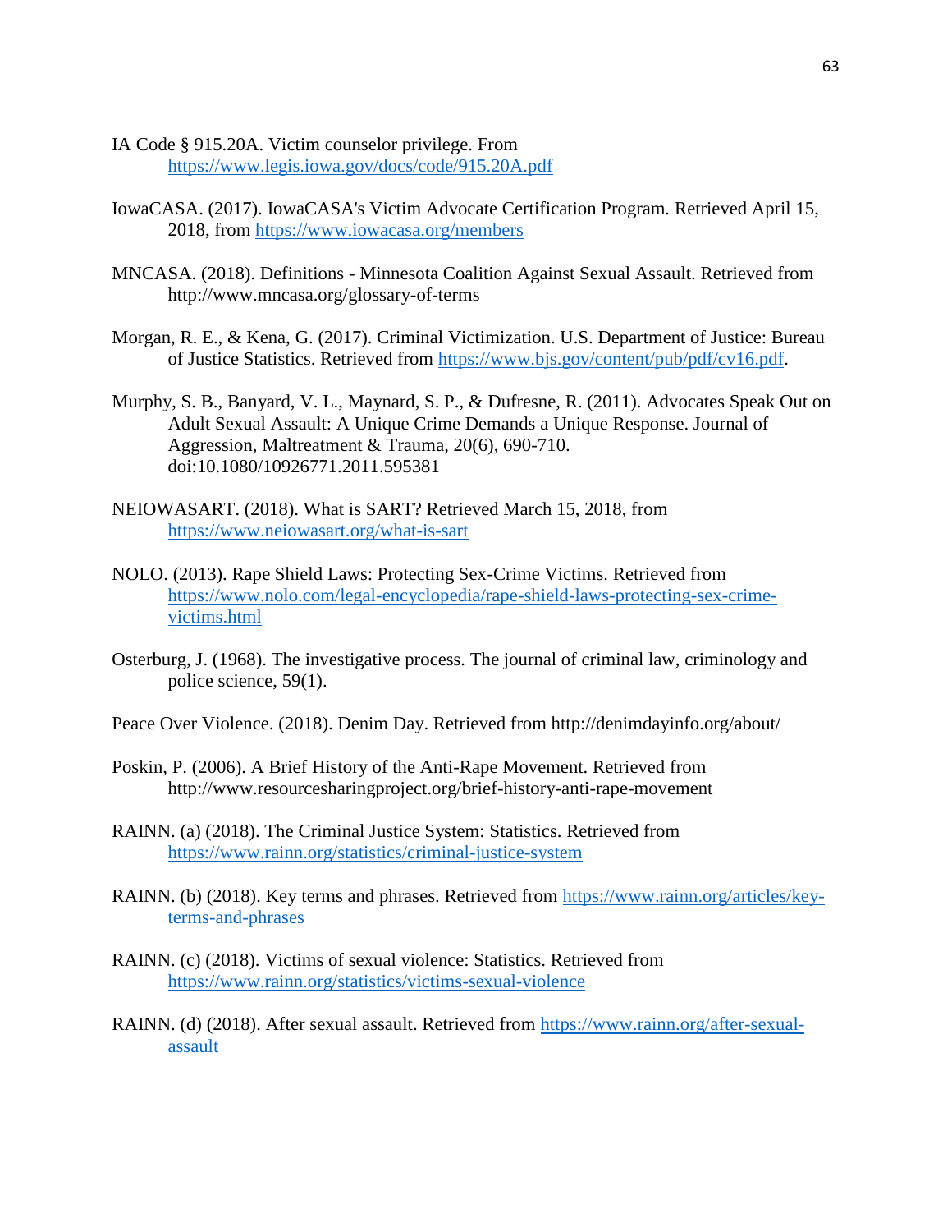IA Code § 915.20A. Victim counselor privilege. From https://www.legis.iowa.gov/docs/code/915.20A.pdf

IowaCASA. (2017). IowaCASA's Victim Advocate Certification Program. Retrieved April 15, 2018, from https://www.iowacasa.org/members

MNCASA. (2018). Definitions - Minnesota Coalition Against Sexual Assault. Retrieved from http://www.mncasa.org/glossary-of-terms

Morgan, R. E., & Kena, G. (2017). Criminal Victimization. U.S. Department of Justice: Bureau of Justice Statistics. Retrieved from https://www.bjs.gov/content/pub/pdf/cv16.pdf.

Murphy, S. B., Banyard, V. L., Maynard, S. P., & Dufresne, R. (2011). Advocates Speak Out on Adult Sexual Assault: A Unique Crime Demands a Unique Response. Journal of Aggression, Maltreatment & Trauma, 20(6), 690-710. doi:10.1080/10926771.2011.595381

NEIOWASART. (2018). What is SART? Retrieved March 15, 2018, from https://www.neiowasart.org/what-is-sart

NOLO. (2013). Rape Shield Laws: Protecting Sex-Crime Victims. Retrieved from https://www.nolo.com/legal-encyclopedia/rape-shield-laws-protecting-sex-crime-victims.html

Osterburg, J. (1968). The investigative process. The journal of criminal law, criminology and police science, 59(1).

Peace Over Violence. (2018). Denim Day. Retrieved from http://denimdayinfo.org/about/

Poskin, P. (2006). A Brief History of the Anti-Rape Movement. Retrieved from http://www.resourcesharingproject.org/brief-history-anti-rape-movement

RAINN. (a) (2018). The Criminal Justice System: Statistics. Retrieved from https://www.rainn.org/statistics/criminal-justice-system

RAINN. (b) (2018). Key terms and phrases. Retrieved from https://www.rainn.org/articles/key-terms-and-phrases

RAINN. (c) (2018). Victims of sexual violence: Statistics. Retrieved from https://www.rainn.org/statistics/victims-sexual-violence

RAINN. (d) (2018). After sexual assault. Retrieved from https://www.rainn.org/after-sexual-assault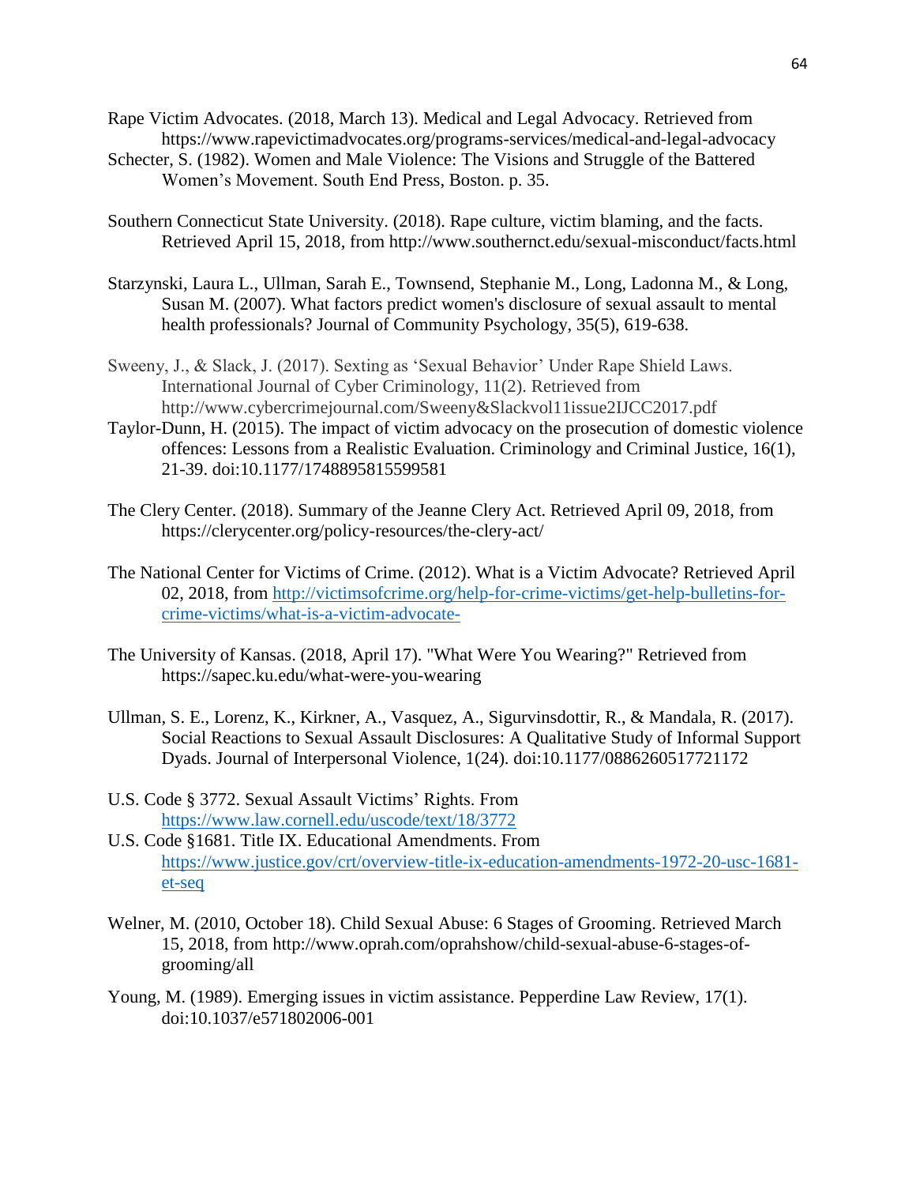Rape Victim Advocates. (2018, March 13). Medical and Legal Advocacy. Retrieved from https://www.rapevictimadvocates.org/programs-services/medical-and-legal-advocacy

Schecter, S. (1982). Women and Male Violence: The Visions and Struggle of the Battered Women's Movement. South End Press, Boston. p. 35.

Southern Connecticut State University. (2018). Rape culture, victim blaming, and the facts. Retrieved April 15, 2018, from http://www.southernct.edu/sexual-misconduct/facts.html

Starzynski, Laura L., Ullman, Sarah E., Townsend, Stephanie M., Long, Ladonna M., & Long, Susan M. (2007). What factors predict women's disclosure of sexual assault to mental health professionals? Journal of Community Psychology, 35(5), 619-638.

Sweeny, J., & Slack, J. (2017). Sexting as 'Sexual Behavior' Under Rape Shield Laws. International Journal of Cyber Criminology, 11(2). Retrieved from http://www.cybercrimejournal.com/Sweeny&Slackvol11issue2IJCC2017.pdf

Taylor-Dunn, H. (2015). The impact of victim advocacy on the prosecution of domestic violence offences: Lessons from a Realistic Evaluation. Criminology and Criminal Justice, 16(1), 21-39. doi:10.1177/1748895815599581

The Clery Center. (2018). Summary of the Jeanne Clery Act. Retrieved April 09, 2018, from https://clerycenter.org/policy-resources/the-clery-act/

The National Center for Victims of Crime. (2012). What is a Victim Advocate? Retrieved April 02, 2018, from http://victimsofcrime.org/help-for-crime-victims/get-help-bulletins-for-crime-victims/what-is-a-victim-advocate-

The University of Kansas. (2018, April 17). "What Were You Wearing?" Retrieved from https://sapec.ku.edu/what-were-you-wearing

Ullman, S. E., Lorenz, K., Kirkner, A., Vasquez, A., Sigurvinsdottir, R., & Mandala, R. (2017). Social Reactions to Sexual Assault Disclosures: A Qualitative Study of Informal Support Dyads. Journal of Interpersonal Violence, 1(24). doi:10.1177/0886260517721172

U.S. Code § 3772. Sexual Assault Victims' Rights. From https://www.law.cornell.edu/uscode/text/18/3772

U.S. Code §1681. Title IX. Educational Amendments. From https://www.justice.gov/crt/overview-title-ix-education-amendments-1972-20-usc-1681-et-seq

Welner, M. (2010, October 18). Child Sexual Abuse: 6 Stages of Grooming. Retrieved March 15, 2018, from http://www.oprah.com/oprahshow/child-sexual-abuse-6-stages-of-grooming/all

Young, M. (1989). Emerging issues in victim assistance. Pepperdine Law Review, 17(1). doi:10.1037/e571802006-001